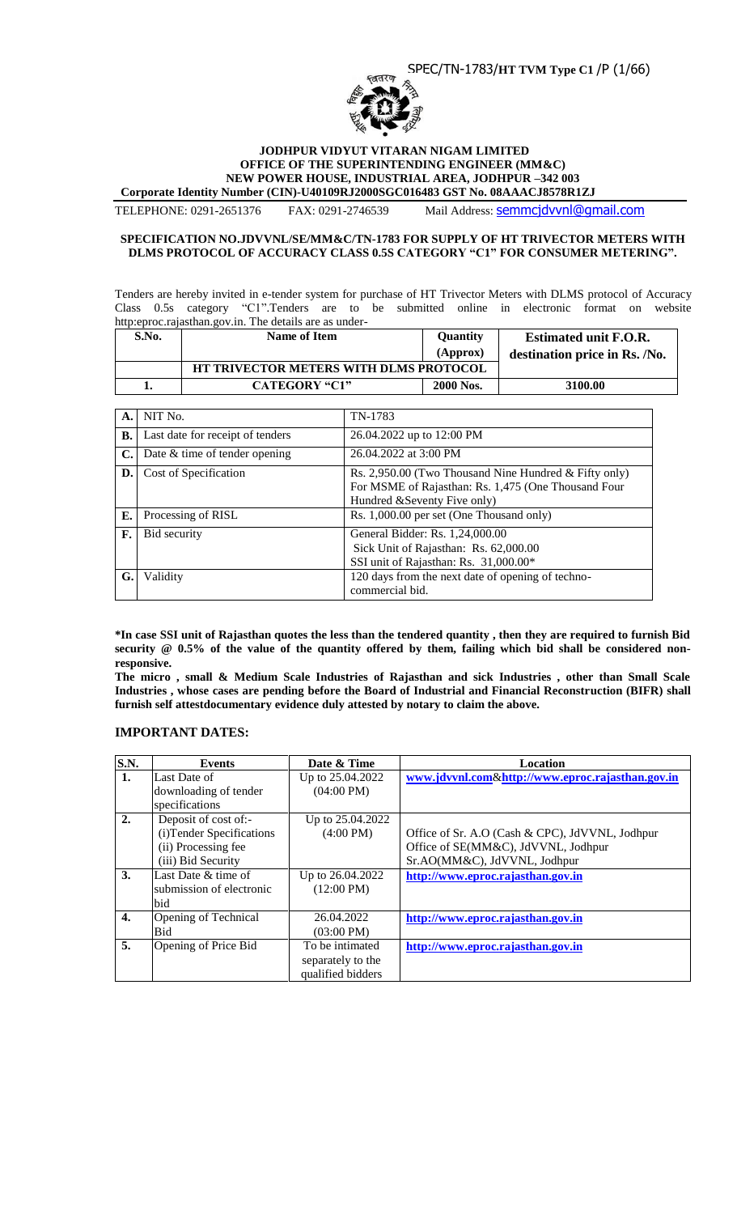**JODHPUR VIDYUT VITARAN NIGAM LIMITED**
**OFFICE OF THE SUPERINTENDING ENGINEER (MM&C)**
**NEW POWER HOUSE, INDUSTRIAL AREA, JODHPUR –342 003**
**Corporate Identity Number (CIN)-U40109RJ2000SGC016483 GST No. 08AAACJ8578R1ZJ**

TELEPHONE: 0291-2651376    FAX: 0291-2746539    Mail Address: semmcjdvvnl@gmail.com

**SPECIFICATION NO.JDVVNL/SE/MM&C/TN-1783 FOR SUPPLY OF HT TRIVECTOR METERS WITH DLMS PROTOCOL OF ACCURACY CLASS 0.5S CATEGORY "C1" FOR CONSUMER METERING".**

Tenders are hereby invited in e-tender system for purchase of HT Trivector Meters with DLMS protocol of Accuracy Class 0.5s category "C1".Tenders are to be submitted online in electronic format on website http:eproc.rajasthan.gov.in. The details are as under-

| S.No. | Name of Item | Quantity (Approx) | Estimated unit F.O.R. destination price in Rs. /No. |
|---|---|---|---|
| | **HT TRIVECTOR METERS WITH DLMS PROTOCOL** | | |
| **1.** | **CATEGORY "C1"** | **2000 Nos.** | **3100.00** |

| | | |
|---|---|---|
| **A.** | NIT No. | TN-1783 |
| **B.** | Last date for receipt of tenders | 26.04.2022 up to 12:00 PM |
| **C.** | Date & time of tender opening | 26.04.2022 at 3:00 PM |
| **D.** | Cost of Specification | Rs. 2,950.00 (Two Thousand Nine Hundred & Fifty only) For MSME of Rajasthan: Rs. 1,475 (One Thousand Four Hundred &Seventy Five only) |
| **E.** | Processing of RISL | Rs. 1,000.00 per set (One Thousand only) |
| **F.** | Bid security | General Bidder: Rs. 1,24,000.00 Sick Unit of Rajasthan: Rs. 62,000.00 SSI unit of Rajasthan: Rs. 31,000.00* |
| **G.** | Validity | 120 days from the next date of opening of techno-commercial bid. |

**\*In case SSI unit of Rajasthan quotes the less than the tendered quantity , then they are required to furnish Bid security @ 0.5% of the value of the quantity offered by them, failing which bid shall be considered non-responsive.**

**The micro , small & Medium Scale Industries of Rajasthan and sick Industries , other than Small Scale Industries , whose cases are pending before the Board of Industrial and Financial Reconstruction (BIFR) shall furnish self attestdocumentary evidence duly attested by notary to claim the above.**

## IMPORTANT DATES:

| S.N. | Events | Date & Time | Location |
|---|---|---|---|
| **1.** | Last Date of downloading of tender specifications | Up to 25.04.2022 (04:00 PM) | **www.jdvvnl.com&http://www.eproc.rajasthan.gov.in** |
| **2.** | Deposit of cost of:- (i)Tender Specifications (ii) Processing fee (iii) Bid Security | Up to 25.04.2022 (4:00 PM) | Office of Sr. A.O (Cash & CPC), JdVVNL, Jodhpur Office of SE(MM&C), JdVVNL, Jodhpur Sr.AO(MM&C), JdVVNL, Jodhpur |
| **3.** | Last Date & time of submission of electronic bid | Up to 26.04.2022 (12:00 PM) | **http://www.eproc.rajasthan.gov.in** |
| **4.** | Opening of Technical Bid | 26.04.2022 (03:00 PM) | **http://www.eproc.rajasthan.gov.in** |
| **5.** | Opening of Price Bid | To be intimated separately to the qualified bidders | **http://www.eproc.rajasthan.gov.in** |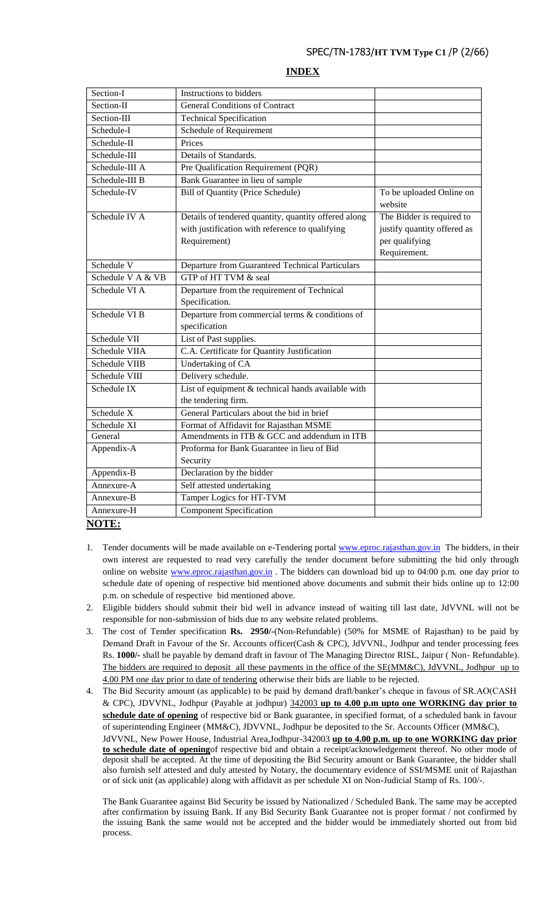## INDEX

| Section-I | Instructions to bidders | |
|---|---|---|
| Section-II | General Conditions of Contract | |
| Section-III | Technical Specification | |
| Schedule-I | Schedule of Requirement | |
| Schedule-II | Prices | |
| Schedule-III | Details of Standards. | |
| Schedule-III A | Pre Qualification Requirement (PQR) | |
| Schedule-III B | Bank Guarantee in lieu of sample | |
| Schedule-IV | Bill of Quantity (Price Schedule) | To be uploaded Online on website |
| Schedule IV A | Details of tendered quantity, quantity offered along with justification with reference to qualifying Requirement) | The Bidder is required to justify quantity offered as per qualifying Requirement. |
| Schedule V | Departure from Guaranteed Technical Particulars | |
| Schedule V A & VB | GTP of HT TVM & seal | |
| Schedule VI A | Departure from the requirement of Technical Specification. | |
| Schedule VI B | Departure from commercial terms & conditions of specification | |
| Schedule VII | List of Past supplies. | |
| Schedule VIIA | C.A. Certificate for Quantity Justification | |
| Schedule VIIB | Undertaking of CA | |
| Schedule VIII | Delivery schedule. | |
| Schedule IX | List of equipment & technical hands available with the tendering firm. | |
| Schedule X | General Particulars about the bid in brief | |
| Schedule XI | Format of Affidavit for Rajasthan MSME | |
| General | Amendments in ITB & GCC and addendum in ITB | |
| Appendix-A | Proforma for Bank Guarantee in lieu of Bid Security | |
| Appendix-B | Declaration by the bidder | |
| Annexure-A | Self attested undertaking | |
| Annexure-B | Tamper Logics for HT-TVM | |
| Annexure-H | Component Specification | |

**NOTE:**

1. Tender documents will be made available on e-Tendering portal www.eproc.rajasthan.gov.in The bidders, in their own interest are requested to read very carefully the tender document before submitting the bid only through online on website www.eproc.rajasthan.gov.in . The bidders can download bid up to 04:00 p.m. one day prior to schedule date of opening of respective bid mentioned above documents and submit their bids online up to 12:00 p.m. on schedule of respective bid mentioned above.
2. Eligible bidders should submit their bid well in advance instead of waiting till last date, JdVVNL will not be responsible for non-submission of bids due to any website related problems.
3. The cost of Tender specification **Rs. 2950/-**(Non-Refundable) (50% for MSME of Rajasthan) to be paid by Demand Draft in Favour of the Sr. Accounts officer(Cash & CPC), JdVVNL, Jodhpur and tender processing fees Rs. **1000/-** shall be payable by demand draft in favour of The Managing Director RISL, Jaipur ( Non- Refundable). The bidders are required to deposit all these payments in the office of the SE(MM&C), JdVVNL, Jodhpur up to 4.00 PM one day prior to date of tendering otherwise their bids are liable to be rejected.
4. The Bid Security amount (as applicable) to be paid by demand draft/banker's cheque in favous of SR.AO(CASH & CPC), JDVVNL, Jodhpur (Payable at jodhpur) 342003 **up to 4.00 p.m upto one WORKING day prior to schedule date of opening** of respective bid or Bank guarantee, in specified format, of a scheduled bank in favour of superintending Engineer (MM&C), JDVVNL, Jodhpur be deposited to the Sr. Accounts Officer (MM&C), JdVVNL, New Power House, Industrial Area,Jodhpur-342003 **up to 4.00 p.m. up to one WORKING day prior to schedule date of opening**of respective bid and obtain a receipt/acknowledgement thereof. No other mode of deposit shall be accepted. At the time of depositing the Bid Security amount or Bank Guarantee, the bidder shall also furnish self attested and duly attested by Notary, the documentary evidence of SSI/MSME unit of Rajasthan or of sick unit (as applicable) along with affidavit as per schedule XI on Non-Judicial Stamp of Rs. 100/-.

   The Bank Guarantee against Bid Security be issued by Nationalized / Scheduled Bank. The same may be accepted after confirmation by issuing Bank. If any Bid Security Bank Guarantee not is proper format / not confirmed by the issuing Bank the same would not be accepted and the bidder would be immediately shorted out from bid process.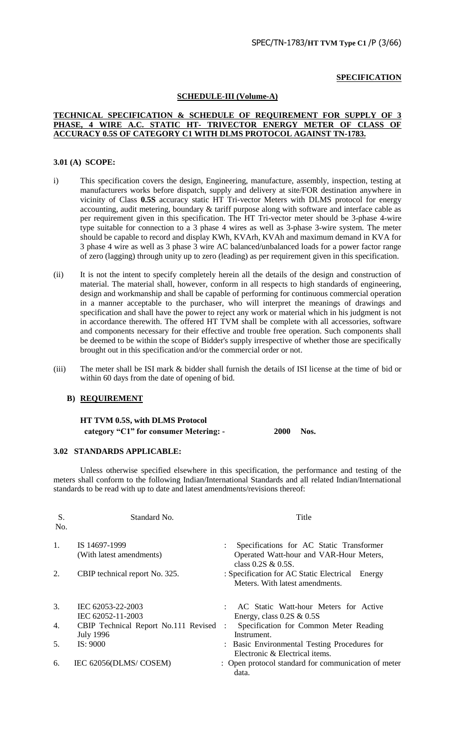**SPECIFICATION**

**SCHEDULE-III (Volume-A)**

**TECHNICAL SPECIFICATION & SCHEDULE OF REQUIREMENT FOR SUPPLY OF 3 PHASE, 4 WIRE A.C. STATIC HT- TRIVECTOR ENERGY METER OF CLASS OF ACCURACY 0.5S OF CATEGORY C1 WITH DLMS PROTOCOL AGAINST TN-1783.**

**3.01 (A) SCOPE:**

i) This specification covers the design, Engineering, manufacture, assembly, inspection, testing at manufacturers works before dispatch, supply and delivery at site/FOR destination anywhere in vicinity of Class **0.5S** accuracy static HT Tri-vector Meters with DLMS protocol for energy accounting, audit metering, boundary & tariff purpose along with software and interface cable as per requirement given in this specification. The HT Tri-vector meter should be 3-phase 4-wire type suitable for connection to a 3 phase 4 wires as well as 3-phase 3-wire system. The meter should be capable to record and display KWh, KVArh, KVAh and maximum demand in KVA for 3 phase 4 wire as well as 3 phase 3 wire AC balanced/unbalanced loads for a power factor range of zero (lagging) through unity up to zero (leading) as per requirement given in this specification.

(ii) It is not the intent to specify completely herein all the details of the design and construction of material. The material shall, however, conform in all respects to high standards of engineering, design and workmanship and shall be capable of performing for continuous commercial operation in a manner acceptable to the purchaser, who will interpret the meanings of drawings and specification and shall have the power to reject any work or material which in his judgment is not in accordance therewith. The offered HT TVM shall be complete with all accessories, software and components necessary for their effective and trouble free operation. Such components shall be deemed to be within the scope of Bidder's supply irrespective of whether those are specifically brought out in this specification and/or the commercial order or not.

(iii) The meter shall be ISI mark & bidder shall furnish the details of ISI license at the time of bid or within 60 days from the date of opening of bid.

**B) REQUIREMENT**

**HT TVM 0.5S, with DLMS Protocol category "C1" for consumer Metering: - 2000 Nos.**

**3.02 STANDARDS APPLICABLE:**

Unless otherwise specified elsewhere in this specification, the performance and testing of the meters shall conform to the following Indian/International Standards and all related Indian/International standards to be read with up to date and latest amendments/revisions thereof:

| S. No. | Standard No. | Title |
|---|---|---|
| 1. | IS 14697-1999 (With latest amendments) | Specifications for AC Static Transformer Operated Watt-hour and VAR-Hour Meters, class 0.2S & 0.5S. |
| 2. | CBIP technical report No. 325. | Specification for AC Static Electrical Energy Meters. With latest amendments. |
| 3. | IEC 62053-22-2003 IEC 62052-11-2003 | AC Static Watt-hour Meters for Active Energy, class 0.2S & 0.5S |
| 4. | CBIP Technical Report No.111 Revised July 1996 | Specification for Common Meter Reading Instrument. |
| 5. | IS: 9000 | Basic Environmental Testing Procedures for Electronic & Electrical items. |
| 6. | IEC 62056(DLMS/ COSEM) | Open protocol standard for communication of meter data. |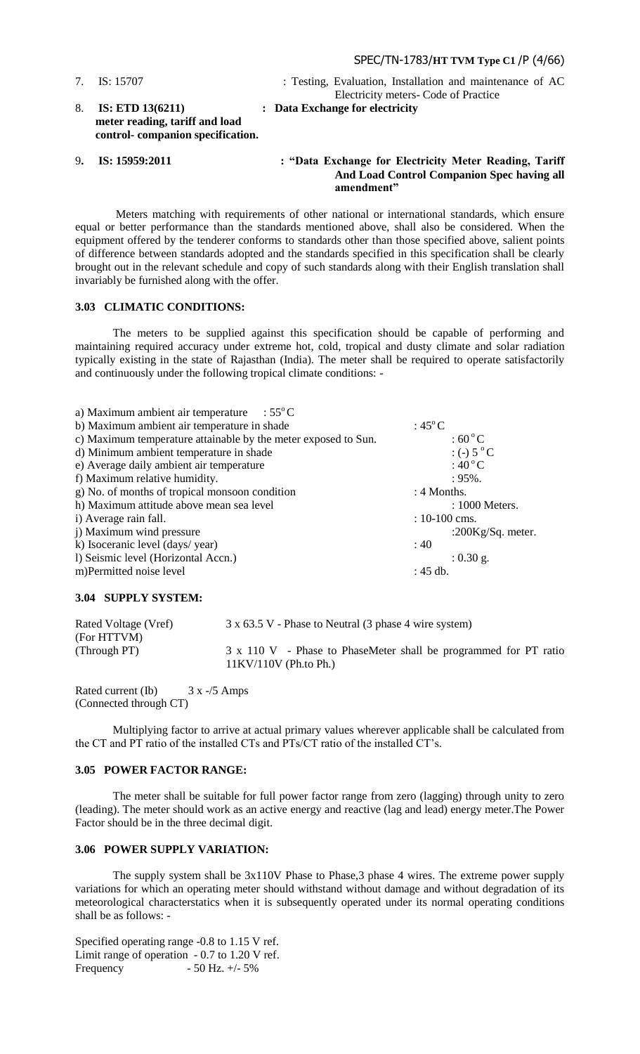7. IS: 15707 : Testing, Evaluation, Installation and maintenance of AC Electricity meters- Code of Practice

8. **IS: ETD 13(6211) meter reading, tariff and load control- companion specification.** : **Data Exchange for electricity**

9**. IS: 15959:2011** : **"Data Exchange for Electricity Meter Reading, Tariff And Load Control Companion Spec having all amendment"**

Meters matching with requirements of other national or international standards, which ensure equal or better performance than the standards mentioned above, shall also be considered. When the equipment offered by the tenderer conforms to standards other than those specified above, salient points of difference between standards adopted and the standards specified in this specification shall be clearly brought out in the relevant schedule and copy of such standards along with their English translation shall invariably be furnished along with the offer.

### 3.03 CLIMATIC CONDITIONS:

The meters to be supplied against this specification should be capable of performing and maintaining required accuracy under extreme hot, cold, tropical and dusty climate and solar radiation typically existing in the state of Rajasthan (India). The meter shall be required to operate satisfactorily and continuously under the following tropical climate conditions: -

| | |
|---|---|
| a) Maximum ambient air temperature | : 55°C |
| b) Maximum ambient air temperature in shade | : 45°C |
| c) Maximum temperature attainable by the meter exposed to Sun. | : 60°C |
| d) Minimum ambient temperature in shade | : (-) 5°C |
| e) Average daily ambient air temperature | : 40°C |
| f) Maximum relative humidity. | : 95%. |
| g) No. of months of tropical monsoon condition | : 4 Months. |
| h) Maximum attitude above mean sea level | : 1000 Meters. |
| i) Average rain fall. | : 10-100 cms. |
| j) Maximum wind pressure | :200Kg/Sq. meter. |
| k) Isoceranic level (days/ year) | : 40 |
| l) Seismic level (Horizontal Accn.) | : 0.30 g. |
| m)Permitted noise level | : 45 db. |

### 3.04 SUPPLY SYSTEM:

| | |
|---|---|
| Rated Voltage (Vref) (For HTTVM) | 3 x 63.5 V - Phase to Neutral (3 phase 4 wire system) |
| (Through PT) | 3 x 110 V - Phase to PhaseMeter shall be programmed for PT ratio 11KV/110V (Ph.to Ph.) |

Rated current (Ib) 3 x -/5 Amps (Connected through CT)

Multiplying factor to arrive at actual primary values wherever applicable shall be calculated from the CT and PT ratio of the installed CTs and PTs/CT ratio of the installed CT's.

### 3.05 POWER FACTOR RANGE:

The meter shall be suitable for full power factor range from zero (lagging) through unity to zero (leading). The meter should work as an active energy and reactive (lag and lead) energy meter.The Power Factor should be in the three decimal digit.

### 3.06 POWER SUPPLY VARIATION:

The supply system shall be 3x110V Phase to Phase,3 phase 4 wires. The extreme power supply variations for which an operating meter should withstand without damage and without degradation of its meteorological characterstatics when it is subsequently operated under its normal operating conditions shall be as follows: -

Specified operating range -0.8 to 1.15 V ref.
Limit range of operation - 0.7 to 1.20 V ref.
Frequency - 50 Hz. +/- 5%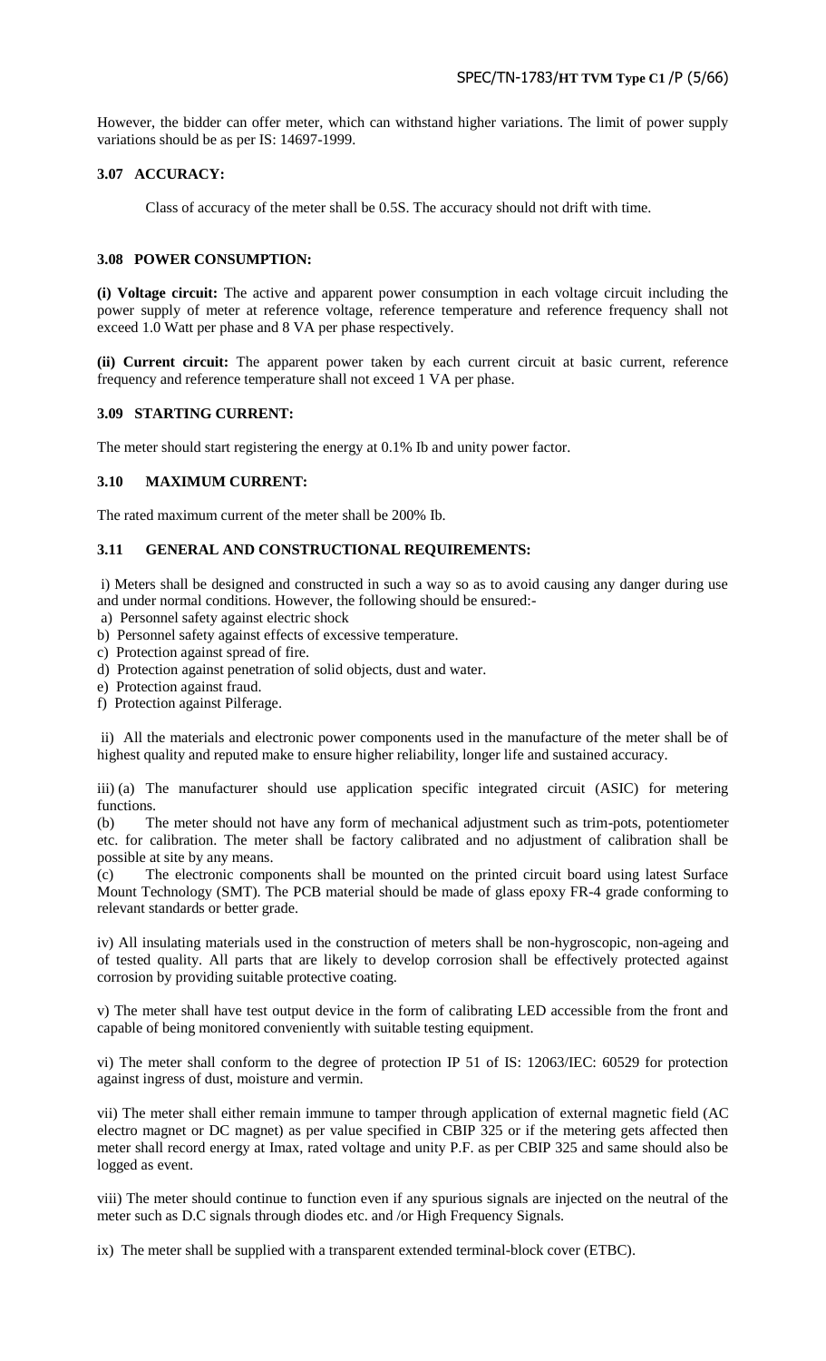However, the bidder can offer meter, which can withstand higher variations. The limit of power supply variations should be as per IS: 14697-1999.

### 3.07 ACCURACY:

Class of accuracy of the meter shall be 0.5S. The accuracy should not drift with time.

### 3.08 POWER CONSUMPTION:

**(i) Voltage circuit:** The active and apparent power consumption in each voltage circuit including the power supply of meter at reference voltage, reference temperature and reference frequency shall not exceed 1.0 Watt per phase and 8 VA per phase respectively.

**(ii) Current circuit:** The apparent power taken by each current circuit at basic current, reference frequency and reference temperature shall not exceed 1 VA per phase.

### 3.09 STARTING CURRENT:

The meter should start registering the energy at 0.1% Ib and unity power factor.

### 3.10 MAXIMUM CURRENT:

The rated maximum current of the meter shall be 200% Ib.

### 3.11 GENERAL AND CONSTRUCTIONAL REQUIREMENTS:

i) Meters shall be designed and constructed in such a way so as to avoid causing any danger during use and under normal conditions. However, the following should be ensured:-

a) Personnel safety against electric shock
b) Personnel safety against effects of excessive temperature.
c) Protection against spread of fire.
d) Protection against penetration of solid objects, dust and water.
e) Protection against fraud.
f) Protection against Pilferage.

ii) All the materials and electronic power components used in the manufacture of the meter shall be of highest quality and reputed make to ensure higher reliability, longer life and sustained accuracy.

iii) (a) The manufacturer should use application specific integrated circuit (ASIC) for metering functions.

(b) The meter should not have any form of mechanical adjustment such as trim-pots, potentiometer etc. for calibration. The meter shall be factory calibrated and no adjustment of calibration shall be possible at site by any means.

(c) The electronic components shall be mounted on the printed circuit board using latest Surface Mount Technology (SMT). The PCB material should be made of glass epoxy FR-4 grade conforming to relevant standards or better grade.

iv) All insulating materials used in the construction of meters shall be non-hygroscopic, non-ageing and of tested quality. All parts that are likely to develop corrosion shall be effectively protected against corrosion by providing suitable protective coating.

v) The meter shall have test output device in the form of calibrating LED accessible from the front and capable of being monitored conveniently with suitable testing equipment.

vi) The meter shall conform to the degree of protection IP 51 of IS: 12063/IEC: 60529 for protection against ingress of dust, moisture and vermin.

vii) The meter shall either remain immune to tamper through application of external magnetic field (AC electro magnet or DC magnet) as per value specified in CBIP 325 or if the metering gets affected then meter shall record energy at Imax, rated voltage and unity P.F. as per CBIP 325 and same should also be logged as event.

viii) The meter should continue to function even if any spurious signals are injected on the neutral of the meter such as D.C signals through diodes etc. and /or High Frequency Signals.

ix) The meter shall be supplied with a transparent extended terminal-block cover (ETBC).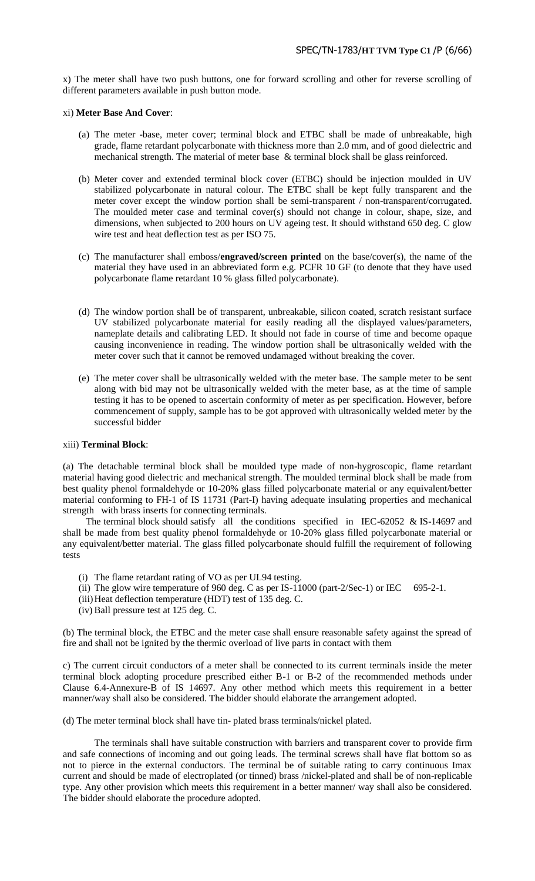x) The meter shall have two push buttons, one for forward scrolling and other for reverse scrolling of different parameters available in push button mode.

xi) **Meter Base And Cover**:

(a) The meter -base, meter cover; terminal block and ETBC shall be made of unbreakable, high grade, flame retardant polycarbonate with thickness more than 2.0 mm, and of good dielectric and mechanical strength. The material of meter base & terminal block shall be glass reinforced.

(b) Meter cover and extended terminal block cover (ETBC) should be injection moulded in UV stabilized polycarbonate in natural colour. The ETBC shall be kept fully transparent and the meter cover except the window portion shall be semi-transparent / non-transparent/corrugated. The moulded meter case and terminal cover(s) should not change in colour, shape, size, and dimensions, when subjected to 200 hours on UV ageing test. It should withstand 650 deg. C glow wire test and heat deflection test as per ISO 75.

(c) The manufacturer shall emboss/**engraved/screen printed** on the base/cover(s), the name of the material they have used in an abbreviated form e.g. PCFR 10 GF (to denote that they have used polycarbonate flame retardant 10 % glass filled polycarbonate).

(d) The window portion shall be of transparent, unbreakable, silicon coated, scratch resistant surface UV stabilized polycarbonate material for easily reading all the displayed values/parameters, nameplate details and calibrating LED. It should not fade in course of time and become opaque causing inconvenience in reading. The window portion shall be ultrasonically welded with the meter cover such that it cannot be removed undamaged without breaking the cover.

(e) The meter cover shall be ultrasonically welded with the meter base. The sample meter to be sent along with bid may not be ultrasonically welded with the meter base, as at the time of sample testing it has to be opened to ascertain conformity of meter as per specification. However, before commencement of supply, sample has to be got approved with ultrasonically welded meter by the successful bidder

xiii) **Terminal Block**:

(a) The detachable terminal block shall be moulded type made of non-hygroscopic, flame retardant material having good dielectric and mechanical strength. The moulded terminal block shall be made from best quality phenol formaldehyde or 10-20% glass filled polycarbonate material or any equivalent/better material conforming to FH-1 of IS 11731 (Part-I) having adequate insulating properties and mechanical strength with brass inserts for connecting terminals.

The terminal block should satisfy all the conditions specified in IEC-62052 & IS-14697 and shall be made from best quality phenol formaldehyde or 10-20% glass filled polycarbonate material or any equivalent/better material. The glass filled polycarbonate should fulfill the requirement of following tests

(i) The flame retardant rating of VO as per UL94 testing.
(ii) The glow wire temperature of 960 deg. C as per IS-11000 (part-2/Sec-1) or IEC 695-2-1.
(iii) Heat deflection temperature (HDT) test of 135 deg. C.
(iv) Ball pressure test at 125 deg. C.

(b) The terminal block, the ETBC and the meter case shall ensure reasonable safety against the spread of fire and shall not be ignited by the thermic overload of live parts in contact with them

c) The current circuit conductors of a meter shall be connected to its current terminals inside the meter terminal block adopting procedure prescribed either B-1 or B-2 of the recommended methods under Clause 6.4-Annexure-B of IS 14697. Any other method which meets this requirement in a better manner/way shall also be considered. The bidder should elaborate the arrangement adopted.

(d) The meter terminal block shall have tin- plated brass terminals/nickel plated.

The terminals shall have suitable construction with barriers and transparent cover to provide firm and safe connections of incoming and out going leads. The terminal screws shall have flat bottom so as not to pierce in the external conductors. The terminal be of suitable rating to carry continuous Imax current and should be made of electroplated (or tinned) brass /nickel-plated and shall be of non-replicable type. Any other provision which meets this requirement in a better manner/ way shall also be considered. The bidder should elaborate the procedure adopted.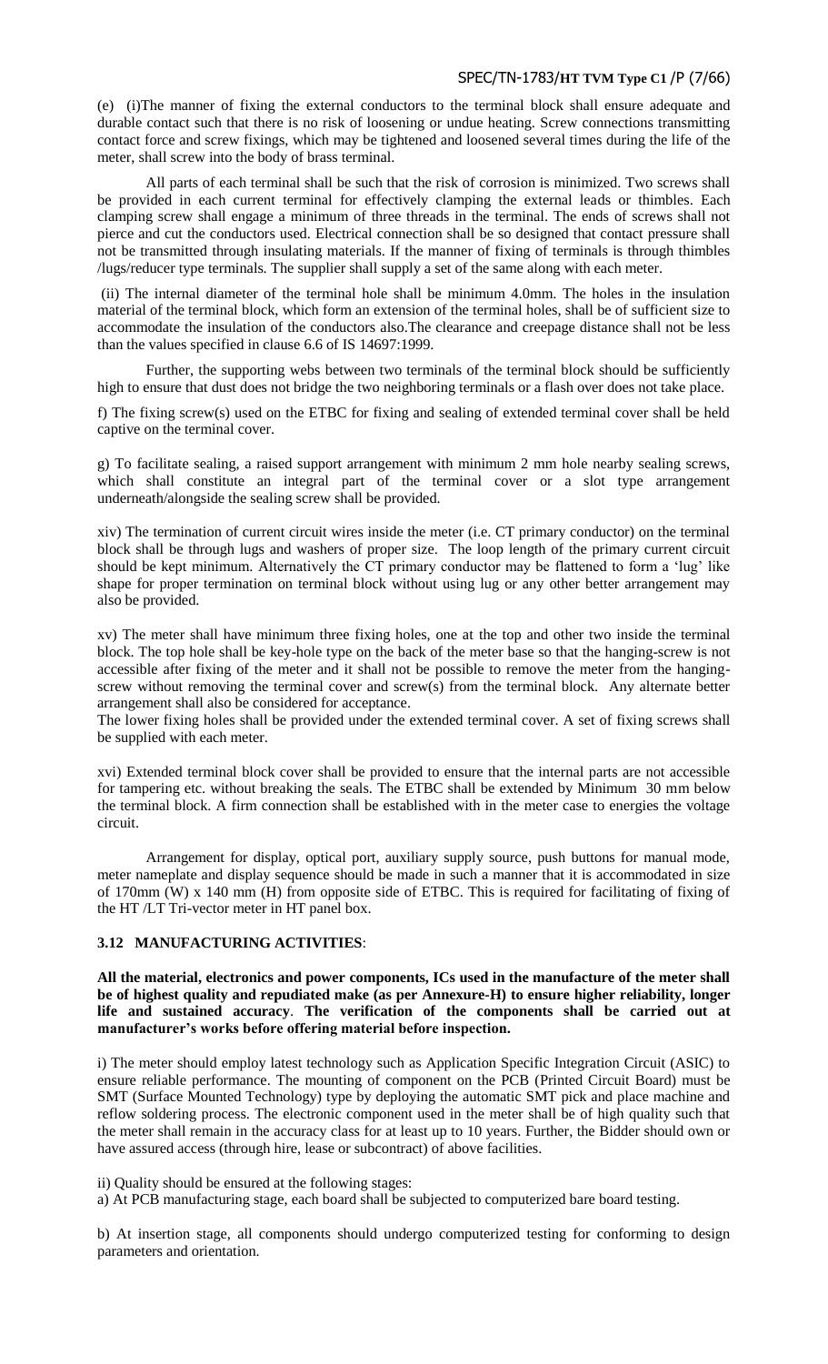(e) (i)The manner of fixing the external conductors to the terminal block shall ensure adequate and durable contact such that there is no risk of loosening or undue heating. Screw connections transmitting contact force and screw fixings, which may be tightened and loosened several times during the life of the meter, shall screw into the body of brass terminal.

All parts of each terminal shall be such that the risk of corrosion is minimized. Two screws shall be provided in each current terminal for effectively clamping the external leads or thimbles. Each clamping screw shall engage a minimum of three threads in the terminal. The ends of screws shall not pierce and cut the conductors used. Electrical connection shall be so designed that contact pressure shall not be transmitted through insulating materials. If the manner of fixing of terminals is through thimbles /lugs/reducer type terminals. The supplier shall supply a set of the same along with each meter.

(ii) The internal diameter of the terminal hole shall be minimum 4.0mm. The holes in the insulation material of the terminal block, which form an extension of the terminal holes, shall be of sufficient size to accommodate the insulation of the conductors also.The clearance and creepage distance shall not be less than the values specified in clause 6.6 of IS 14697:1999.

Further, the supporting webs between two terminals of the terminal block should be sufficiently high to ensure that dust does not bridge the two neighboring terminals or a flash over does not take place.

f) The fixing screw(s) used on the ETBC for fixing and sealing of extended terminal cover shall be held captive on the terminal cover.

g) To facilitate sealing, a raised support arrangement with minimum 2 mm hole nearby sealing screws, which shall constitute an integral part of the terminal cover or a slot type arrangement underneath/alongside the sealing screw shall be provided.

xiv) The termination of current circuit wires inside the meter (i.e. CT primary conductor) on the terminal block shall be through lugs and washers of proper size. The loop length of the primary current circuit should be kept minimum. Alternatively the CT primary conductor may be flattened to form a 'lug' like shape for proper termination on terminal block without using lug or any other better arrangement may also be provided.

xv) The meter shall have minimum three fixing holes, one at the top and other two inside the terminal block. The top hole shall be key-hole type on the back of the meter base so that the hanging-screw is not accessible after fixing of the meter and it shall not be possible to remove the meter from the hanging-screw without removing the terminal cover and screw(s) from the terminal block. Any alternate better arrangement shall also be considered for acceptance.
The lower fixing holes shall be provided under the extended terminal cover. A set of fixing screws shall be supplied with each meter.

xvi) Extended terminal block cover shall be provided to ensure that the internal parts are not accessible for tampering etc. without breaking the seals. The ETBC shall be extended by Minimum 30 mm below the terminal block. A firm connection shall be established with in the meter case to energies the voltage circuit.

Arrangement for display, optical port, auxiliary supply source, push buttons for manual mode, meter nameplate and display sequence should be made in such a manner that it is accommodated in size of 170mm (W) x 140 mm (H) from opposite side of ETBC. This is required for facilitating of fixing of the HT /LT Tri-vector meter in HT panel box.

### 3.12 MANUFACTURING ACTIVITIES:

**All the material, electronics and power components, ICs used in the manufacture of the meter shall be of highest quality and repudiated make (as per Annexure-H) to ensure higher reliability, longer life and sustained accuracy. The verification of the components shall be carried out at manufacturer's works before offering material before inspection.**

i) The meter should employ latest technology such as Application Specific Integration Circuit (ASIC) to ensure reliable performance. The mounting of component on the PCB (Printed Circuit Board) must be SMT (Surface Mounted Technology) type by deploying the automatic SMT pick and place machine and reflow soldering process. The electronic component used in the meter shall be of high quality such that the meter shall remain in the accuracy class for at least up to 10 years. Further, the Bidder should own or have assured access (through hire, lease or subcontract) of above facilities.

ii) Quality should be ensured at the following stages:
a) At PCB manufacturing stage, each board shall be subjected to computerized bare board testing.

b) At insertion stage, all components should undergo computerized testing for conforming to design parameters and orientation.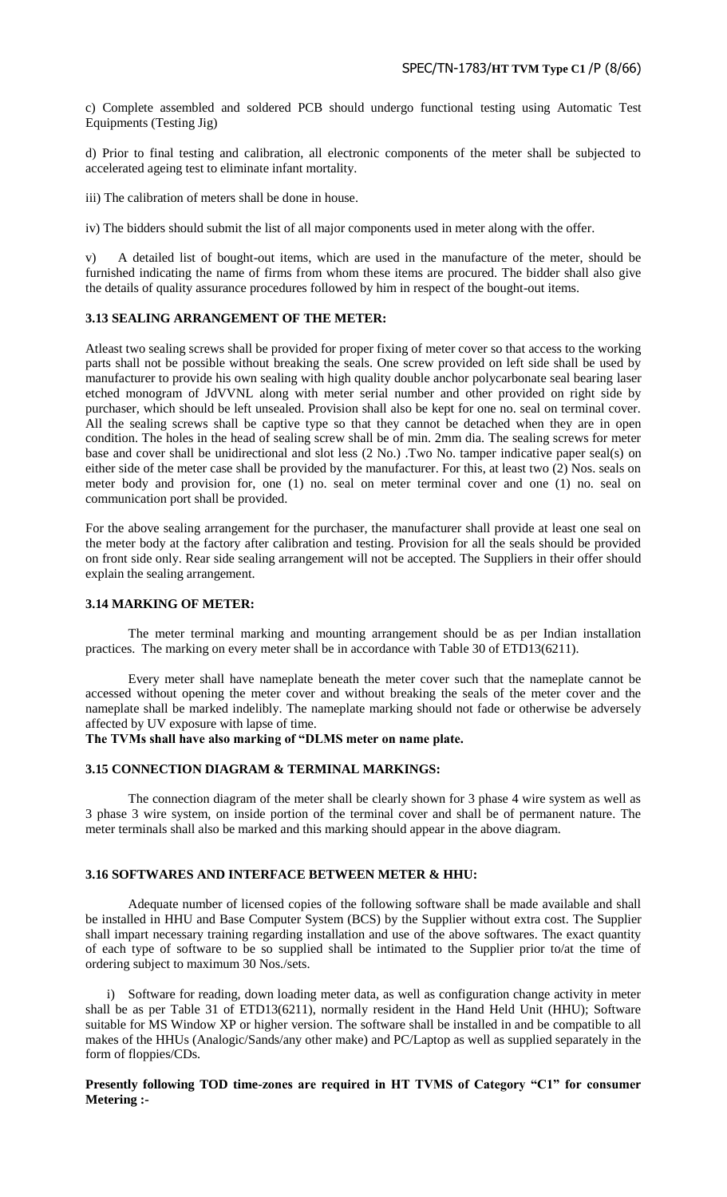c) Complete assembled and soldered PCB should undergo functional testing using Automatic Test Equipments (Testing Jig)

d) Prior to final testing and calibration, all electronic components of the meter shall be subjected to accelerated ageing test to eliminate infant mortality.

iii) The calibration of meters shall be done in house.

iv) The bidders should submit the list of all major components used in meter along with the offer.

v) A detailed list of bought-out items, which are used in the manufacture of the meter, should be furnished indicating the name of firms from whom these items are procured. The bidder shall also give the details of quality assurance procedures followed by him in respect of the bought-out items.

### 3.13 SEALING ARRANGEMENT OF THE METER:

Atleast two sealing screws shall be provided for proper fixing of meter cover so that access to the working parts shall not be possible without breaking the seals. One screw provided on left side shall be used by manufacturer to provide his own sealing with high quality double anchor polycarbonate seal bearing laser etched monogram of JdVVNL along with meter serial number and other provided on right side by purchaser, which should be left unsealed. Provision shall also be kept for one no. seal on terminal cover. All the sealing screws shall be captive type so that they cannot be detached when they are in open condition. The holes in the head of sealing screw shall be of min. 2mm dia. The sealing screws for meter base and cover shall be unidirectional and slot less (2 No.) .Two No. tamper indicative paper seal(s) on either side of the meter case shall be provided by the manufacturer. For this, at least two (2) Nos. seals on meter body and provision for, one (1) no. seal on meter terminal cover and one (1) no. seal on communication port shall be provided.

For the above sealing arrangement for the purchaser, the manufacturer shall provide at least one seal on the meter body at the factory after calibration and testing. Provision for all the seals should be provided on front side only. Rear side sealing arrangement will not be accepted. The Suppliers in their offer should explain the sealing arrangement.

### 3.14 MARKING OF METER:

The meter terminal marking and mounting arrangement should be as per Indian installation practices. The marking on every meter shall be in accordance with Table 30 of ETD13(6211).

Every meter shall have nameplate beneath the meter cover such that the nameplate cannot be accessed without opening the meter cover and without breaking the seals of the meter cover and the nameplate shall be marked indelibly. The nameplate marking should not fade or otherwise be adversely affected by UV exposure with lapse of time.

**The TVMs shall have also marking of "DLMS meter on name plate.**

### 3.15 CONNECTION DIAGRAM & TERMINAL MARKINGS:

The connection diagram of the meter shall be clearly shown for 3 phase 4 wire system as well as 3 phase 3 wire system, on inside portion of the terminal cover and shall be of permanent nature. The meter terminals shall also be marked and this marking should appear in the above diagram.

### 3.16 SOFTWARES AND INTERFACE BETWEEN METER & HHU:

Adequate number of licensed copies of the following software shall be made available and shall be installed in HHU and Base Computer System (BCS) by the Supplier without extra cost. The Supplier shall impart necessary training regarding installation and use of the above softwares. The exact quantity of each type of software to be so supplied shall be intimated to the Supplier prior to/at the time of ordering subject to maximum 30 Nos./sets.

i) Software for reading, down loading meter data, as well as configuration change activity in meter shall be as per Table 31 of ETD13(6211), normally resident in the Hand Held Unit (HHU); Software suitable for MS Window XP or higher version. The software shall be installed in and be compatible to all makes of the HHUs (Analogic/Sands/any other make) and PC/Laptop as well as supplied separately in the form of floppies/CDs.

**Presently following TOD time-zones are required in HT TVMS of Category "C1" for consumer Metering :-**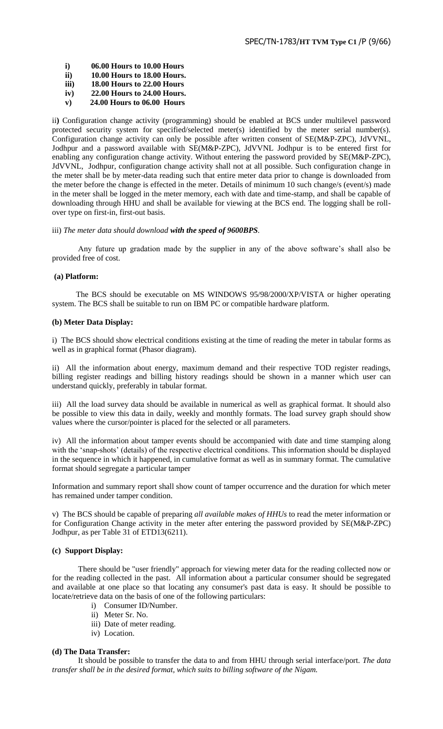- **i) 06.00 Hours to 10.00 Hours**
- **ii) 10.00 Hours to 18.00 Hours.**
- **iii) 18.00 Hours to 22.00 Hours**
- **iv) 22.00 Hours to 24.00 Hours.**
- **v) 24.00 Hours to 06.00 Hours**

ii**)** Configuration change activity (programming) should be enabled at BCS under multilevel password protected security system for specified/selected meter(s) identified by the meter serial number(s). Configuration change activity can only be possible after written consent of SE(M&P-ZPC), JdVVNL, Jodhpur and a password available with SE(M&P-ZPC), JdVVNL Jodhpur is to be entered first for enabling any configuration change activity. Without entering the password provided by SE(M&P-ZPC), JdVVNL, Jodhpur, configuration change activity shall not at all possible. Such configuration change in the meter shall be by meter-data reading such that entire meter data prior to change is downloaded from the meter before the change is effected in the meter. Details of minimum 10 such change/s (event/s) made in the meter shall be logged in the meter memory, each with date and time-stamp, and shall be capable of downloading through HHU and shall be available for viewing at the BCS end. The logging shall be roll-over type on first-in, first-out basis.

iii) *The meter data should download **with the speed of 9600BPS**.*

Any future up gradation made by the supplier in any of the above software's shall also be provided free of cost.

**(a) Platform:**

The BCS should be executable on MS WINDOWS 95/98/2000/XP/VISTA or higher operating system. The BCS shall be suitable to run on IBM PC or compatible hardware platform.

**(b) Meter Data Display:**

i) The BCS should show electrical conditions existing at the time of reading the meter in tabular forms as well as in graphical format (Phasor diagram).

ii) All the information about energy, maximum demand and their respective TOD register readings, billing register readings and billing history readings should be shown in a manner which user can understand quickly, preferably in tabular format.

iii) All the load survey data should be available in numerical as well as graphical format. It should also be possible to view this data in daily, weekly and monthly formats. The load survey graph should show values where the cursor/pointer is placed for the selected or all parameters.

iv) All the information about tamper events should be accompanied with date and time stamping along with the 'snap-shots' (details) of the respective electrical conditions. This information should be displayed in the sequence in which it happened, in cumulative format as well as in summary format. The cumulative format should segregate a particular tamper

Information and summary report shall show count of tamper occurrence and the duration for which meter has remained under tamper condition.

v) The BCS should be capable of preparing *all available makes of HHUs* to read the meter information or for Configuration Change activity in the meter after entering the password provided by SE(M&P-ZPC) Jodhpur, as per Table 31 of ETD13(6211).

**(c) Support Display:**

There should be "user friendly" approach for viewing meter data for the reading collected now or for the reading collected in the past. All information about a particular consumer should be segregated and available at one place so that locating any consumer's past data is easy. It should be possible to locate/retrieve data on the basis of one of the following particulars:

- i) Consumer ID/Number.
- ii) Meter Sr. No.
- iii) Date of meter reading.
- iv) Location.

**(d) The Data Transfer:**

It should be possible to transfer the data to and from HHU through serial interface/port. *The data transfer shall be in the desired format, which suits to billing software of the Nigam.*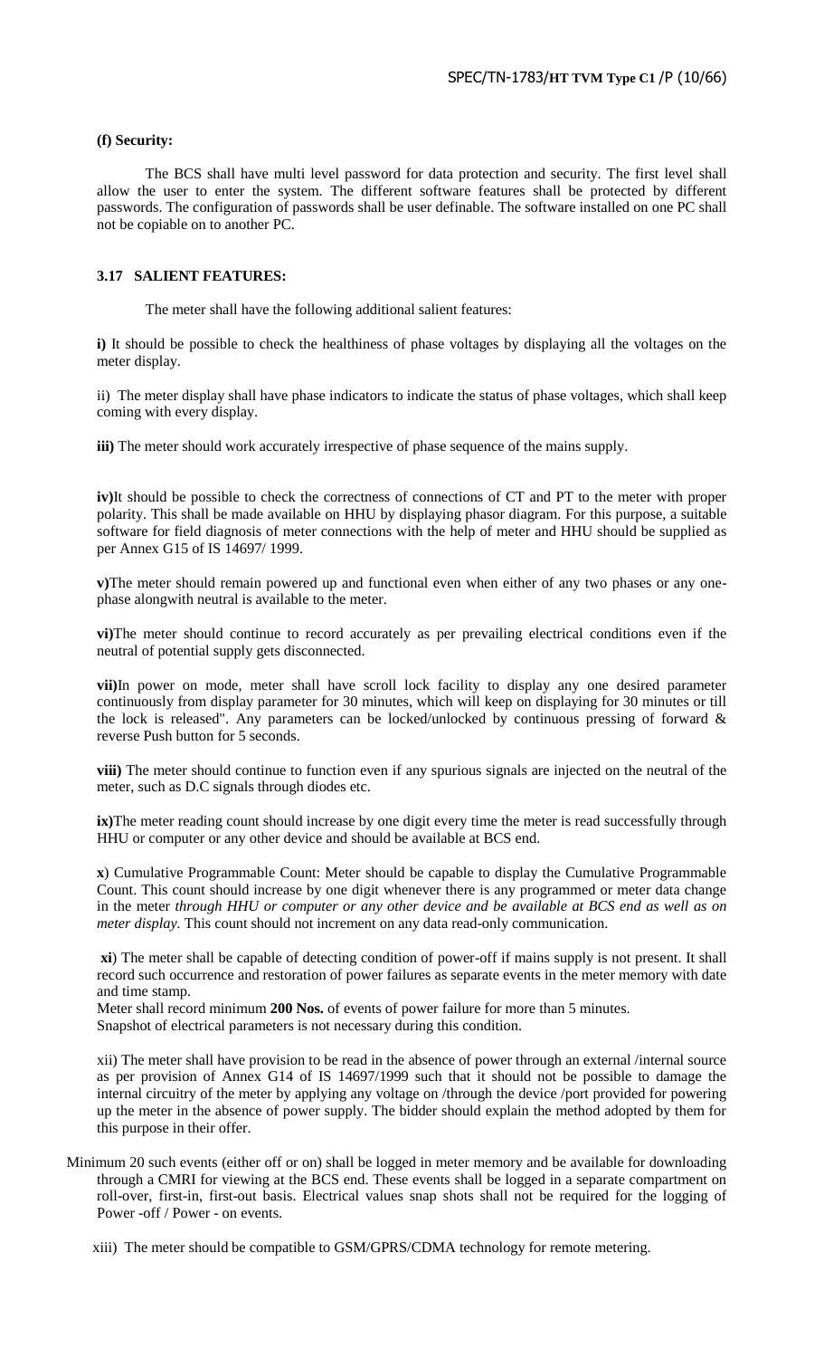**(f) Security:**

The BCS shall have multi level password for data protection and security. The first level shall allow the user to enter the system. The different software features shall be protected by different passwords. The configuration of passwords shall be user definable. The software installed on one PC shall not be copiable on to another PC.

### 3.17 SALIENT FEATURES:

The meter shall have the following additional salient features:

**i)** It should be possible to check the healthiness of phase voltages by displaying all the voltages on the meter display.

ii) The meter display shall have phase indicators to indicate the status of phase voltages, which shall keep coming with every display.

**iii)** The meter should work accurately irrespective of phase sequence of the mains supply.

**iv)**It should be possible to check the correctness of connections of CT and PT to the meter with proper polarity. This shall be made available on HHU by displaying phasor diagram. For this purpose, a suitable software for field diagnosis of meter connections with the help of meter and HHU should be supplied as per Annex G15 of IS 14697/ 1999.

**v)**The meter should remain powered up and functional even when either of any two phases or any one-phase alongwith neutral is available to the meter.

**vi)**The meter should continue to record accurately as per prevailing electrical conditions even if the neutral of potential supply gets disconnected.

**vii)**In power on mode, meter shall have scroll lock facility to display any one desired parameter continuously from display parameter for 30 minutes, which will keep on displaying for 30 minutes or till the lock is released". Any parameters can be locked/unlocked by continuous pressing of forward & reverse Push button for 5 seconds.

**viii)** The meter should continue to function even if any spurious signals are injected on the neutral of the meter, such as D.C signals through diodes etc.

**ix)**The meter reading count should increase by one digit every time the meter is read successfully through HHU or computer or any other device and should be available at BCS end.

**x**) Cumulative Programmable Count: Meter should be capable to display the Cumulative Programmable Count. This count should increase by one digit whenever there is any programmed or meter data change in the meter *through HHU or computer or any other device and be available at BCS end as well as on meter display.* This count should not increment on any data read-only communication.

**xi**) The meter shall be capable of detecting condition of power-off if mains supply is not present. It shall record such occurrence and restoration of power failures as separate events in the meter memory with date and time stamp.
Meter shall record minimum **200 Nos.** of events of power failure for more than 5 minutes.
Snapshot of electrical parameters is not necessary during this condition.

xii) The meter shall have provision to be read in the absence of power through an external /internal source as per provision of Annex G14 of IS 14697/1999 such that it should not be possible to damage the internal circuitry of the meter by applying any voltage on /through the device /port provided for powering up the meter in the absence of power supply. The bidder should explain the method adopted by them for this purpose in their offer.

Minimum 20 such events (either off or on) shall be logged in meter memory and be available for downloading through a CMRI for viewing at the BCS end. These events shall be logged in a separate compartment on roll-over, first-in, first-out basis. Electrical values snap shots shall not be required for the logging of Power -off / Power - on events.

xiii) The meter should be compatible to GSM/GPRS/CDMA technology for remote metering.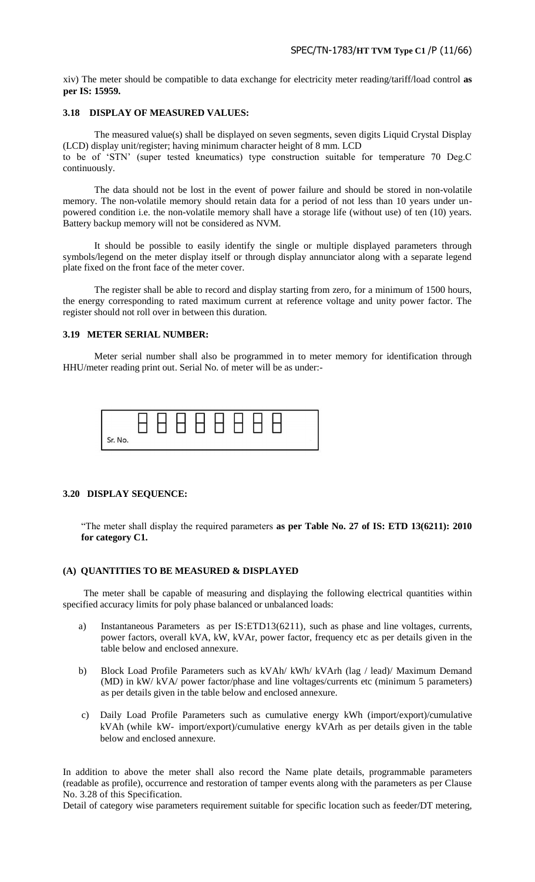xiv) The meter should be compatible to data exchange for electricity meter reading/tariff/load control **as per IS: 15959.**

### 3.18 DISPLAY OF MEASURED VALUES:

The measured value(s) shall be displayed on seven segments, seven digits Liquid Crystal Display (LCD) display unit/register; having minimum character height of 8 mm. LCD to be of 'STN' (super tested kneumatics) type construction suitable for temperature 70 Deg.C continuously.

The data should not be lost in the event of power failure and should be stored in non-volatile memory. The non-volatile memory should retain data for a period of not less than 10 years under un-powered condition i.e. the non-volatile memory shall have a storage life (without use) of ten (10) years. Battery backup memory will not be considered as NVM.

It should be possible to easily identify the single or multiple displayed parameters through symbols/legend on the meter display itself or through display annunciator along with a separate legend plate fixed on the front face of the meter cover.

The register shall be able to record and display starting from zero, for a minimum of 1500 hours, the energy corresponding to rated maximum current at reference voltage and unity power factor. The register should not roll over in between this duration.

### 3.19 METER SERIAL NUMBER:

Meter serial number shall also be programmed in to meter memory for identification through HHU/meter reading print out. Serial No. of meter will be as under:-

| Sr. No. | ☐ | ☐ | ☐ | ☐ | ☐ | ☐ | ☐ | ☐ |
|---|---|---|---|---|---|---|---|---|

### 3.20 DISPLAY SEQUENCE:

"The meter shall display the required parameters **as per Table No. 27 of IS: ETD 13(6211): 2010 for category C1.**

### (A) QUANTITIES TO BE MEASURED & DISPLAYED

The meter shall be capable of measuring and displaying the following electrical quantities within specified accuracy limits for poly phase balanced or unbalanced loads:

a) Instantaneous Parameters as per IS:ETD13(6211), such as phase and line voltages, currents, power factors, overall kVA, kW, kVAr, power factor, frequency etc as per details given in the table below and enclosed annexure.

b) Block Load Profile Parameters such as kVAh/ kWh/ kVArh (lag / lead)/ Maximum Demand (MD) in kW/ kVA/ power factor/phase and line voltages/currents etc (minimum 5 parameters) as per details given in the table below and enclosed annexure.

c) Daily Load Profile Parameters such as cumulative energy kWh (import/export)/cumulative kVAh (while kW- import/export)/cumulative energy kVArh as per details given in the table below and enclosed annexure.

In addition to above the meter shall also record the Name plate details, programmable parameters (readable as profile), occurrence and restoration of tamper events along with the parameters as per Clause No. 3.28 of this Specification.

Detail of category wise parameters requirement suitable for specific location such as feeder/DT metering,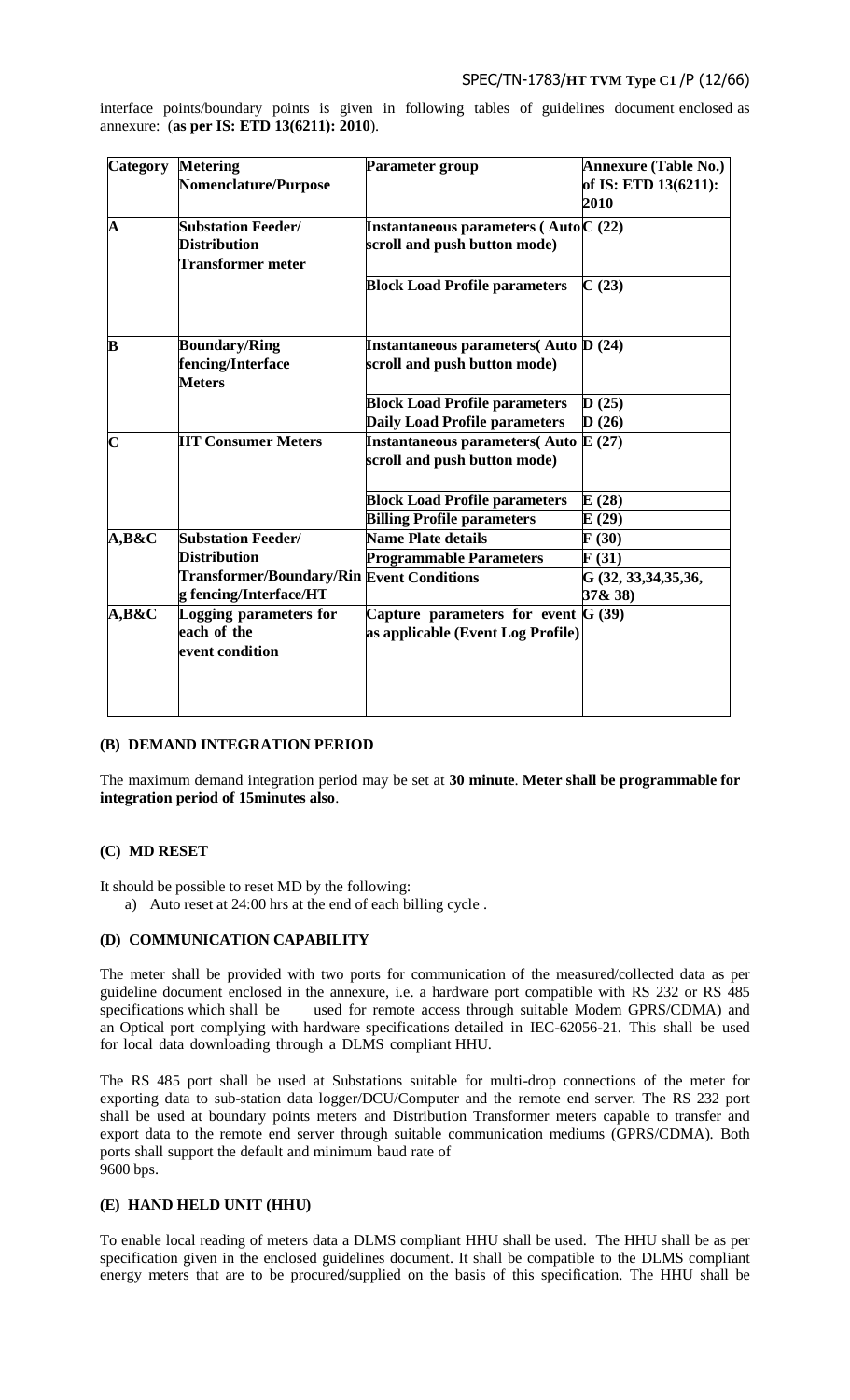interface points/boundary points is given in following tables of guidelines document enclosed as annexure: (**as per IS: ETD 13(6211): 2010**).

| Category | Metering Nomenclature/Purpose | Parameter group | Annexure (Table No.) of IS: ETD 13(6211): 2010 |
|---|---|---|---|
| **A** | **Substation Feeder/ Distribution Transformer meter** | **Instantaneous parameters ( Auto scroll and push button mode)** | **C (22)** |
| | | **Block Load Profile parameters** | **C (23)** |
| **B** | **Boundary/Ring fencing/Interface Meters** | **Instantaneous parameters( Auto scroll and push button mode)** | **D (24)** |
| | | **Block Load Profile parameters** | **D (25)** |
| | | **Daily Load Profile parameters** | **D (26)** |
| **C** | **HT Consumer Meters** | **Instantaneous parameters( Auto scroll and push button mode)** | **E (27)** |
| | | **Block Load Profile parameters** | **E (28)** |
| | | **Billing Profile parameters** | **E (29)** |
| **A,B&C** | **Substation Feeder/ Distribution Transformer/Boundary/Ring fencing/Interface/HT** | **Name Plate details** | **F (30)** |
| | | **Programmable Parameters** | **F (31)** |
| | | **Event Conditions** | **G (32, 33,34,35,36, 37& 38)** |
| **A,B&C** | **Logging parameters for each of the event condition** | **Capture parameters for event as applicable (Event Log Profile)** | **G (39)** |

#### (B) DEMAND INTEGRATION PERIOD

The maximum demand integration period may be set at **30 minute**. **Meter shall be programmable for integration period of 15minutes also**.

#### (C) MD RESET

It should be possible to reset MD by the following:

a) Auto reset at 24:00 hrs at the end of each billing cycle .

#### (D) COMMUNICATION CAPABILITY

The meter shall be provided with two ports for communication of the measured/collected data as per guideline document enclosed in the annexure, i.e. a hardware port compatible with RS 232 or RS 485 specifications which shall be used for remote access through suitable Modem GPRS/CDMA) and an Optical port complying with hardware specifications detailed in IEC-62056-21. This shall be used for local data downloading through a DLMS compliant HHU.

The RS 485 port shall be used at Substations suitable for multi-drop connections of the meter for exporting data to sub-station data logger/DCU/Computer and the remote end server. The RS 232 port shall be used at boundary points meters and Distribution Transformer meters capable to transfer and export data to the remote end server through suitable communication mediums (GPRS/CDMA). Both ports shall support the default and minimum baud rate of 9600 bps.

#### (E) HAND HELD UNIT (HHU)

To enable local reading of meters data a DLMS compliant HHU shall be used. The HHU shall be as per specification given in the enclosed guidelines document. It shall be compatible to the DLMS compliant energy meters that are to be procured/supplied on the basis of this specification. The HHU shall be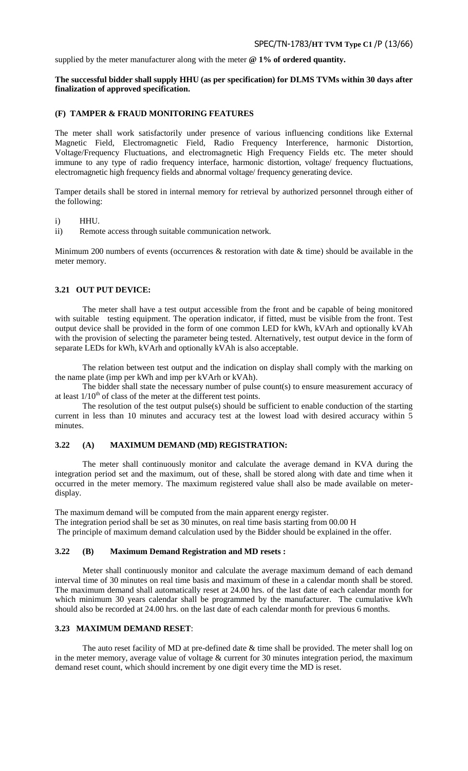supplied by the meter manufacturer along with the meter **@ 1% of ordered quantity.**

**The successful bidder shall supply HHU (as per specification) for DLMS TVMs within 30 days after finalization of approved specification.**

### (F) TAMPER & FRAUD MONITORING FEATURES

The meter shall work satisfactorily under presence of various influencing conditions like External Magnetic Field, Electromagnetic Field, Radio Frequency Interference, harmonic Distortion, Voltage/Frequency Fluctuations, and electromagnetic High Frequency Fields etc. The meter should immune to any type of radio frequency interface, harmonic distortion, voltage/ frequency fluctuations, electromagnetic high frequency fields and abnormal voltage/ frequency generating device.

Tamper details shall be stored in internal memory for retrieval by authorized personnel through either of the following:

i) HHU.
ii) Remote access through suitable communication network.

Minimum 200 numbers of events (occurrences & restoration with date & time) should be available in the meter memory.

### 3.21 OUT PUT DEVICE:

The meter shall have a test output accessible from the front and be capable of being monitored with suitable testing equipment. The operation indicator, if fitted, must be visible from the front. Test output device shall be provided in the form of one common LED for kWh, kVArh and optionally kVAh with the provision of selecting the parameter being tested. Alternatively, test output device in the form of separate LEDs for kWh, kVArh and optionally kVAh is also acceptable.

The relation between test output and the indication on display shall comply with the marking on the name plate (imp per kWh and imp per kVArh or kVAh).

The bidder shall state the necessary number of pulse count(s) to ensure measurement accuracy of at least $1/10^{th}$ of class of the meter at the different test points.

The resolution of the test output pulse(s) should be sufficient to enable conduction of the starting current in less than 10 minutes and accuracy test at the lowest load with desired accuracy within 5 minutes.

### 3.22 (A) MAXIMUM DEMAND (MD) REGISTRATION:

The meter shall continuously monitor and calculate the average demand in KVA during the integration period set and the maximum, out of these, shall be stored along with date and time when it occurred in the meter memory. The maximum registered value shall also be made available on meter-display.

The maximum demand will be computed from the main apparent energy register.
The integration period shall be set as 30 minutes, on real time basis starting from 00.00 H
The principle of maximum demand calculation used by the Bidder should be explained in the offer.

### 3.22 (B) Maximum Demand Registration and MD resets :

Meter shall continuously monitor and calculate the average maximum demand of each demand interval time of 30 minutes on real time basis and maximum of these in a calendar month shall be stored. The maximum demand shall automatically reset at 24.00 hrs. of the last date of each calendar month for which minimum 30 years calendar shall be programmed by the manufacturer. The cumulative kWh should also be recorded at 24.00 hrs. on the last date of each calendar month for previous 6 months.

### 3.23 MAXIMUM DEMAND RESET:

The auto reset facility of MD at pre-defined date & time shall be provided. The meter shall log on in the meter memory, average value of voltage & current for 30 minutes integration period, the maximum demand reset count, which should increment by one digit every time the MD is reset.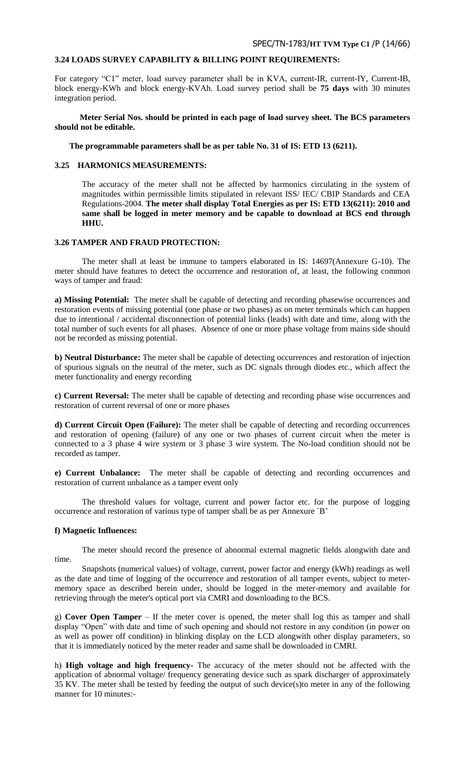### 3.24 LOADS SURVEY CAPABILITY & BILLING POINT REQUIREMENTS:

For category "C1" meter, load survey parameter shall be in KVA, current-IR, current-IY, Current-IB, block energy-KWh and block energy-KVAh. Load survey period shall be **75 days** with 30 minutes integration period.

**Meter Serial Nos. should be printed in each page of load survey sheet. The BCS parameters should not be editable.**

**The programmable parameters shall be as per table No. 31 of IS: ETD 13 (6211).**

### 3.25 HARMONICS MEASUREMENTS:

The accuracy of the meter shall not be affected by harmonics circulating in the system of magnitudes within permissible limits stipulated in relevant ISS/ IEC/ CBIP Standards and CEA Regulations-2004. **The meter shall display Total Energies as per IS: ETD 13(6211): 2010 and same shall be logged in meter memory and be capable to download at BCS end through HHU.**

### 3.26 TAMPER AND FRAUD PROTECTION:

The meter shall at least be immune to tampers elaborated in IS: 14697(Annexure G-10). The meter should have features to detect the occurrence and restoration of, at least, the following common ways of tamper and fraud:

**a) Missing Potential:** The meter shall be capable of detecting and recording phasewise occurrences and restoration events of missing potential (one phase or two phases) as on meter terminals which can happen due to intentional / accidental disconnection of potential links (leads) with date and time, along with the total number of such events for all phases. Absence of one or more phase voltage from mains side should not be recorded as missing potential.

**b) Neutral Disturbance:** The meter shall be capable of detecting occurrences and restoration of injection of spurious signals on the neutral of the meter, such as DC signals through diodes etc., which affect the meter functionality and energy recording

**c) Current Reversal:** The meter shall be capable of detecting and recording phase wise occurrences and restoration of current reversal of one or more phases

**d) Current Circuit Open (Failure):** The meter shall be capable of detecting and recording occurrences and restoration of opening (failure) of any one or two phases of current circuit when the meter is connected to a 3 phase 4 wire system or 3 phase 3 wire system. The No-load condition should not be recorded as tamper.

**e) Current Unbalance:** The meter shall be capable of detecting and recording occurrences and restoration of current unbalance as a tamper event only

The threshold values for voltage, current and power factor etc. for the purpose of logging occurrence and restoration of various type of tamper shall be as per Annexure `B'

**f) Magnetic Influences:**

The meter should record the presence of abnormal external magnetic fields alongwith date and time.

Snapshots (numerical values) of voltage, current, power factor and energy (kWh) readings as well as the date and time of logging of the occurrence and restoration of all tamper events, subject to meter-memory space as described herein under, should be logged in the meter-memory and available for retrieving through the meter's optical port via CMRI and downloading to the BCS.

g) **Cover Open Tamper** – If the meter cover is opened, the meter shall log this as tamper and shall display "Open" with date and time of such opening and should not restore in any condition (in power on as well as power off condition) in blinking display on the LCD alongwith other display parameters, so that it is immediately noticed by the meter reader and same shall be downloaded in CMRI.

h) **High voltage and high frequency-** The accuracy of the meter should not be affected with the application of abnormal voltage/ frequency generating device such as spark discharger of approximately 35 KV. The meter shall be tested by feeding the output of such device(s)to meter in any of the following manner for 10 minutes:-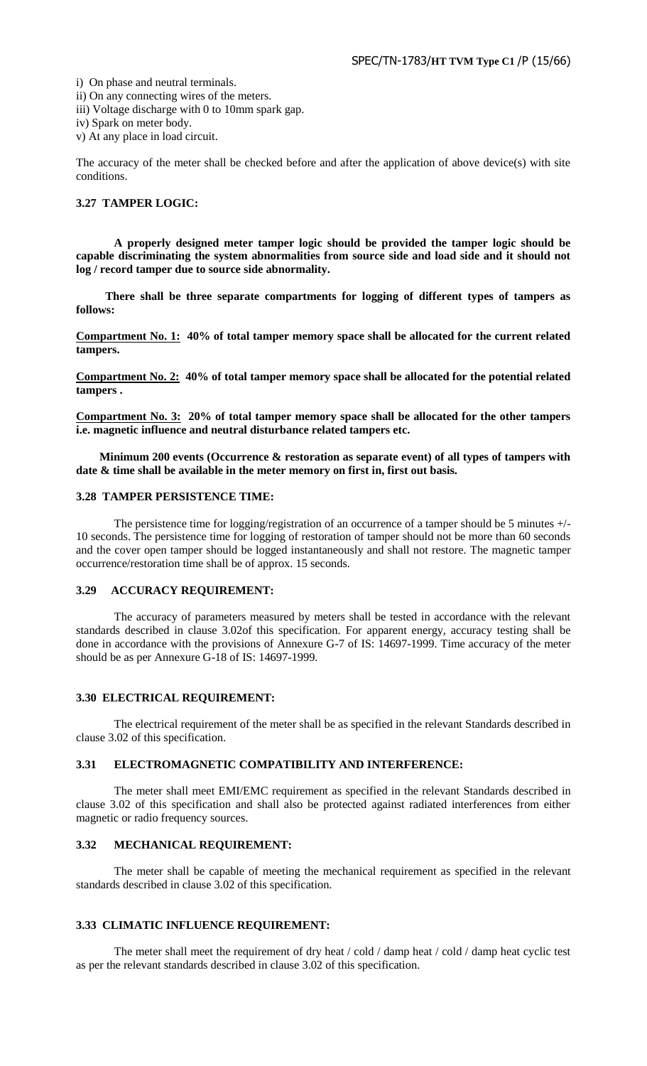i) On phase and neutral terminals.
ii) On any connecting wires of the meters.
iii) Voltage discharge with 0 to 10mm spark gap.
iv) Spark on meter body.
v) At any place in load circuit.

The accuracy of the meter shall be checked before and after the application of above device(s) with site conditions.

### 3.27 TAMPER LOGIC:

**A properly designed meter tamper logic should be provided the tamper logic should be capable discriminating the system abnormalities from source side and load side and it should not log / record tamper due to source side abnormality.**

**There shall be three separate compartments for logging of different types of tampers as follows:**

**<u>Compartment No. 1:</u> 40% of total tamper memory space shall be allocated for the current related tampers.**

**<u>Compartment No. 2:</u> 40% of total tamper memory space shall be allocated for the potential related tampers .**

**<u>Compartment No. 3:</u> 20% of total tamper memory space shall be allocated for the other tampers i.e. magnetic influence and neutral disturbance related tampers etc.**

**Minimum 200 events (Occurrence & restoration as separate event) of all types of tampers with date & time shall be available in the meter memory on first in, first out basis.**

### 3.28 TAMPER PERSISTENCE TIME:

The persistence time for logging/registration of an occurrence of a tamper should be 5 minutes +/- 10 seconds. The persistence time for logging of restoration of tamper should not be more than 60 seconds and the cover open tamper should be logged instantaneously and shall not restore. The magnetic tamper occurrence/restoration time shall be of approx. 15 seconds.

### 3.29 ACCURACY REQUIREMENT:

The accuracy of parameters measured by meters shall be tested in accordance with the relevant standards described in clause 3.02of this specification. For apparent energy, accuracy testing shall be done in accordance with the provisions of Annexure G-7 of IS: 14697-1999. Time accuracy of the meter should be as per Annexure G-18 of IS: 14697-1999.

### 3.30 ELECTRICAL REQUIREMENT:

The electrical requirement of the meter shall be as specified in the relevant Standards described in clause 3.02 of this specification.

### 3.31 ELECTROMAGNETIC COMPATIBILITY AND INTERFERENCE:

The meter shall meet EMI/EMC requirement as specified in the relevant Standards described in clause 3.02 of this specification and shall also be protected against radiated interferences from either magnetic or radio frequency sources.

### 3.32 MECHANICAL REQUIREMENT:

The meter shall be capable of meeting the mechanical requirement as specified in the relevant standards described in clause 3.02 of this specification.

### 3.33 CLIMATIC INFLUENCE REQUIREMENT:

The meter shall meet the requirement of dry heat / cold / damp heat / cold / damp heat cyclic test as per the relevant standards described in clause 3.02 of this specification.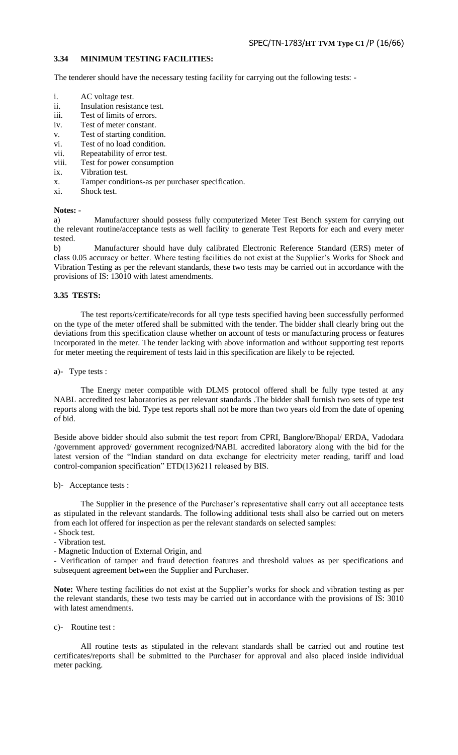### 3.34 MINIMUM TESTING FACILITIES:

The tenderer should have the necessary testing facility for carrying out the following tests: -

i. AC voltage test.
ii. Insulation resistance test.
iii. Test of limits of errors.
iv. Test of meter constant.
v. Test of starting condition.
vi. Test of no load condition.
vii. Repeatability of error test.
viii. Test for power consumption
ix. Vibration test.
x. Tamper conditions-as per purchaser specification.
xi. Shock test.

**Notes: -**

a) Manufacturer should possess fully computerized Meter Test Bench system for carrying out the relevant routine/acceptance tests as well facility to generate Test Reports for each and every meter tested.

b) Manufacturer should have duly calibrated Electronic Reference Standard (ERS) meter of class 0.05 accuracy or better. Where testing facilities do not exist at the Supplier's Works for Shock and Vibration Testing as per the relevant standards, these two tests may be carried out in accordance with the provisions of IS: 13010 with latest amendments.

### 3.35 TESTS:

The test reports/certificate/records for all type tests specified having been successfully performed on the type of the meter offered shall be submitted with the tender. The bidder shall clearly bring out the deviations from this specification clause whether on account of tests or manufacturing process or features incorporated in the meter. The tender lacking with above information and without supporting test reports for meter meeting the requirement of tests laid in this specification are likely to be rejected.

a)- Type tests :

The Energy meter compatible with DLMS protocol offered shall be fully type tested at any NABL accredited test laboratories as per relevant standards .The bidder shall furnish two sets of type test reports along with the bid. Type test reports shall not be more than two years old from the date of opening of bid.

Beside above bidder should also submit the test report from CPRI, Banglore/Bhopal/ ERDA, Vadodara /government approved/ government recognized/NABL accredited laboratory along with the bid for the latest version of the "Indian standard on data exchange for electricity meter reading, tariff and load control-companion specification" ETD(13)6211 released by BIS.

b)- Acceptance tests :

The Supplier in the presence of the Purchaser's representative shall carry out all acceptance tests as stipulated in the relevant standards. The following additional tests shall also be carried out on meters from each lot offered for inspection as per the relevant standards on selected samples:

- Shock test.
- Vibration test.
- Magnetic Induction of External Origin, and
- Verification of tamper and fraud detection features and threshold values as per specifications and subsequent agreement between the Supplier and Purchaser.

**Note:** Where testing facilities do not exist at the Supplier's works for shock and vibration testing as per the relevant standards, these two tests may be carried out in accordance with the provisions of IS: 3010 with latest amendments.

c)- Routine test :

All routine tests as stipulated in the relevant standards shall be carried out and routine test certificates/reports shall be submitted to the Purchaser for approval and also placed inside individual meter packing.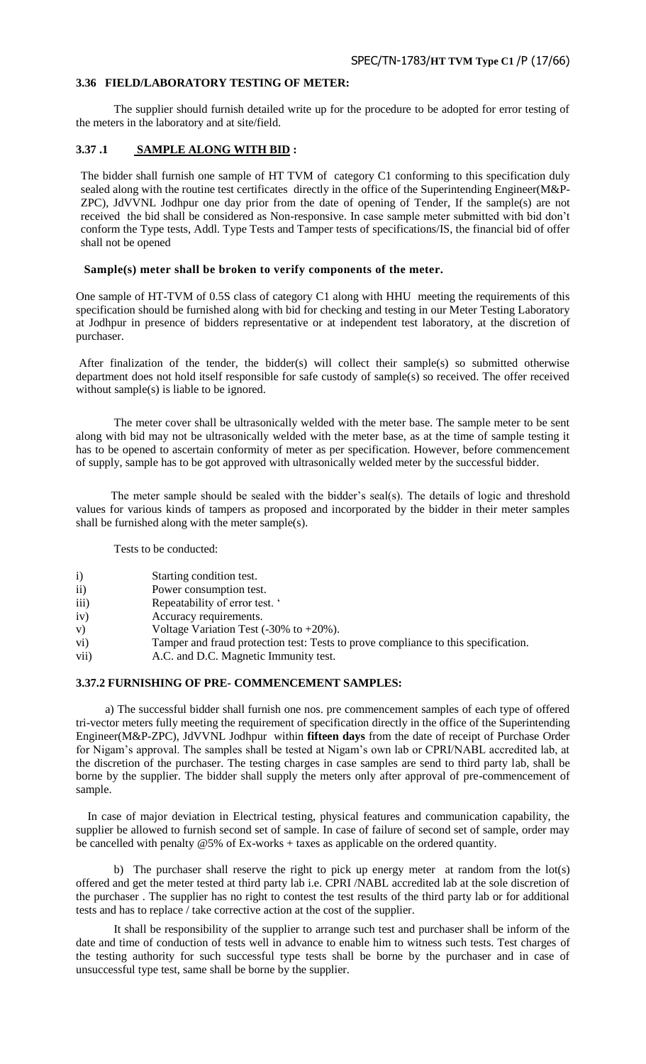### 3.36 FIELD/LABORATORY TESTING OF METER:

The supplier should furnish detailed write up for the procedure to be adopted for error testing of the meters in the laboratory and at site/field.

### 3.37 .1 SAMPLE ALONG WITH BID :

The bidder shall furnish one sample of HT TVM of category C1 conforming to this specification duly sealed along with the routine test certificates directly in the office of the Superintending Engineer(M&P-ZPC), JdVVNL Jodhpur one day prior from the date of opening of Tender, If the sample(s) are not received the bid shall be considered as Non-responsive. In case sample meter submitted with bid don't conform the Type tests, Addl. Type Tests and Tamper tests of specifications/IS, the financial bid of offer shall not be opened

**Sample(s) meter shall be broken to verify components of the meter.**

One sample of HT-TVM of 0.5S class of category C1 along with HHU meeting the requirements of this specification should be furnished along with bid for checking and testing in our Meter Testing Laboratory at Jodhpur in presence of bidders representative or at independent test laboratory, at the discretion of purchaser.

After finalization of the tender, the bidder(s) will collect their sample(s) so submitted otherwise department does not hold itself responsible for safe custody of sample(s) so received. The offer received without sample(s) is liable to be ignored.

The meter cover shall be ultrasonically welded with the meter base. The sample meter to be sent along with bid may not be ultrasonically welded with the meter base, as at the time of sample testing it has to be opened to ascertain conformity of meter as per specification. However, before commencement of supply, sample has to be got approved with ultrasonically welded meter by the successful bidder.

The meter sample should be sealed with the bidder's seal(s). The details of logic and threshold values for various kinds of tampers as proposed and incorporated by the bidder in their meter samples shall be furnished along with the meter sample(s).

Tests to be conducted:

- i) Starting condition test.
- ii) Power consumption test.
- iii) Repeatability of error test. '
- iv) Accuracy requirements.
- v) Voltage Variation Test (-30% to +20%).
- vi) Tamper and fraud protection test: Tests to prove compliance to this specification.
- vii) A.C. and D.C. Magnetic Immunity test.

### 3.37.2 FURNISHING OF PRE- COMMENCEMENT SAMPLES:

a) The successful bidder shall furnish one nos. pre commencement samples of each type of offered tri-vector meters fully meeting the requirement of specification directly in the office of the Superintending Engineer(M&P-ZPC), JdVVNL Jodhpur within **fifteen days** from the date of receipt of Purchase Order for Nigam's approval. The samples shall be tested at Nigam's own lab or CPRI/NABL accredited lab, at the discretion of the purchaser. The testing charges in case samples are send to third party lab, shall be borne by the supplier. The bidder shall supply the meters only after approval of pre-commencement of sample.

In case of major deviation in Electrical testing, physical features and communication capability, the supplier be allowed to furnish second set of sample. In case of failure of second set of sample, order may be cancelled with penalty @5% of Ex-works + taxes as applicable on the ordered quantity.

b) The purchaser shall reserve the right to pick up energy meter at random from the lot(s) offered and get the meter tested at third party lab i.e. CPRI /NABL accredited lab at the sole discretion of the purchaser . The supplier has no right to contest the test results of the third party lab or for additional tests and has to replace / take corrective action at the cost of the supplier.

It shall be responsibility of the supplier to arrange such test and purchaser shall be inform of the date and time of conduction of tests well in advance to enable him to witness such tests. Test charges of the testing authority for such successful type tests shall be borne by the purchaser and in case of unsuccessful type test, same shall be borne by the supplier.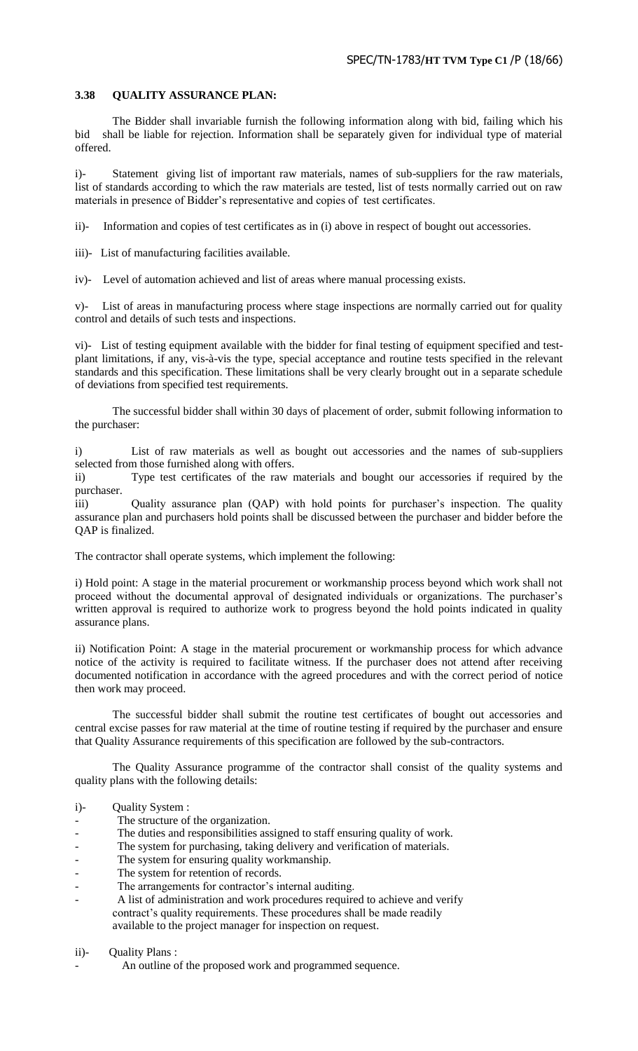### 3.38 QUALITY ASSURANCE PLAN:

The Bidder shall invariable furnish the following information along with bid, failing which his bid shall be liable for rejection. Information shall be separately given for individual type of material offered.

i)- Statement giving list of important raw materials, names of sub-suppliers for the raw materials, list of standards according to which the raw materials are tested, list of tests normally carried out on raw materials in presence of Bidder's representative and copies of test certificates.

ii)- Information and copies of test certificates as in (i) above in respect of bought out accessories.

iii)- List of manufacturing facilities available.

iv)- Level of automation achieved and list of areas where manual processing exists.

v)- List of areas in manufacturing process where stage inspections are normally carried out for quality control and details of such tests and inspections.

vi)- List of testing equipment available with the bidder for final testing of equipment specified and test-plant limitations, if any, vis-à-vis the type, special acceptance and routine tests specified in the relevant standards and this specification. These limitations shall be very clearly brought out in a separate schedule of deviations from specified test requirements.

The successful bidder shall within 30 days of placement of order, submit following information to the purchaser:

i) List of raw materials as well as bought out accessories and the names of sub-suppliers selected from those furnished along with offers.

ii) Type test certificates of the raw materials and bought our accessories if required by the purchaser.

iii) Quality assurance plan (QAP) with hold points for purchaser's inspection. The quality assurance plan and purchasers hold points shall be discussed between the purchaser and bidder before the QAP is finalized.

The contractor shall operate systems, which implement the following:

i) Hold point: A stage in the material procurement or workmanship process beyond which work shall not proceed without the documental approval of designated individuals or organizations. The purchaser's written approval is required to authorize work to progress beyond the hold points indicated in quality assurance plans.

ii) Notification Point: A stage in the material procurement or workmanship process for which advance notice of the activity is required to facilitate witness. If the purchaser does not attend after receiving documented notification in accordance with the agreed procedures and with the correct period of notice then work may proceed.

The successful bidder shall submit the routine test certificates of bought out accessories and central excise passes for raw material at the time of routine testing if required by the purchaser and ensure that Quality Assurance requirements of this specification are followed by the sub-contractors.

The Quality Assurance programme of the contractor shall consist of the quality systems and quality plans with the following details:

i)- Quality System :

- The structure of the organization.
- The duties and responsibilities assigned to staff ensuring quality of work.
- The system for purchasing, taking delivery and verification of materials.
- The system for ensuring quality workmanship.
- The system for retention of records.
- The arrangements for contractor's internal auditing.
- A list of administration and work procedures required to achieve and verify contract's quality requirements. These procedures shall be made readily available to the project manager for inspection on request.

ii)- Quality Plans :

- An outline of the proposed work and programmed sequence.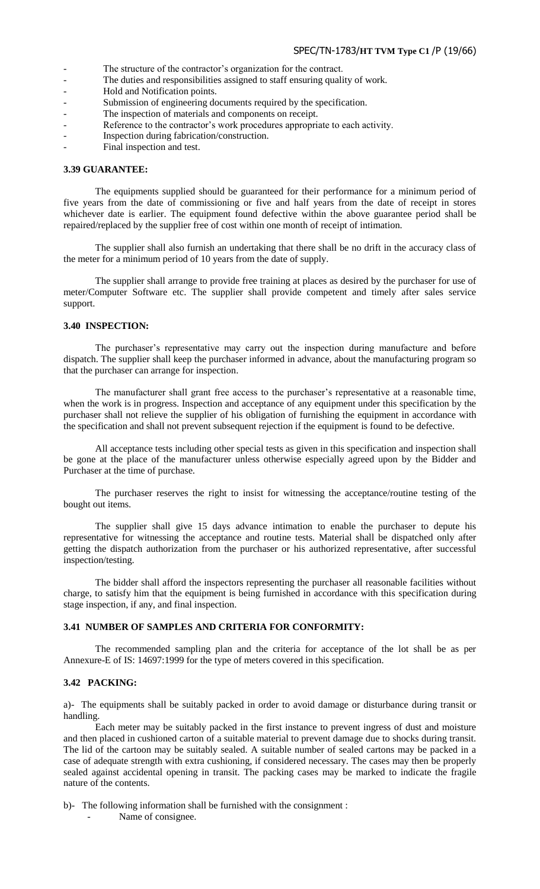- The structure of the contractor's organization for the contract.
- The duties and responsibilities assigned to staff ensuring quality of work.
- Hold and Notification points.
- Submission of engineering documents required by the specification.
- The inspection of materials and components on receipt.
- Reference to the contractor's work procedures appropriate to each activity.
- Inspection during fabrication/construction.
- Final inspection and test.

### 3.39 GUARANTEE:

The equipments supplied should be guaranteed for their performance for a minimum period of five years from the date of commissioning or five and half years from the date of receipt in stores whichever date is earlier. The equipment found defective within the above guarantee period shall be repaired/replaced by the supplier free of cost within one month of receipt of intimation.

The supplier shall also furnish an undertaking that there shall be no drift in the accuracy class of the meter for a minimum period of 10 years from the date of supply.

The supplier shall arrange to provide free training at places as desired by the purchaser for use of meter/Computer Software etc. The supplier shall provide competent and timely after sales service support.

### 3.40 INSPECTION:

The purchaser's representative may carry out the inspection during manufacture and before dispatch. The supplier shall keep the purchaser informed in advance, about the manufacturing program so that the purchaser can arrange for inspection.

The manufacturer shall grant free access to the purchaser's representative at a reasonable time, when the work is in progress. Inspection and acceptance of any equipment under this specification by the purchaser shall not relieve the supplier of his obligation of furnishing the equipment in accordance with the specification and shall not prevent subsequent rejection if the equipment is found to be defective.

All acceptance tests including other special tests as given in this specification and inspection shall be gone at the place of the manufacturer unless otherwise especially agreed upon by the Bidder and Purchaser at the time of purchase.

The purchaser reserves the right to insist for witnessing the acceptance/routine testing of the bought out items.

The supplier shall give 15 days advance intimation to enable the purchaser to depute his representative for witnessing the acceptance and routine tests. Material shall be dispatched only after getting the dispatch authorization from the purchaser or his authorized representative, after successful inspection/testing.

The bidder shall afford the inspectors representing the purchaser all reasonable facilities without charge, to satisfy him that the equipment is being furnished in accordance with this specification during stage inspection, if any, and final inspection.

### 3.41 NUMBER OF SAMPLES AND CRITERIA FOR CONFORMITY:

The recommended sampling plan and the criteria for acceptance of the lot shall be as per Annexure-E of IS: 14697:1999 for the type of meters covered in this specification.

### 3.42 PACKING:

a)- The equipments shall be suitably packed in order to avoid damage or disturbance during transit or handling.

Each meter may be suitably packed in the first instance to prevent ingress of dust and moisture and then placed in cushioned carton of a suitable material to prevent damage due to shocks during transit. The lid of the cartoon may be suitably sealed. A suitable number of sealed cartons may be packed in a case of adequate strength with extra cushioning, if considered necessary. The cases may then be properly sealed against accidental opening in transit. The packing cases may be marked to indicate the fragile nature of the contents.

b)- The following information shall be furnished with the consignment :

- Name of consignee.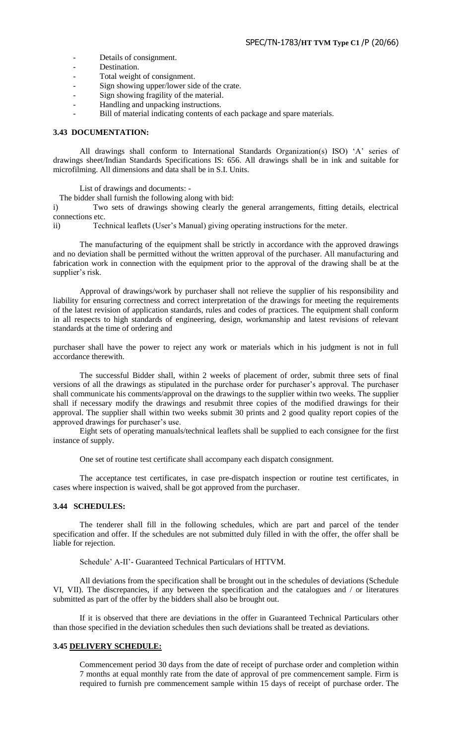- Details of consignment.
- Destination.
- Total weight of consignment.
- Sign showing upper/lower side of the crate.
- Sign showing fragility of the material.
- Handling and unpacking instructions.
- Bill of material indicating contents of each package and spare materials.

### 3.43 DOCUMENTATION:

All drawings shall conform to International Standards Organization(s) ISO) 'A' series of drawings sheet/Indian Standards Specifications IS: 656. All drawings shall be in ink and suitable for microfilming. All dimensions and data shall be in S.I. Units.

List of drawings and documents: -

The bidder shall furnish the following along with bid:

i) Two sets of drawings showing clearly the general arrangements, fitting details, electrical connections etc.

ii) Technical leaflets (User's Manual) giving operating instructions for the meter.

The manufacturing of the equipment shall be strictly in accordance with the approved drawings and no deviation shall be permitted without the written approval of the purchaser. All manufacturing and fabrication work in connection with the equipment prior to the approval of the drawing shall be at the supplier's risk.

Approval of drawings/work by purchaser shall not relieve the supplier of his responsibility and liability for ensuring correctness and correct interpretation of the drawings for meeting the requirements of the latest revision of application standards, rules and codes of practices. The equipment shall conform in all respects to high standards of engineering, design, workmanship and latest revisions of relevant standards at the time of ordering and

purchaser shall have the power to reject any work or materials which in his judgment is not in full accordance therewith.

The successful Bidder shall, within 2 weeks of placement of order, submit three sets of final versions of all the drawings as stipulated in the purchase order for purchaser's approval. The purchaser shall communicate his comments/approval on the drawings to the supplier within two weeks. The supplier shall if necessary modify the drawings and resubmit three copies of the modified drawings for their approval. The supplier shall within two weeks submit 30 prints and 2 good quality report copies of the approved drawings for purchaser's use.

Eight sets of operating manuals/technical leaflets shall be supplied to each consignee for the first instance of supply.

One set of routine test certificate shall accompany each dispatch consignment.

The acceptance test certificates, in case pre-dispatch inspection or routine test certificates, in cases where inspection is waived, shall be got approved from the purchaser.

### 3.44 SCHEDULES:

The tenderer shall fill in the following schedules, which are part and parcel of the tender specification and offer. If the schedules are not submitted duly filled in with the offer, the offer shall be liable for rejection.

Schedule' A-II'- Guaranteed Technical Particulars of HTTVM.

All deviations from the specification shall be brought out in the schedules of deviations (Schedule VI, VII). The discrepancies, if any between the specification and the catalogues and / or literatures submitted as part of the offer by the bidders shall also be brought out.

If it is observed that there are deviations in the offer in Guaranteed Technical Particulars other than those specified in the deviation schedules then such deviations shall be treated as deviations.

### 3.45 DELIVERY SCHEDULE:

Commencement period 30 days from the date of receipt of purchase order and completion within 7 months at equal monthly rate from the date of approval of pre commencement sample. Firm is required to furnish pre commencement sample within 15 days of receipt of purchase order. The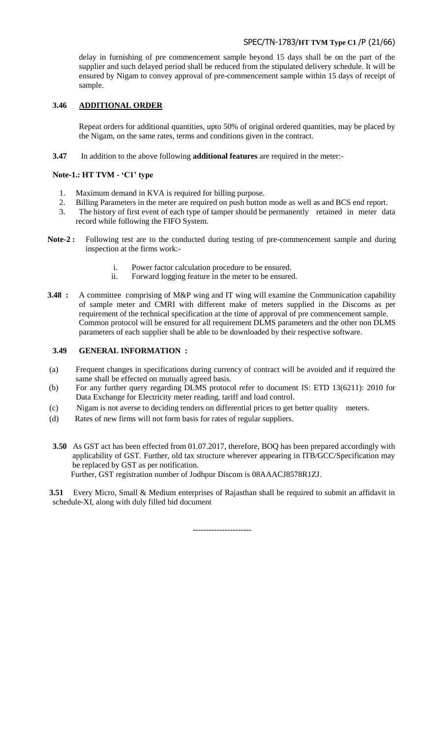delay in furnishing of pre commencement sample beyond 15 days shall be on the part of the supplier and such delayed period shall be reduced from the stipulated delivery schedule. It will be ensured by Nigam to convey approval of pre-commencement sample within 15 days of receipt of sample.

**3.46 ADDITIONAL ORDER**

Repeat orders for additional quantities, upto 50% of original ordered quantities, may be placed by the Nigam, on the same rates, terms and conditions given in the contract.

**3.47** In addition to the above following **additional features** are required in the meter:-

**Note-1.: HT TVM - 'C1' type**

1. Maximum demand in KVA is required for billing purpose.
2. Billing Parameters in the meter are required on push button mode as well as and BCS end report.
3. The history of first event of each type of tamper should be permanently retained in meter data record while following the FIFO System.

**Note-2 :** Following test are to the conducted during testing of pre-commencement sample and during inspection at the firms work:-

i. Power factor calculation procedure to be ensured.
ii. Forward logging feature in the meter to be ensured.

**3.48 :** A committee comprising of M&P wing and IT wing will examine the Communication capability of sample meter and CMRI with different make of meters supplied in the Discoms as per requirement of the technical specification at the time of approval of pre commencement sample. Common protocol will be ensured for all requirement DLMS parameters and the other non DLMS parameters of each supplier shall be able to be downloaded by their respective software.

**3.49 GENERAL INFORMATION :**

(a) Frequent changes in specifications during currency of contract will be avoided and if required the same shall be effected on mutually agreed basis.

(b) For any further query regarding DLMS protocol refer to document IS: ETD 13(6211): 2010 for Data Exchange for Electricity meter reading, tariff and load control.

(c) Nigam is not averse to deciding tenders on differential prices to get better quality meters.

(d) Rates of new firms will not form basis for rates of regular suppliers.

**3.50** As GST act has been effected from 01.07.2017, therefore, BOQ has been prepared accordingly with applicability of GST. Further, old tax structure wherever appearing in ITB/GCC/Specification may be replaced by GST as per notification.
Further, GST registration number of Jodhpur Discom is 08AAACJ8578R1ZJ.

**3.51** Every Micro, Small & Medium enterprises of Rajasthan shall be required to submit an affidavit in schedule-XI, along with duly filled bid document

---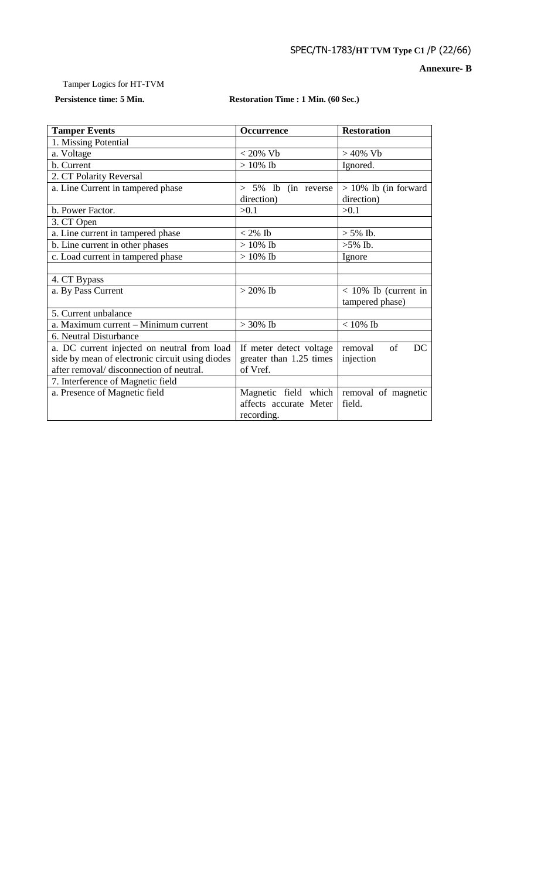**Annexure- B**

Tamper Logics for HT-TVM

**Persistence time: 5 Min.** **Restoration Time : 1 Min. (60 Sec.)**

| Tamper Events | Occurrence | Restoration |
|---|---|---|
| 1. Missing Potential | | |
| a. Voltage | < 20% Vb | > 40% Vb |
| b. Current | > 10% Ib | Ignored. |
| 2. CT Polarity Reversal | | |
| a. Line Current in tampered phase | > 5% Ib (in reverse direction) | > 10% Ib (in forward direction) |
| b. Power Factor. | >0.1 | >0.1 |
| 3. CT Open | | |
| a. Line current in tampered phase | < 2% Ib | > 5% Ib. |
| b. Line current in other phases | > 10% Ib | >5% Ib. |
| c. Load current in tampered phase | > 10% Ib | Ignore |
| | | |
| 4. CT Bypass | | |
| a. By Pass Current | > 20% Ib | < 10% Ib (current in tampered phase) |
| 5. Current unbalance | | |
| a. Maximum current – Minimum current | > 30% Ib | < 10% Ib |
| 6. Neutral Disturbance | | |
| a. DC current injected on neutral from load side by mean of electronic circuit using diodes after removal/ disconnection of neutral. | If meter detect voltage greater than 1.25 times of Vref. | removal of DC injection |
| 7. Interference of Magnetic field | | |
| a. Presence of Magnetic field | Magnetic field which affects accurate Meter recording. | removal of magnetic field. |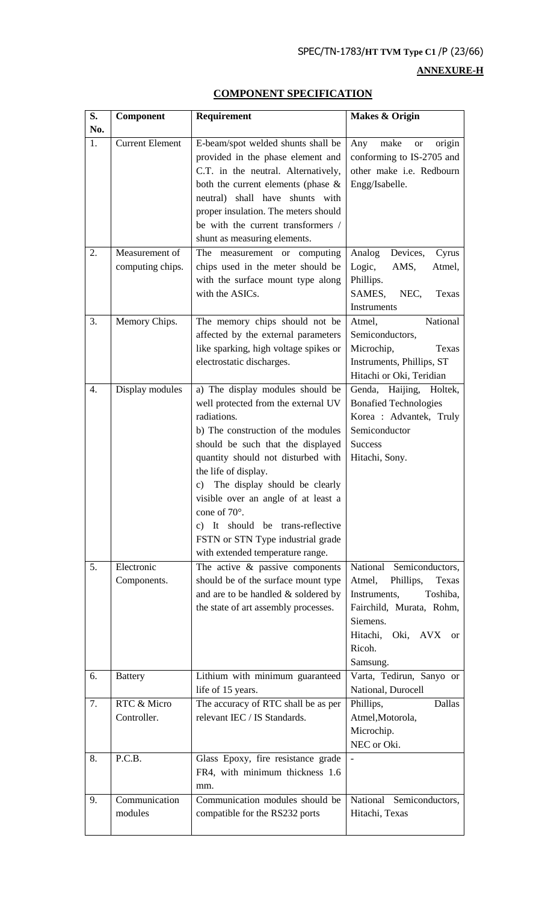**ANNEXURE-H**

## COMPONENT SPECIFICATION

| S. No. | Component | Requirement | Makes & Origin |
|---|---|---|---|
| 1. | Current Element | E-beam/spot welded shunts shall be provided in the phase element and C.T. in the neutral. Alternatively, both the current elements (phase & neutral) shall have shunts with proper insulation. The meters should be with the current transformers / shunt as measuring elements. | Any make or origin conforming to IS-2705 and other make i.e. Redbourn Engg/Isabelle. |
| 2. | Measurement of computing chips. | The measurement or computing chips used in the meter should be with the surface mount type along with the ASICs. | Analog Devices, Cyrus Logic, AMS, Atmel, Phillips. SAMES, NEC, Texas Instruments |
| 3. | Memory Chips. | The memory chips should not be affected by the external parameters like sparking, high voltage spikes or electrostatic discharges. | Atmel, National Semiconductors, Microchip, Texas Instruments, Phillips, ST Hitachi or Oki, Teridian |
| 4. | Display modules | a) The display modules should be well protected from the external UV radiations.<br>b) The construction of the modules should be such that the displayed quantity should not disturbed with the life of display.<br>c) The display should be clearly visible over an angle of at least a cone of 70°.<br>c) It should be trans-reflective FSTN or STN Type industrial grade with extended temperature range. | Genda, Haijing, Holtek, Bonafied Technologies Korea : Advantek, Truly Semiconductor Success Hitachi, Sony. |
| 5. | Electronic Components. | The active & passive components should be of the surface mount type and are to be handled & soldered by the state of art assembly processes. | National Semiconductors, Atmel, Phillips, Texas Instruments, Toshiba, Fairchild, Murata, Rohm, Siemens. Hitachi, Oki, AVX or Ricoh. Samsung. |
| 6. | Battery | Lithium with minimum guaranteed life of 15 years. | Varta, Tedirun, Sanyo or National, Durocell |
| 7. | RTC & Micro Controller. | The accuracy of RTC shall be as per relevant IEC / IS Standards. | Phillips, Dallas Atmel,Motorola, Microchip. NEC or Oki. |
| 8. | P.C.B. | Glass Epoxy, fire resistance grade FR4, with minimum thickness 1.6 mm. | - |
| 9. | Communication modules | Communication modules should be compatible for the RS232 ports | National Semiconductors, Hitachi, Texas |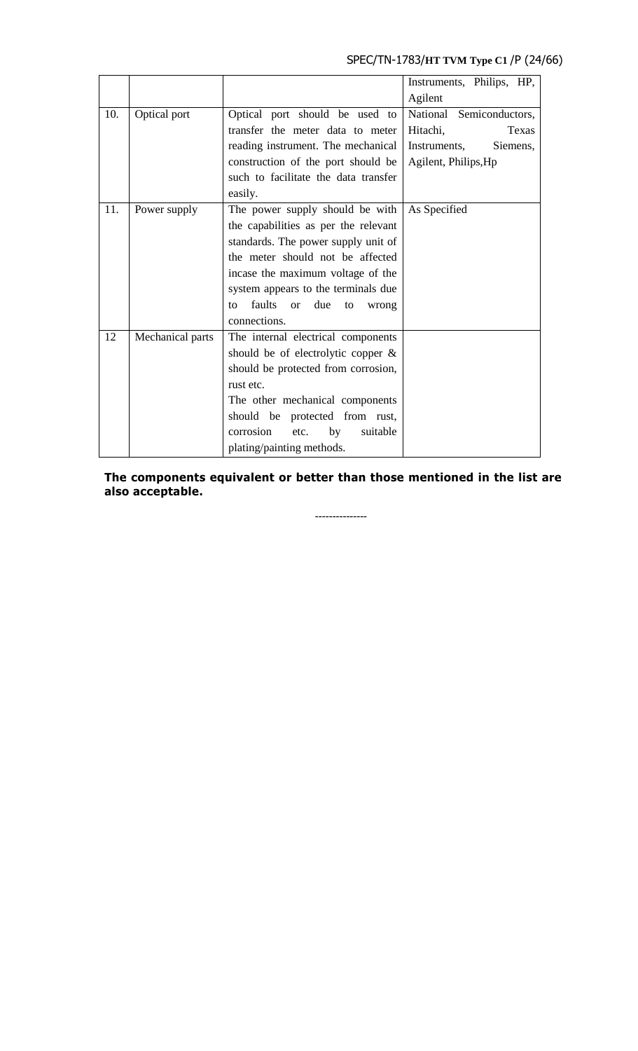| | | | |
|---|---|---|---|
| | | | Instruments, Philips, HP, Agilent |
| 10. | Optical port | Optical port should be used to transfer the meter data to meter reading instrument. The mechanical construction of the port should be such to facilitate the data transfer easily. | National Semiconductors, Hitachi, Texas Instruments, Siemens, Agilent, Philips,Hp |
| 11. | Power supply | The power supply should be with the capabilities as per the relevant standards. The power supply unit of the meter should not be affected incase the maximum voltage of the system appears to the terminals due to faults or due to wrong connections. | As Specified |
| 12 | Mechanical parts | The internal electrical components should be of electrolytic copper & should be protected from corrosion, rust etc.<br>The other mechanical components should be protected from rust, corrosion etc. by suitable plating/painting methods. | |

**The components equivalent or better than those mentioned in the list are also acceptable.**

---------------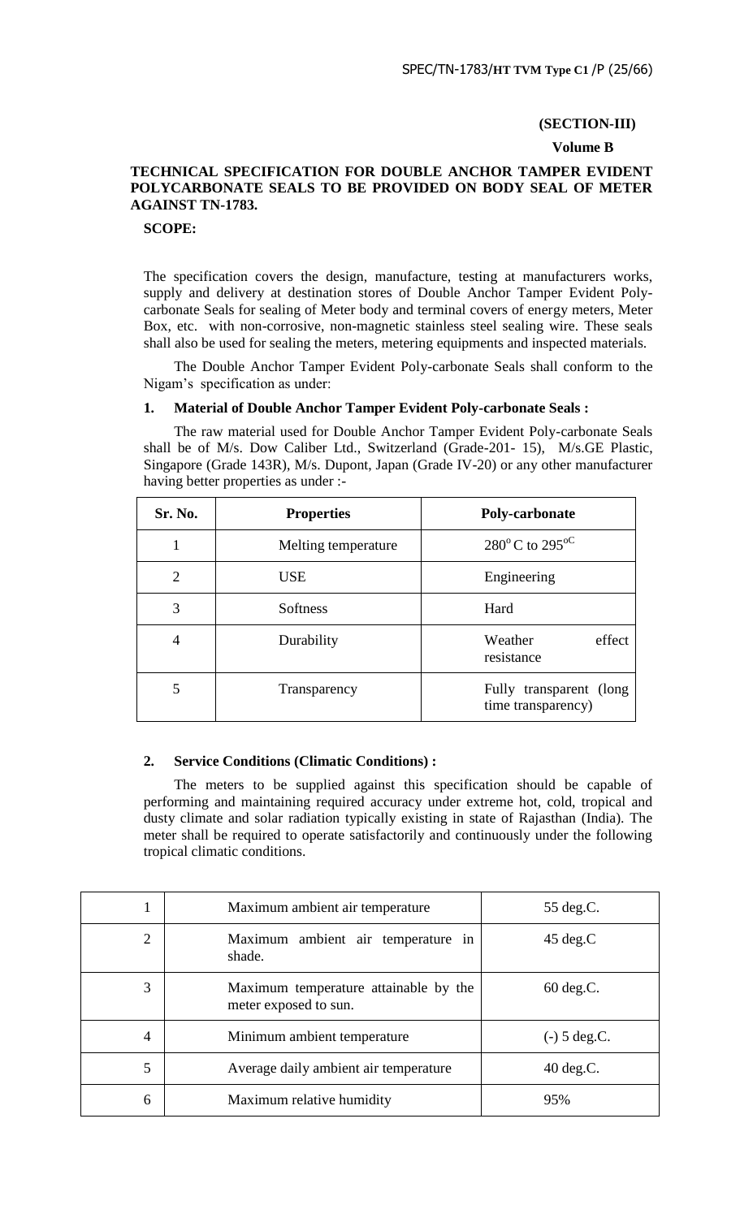**(SECTION-III)**

**Volume B**

## TECHNICAL SPECIFICATION FOR DOUBLE ANCHOR TAMPER EVIDENT POLYCARBONATE SEALS TO BE PROVIDED ON BODY SEAL OF METER AGAINST TN-1783.

**SCOPE:**

The specification covers the design, manufacture, testing at manufacturers works, supply and delivery at destination stores of Double Anchor Tamper Evident Poly-carbonate Seals for sealing of Meter body and terminal covers of energy meters, Meter Box, etc. with non-corrosive, non-magnetic stainless steel sealing wire. These seals shall also be used for sealing the meters, metering equipments and inspected materials.

The Double Anchor Tamper Evident Poly-carbonate Seals shall conform to the Nigam's specification as under:

**1. Material of Double Anchor Tamper Evident Poly-carbonate Seals :**

The raw material used for Double Anchor Tamper Evident Poly-carbonate Seals shall be of M/s. Dow Caliber Ltd., Switzerland (Grade-201- 15), M/s.GE Plastic, Singapore (Grade 143R), M/s. Dupont, Japan (Grade IV-20) or any other manufacturer having better properties as under :-

| Sr. No. | Properties | Poly-carbonate |
|---|---|---|
| 1 | Melting temperature | $280^{o}$C to $295^{oC}$ |
| 2 | USE | Engineering |
| 3 | Softness | Hard |
| 4 | Durability | Weather effect resistance |
| 5 | Transparency | Fully transparent (long time transparency) |

**2. Service Conditions (Climatic Conditions) :**

The meters to be supplied against this specification should be capable of performing and maintaining required accuracy under extreme hot, cold, tropical and dusty climate and solar radiation typically existing in state of Rajasthan (India). The meter shall be required to operate satisfactorily and continuously under the following tropical climatic conditions.

| | | |
|---|---|---|
| 1 | Maximum ambient air temperature | 55 deg.C. |
| 2 | Maximum ambient air temperature in shade. | 45 deg.C |
| 3 | Maximum temperature attainable by the meter exposed to sun. | 60 deg.C. |
| 4 | Minimum ambient temperature | (-) 5 deg.C. |
| 5 | Average daily ambient air temperature | 40 deg.C. |
| 6 | Maximum relative humidity | 95% |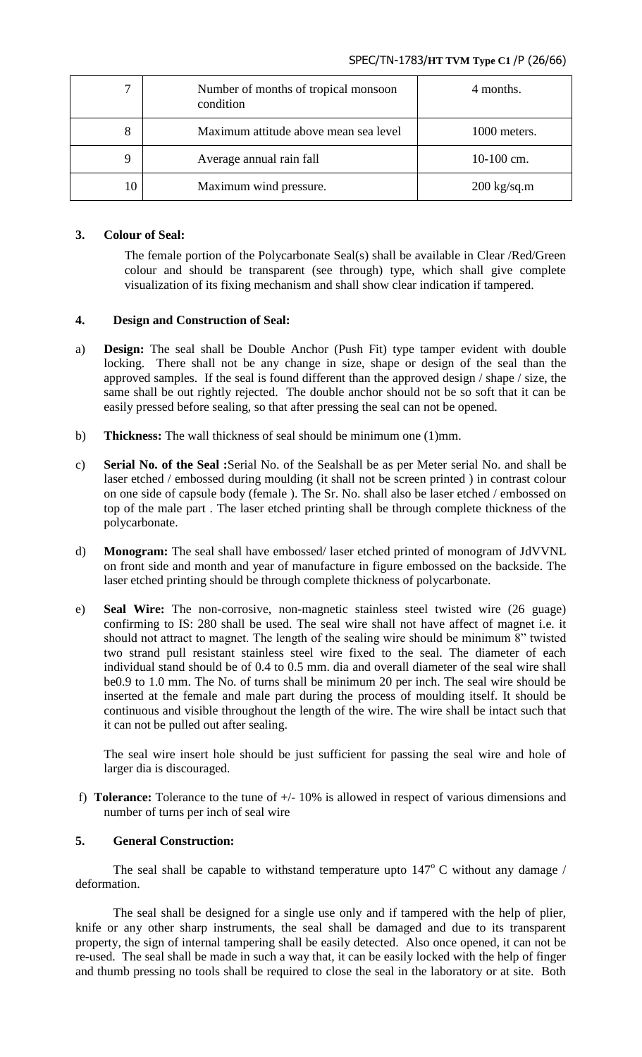| 7 | Number of months of tropical monsoon condition | 4 months. |
|---|---|---|
| 8 | Maximum attitude above mean sea level | 1000 meters. |
| 9 | Average annual rain fall | 10-100 cm. |
| 10 | Maximum wind pressure. | 200 kg/sq.m |

**3. Colour of Seal:**

The female portion of the Polycarbonate Seal(s) shall be available in Clear /Red/Green colour and should be transparent (see through) type, which shall give complete visualization of its fixing mechanism and shall show clear indication if tampered.

**4. Design and Construction of Seal:**

a) **Design:** The seal shall be Double Anchor (Push Fit) type tamper evident with double locking. There shall not be any change in size, shape or design of the seal than the approved samples. If the seal is found different than the approved design / shape / size, the same shall be out rightly rejected. The double anchor should not be so soft that it can be easily pressed before sealing, so that after pressing the seal can not be opened.

b) **Thickness:** The wall thickness of seal should be minimum one (1)mm.

c) **Serial No. of the Seal :**Serial No. of the Sealshall be as per Meter serial No. and shall be laser etched / embossed during moulding (it shall not be screen printed ) in contrast colour on one side of capsule body (female ). The Sr. No. shall also be laser etched / embossed on top of the male part . The laser etched printing shall be through complete thickness of the polycarbonate.

d) **Monogram:** The seal shall have embossed/ laser etched printed of monogram of JdVVNL on front side and month and year of manufacture in figure embossed on the backside. The laser etched printing should be through complete thickness of polycarbonate.

e) **Seal Wire:** The non-corrosive, non-magnetic stainless steel twisted wire (26 guage) confirming to IS: 280 shall be used. The seal wire shall not have affect of magnet i.e. it should not attract to magnet. The length of the sealing wire should be minimum 8" twisted two strand pull resistant stainless steel wire fixed to the seal. The diameter of each individual stand should be of 0.4 to 0.5 mm. dia and overall diameter of the seal wire shall be0.9 to 1.0 mm. The No. of turns shall be minimum 20 per inch. The seal wire should be inserted at the female and male part during the process of moulding itself. It should be continuous and visible throughout the length of the wire. The wire shall be intact such that it can not be pulled out after sealing.

The seal wire insert hole should be just sufficient for passing the seal wire and hole of larger dia is discouraged.

f) **Tolerance:** Tolerance to the tune of +/- 10% is allowed in respect of various dimensions and number of turns per inch of seal wire

**5. General Construction:**

The seal shall be capable to withstand temperature upto 147$^{o}$ C without any damage / deformation.

The seal shall be designed for a single use only and if tampered with the help of plier, knife or any other sharp instruments, the seal shall be damaged and due to its transparent property, the sign of internal tampering shall be easily detected. Also once opened, it can not be re-used. The seal shall be made in such a way that, it can be easily locked with the help of finger and thumb pressing no tools shall be required to close the seal in the laboratory or at site. Both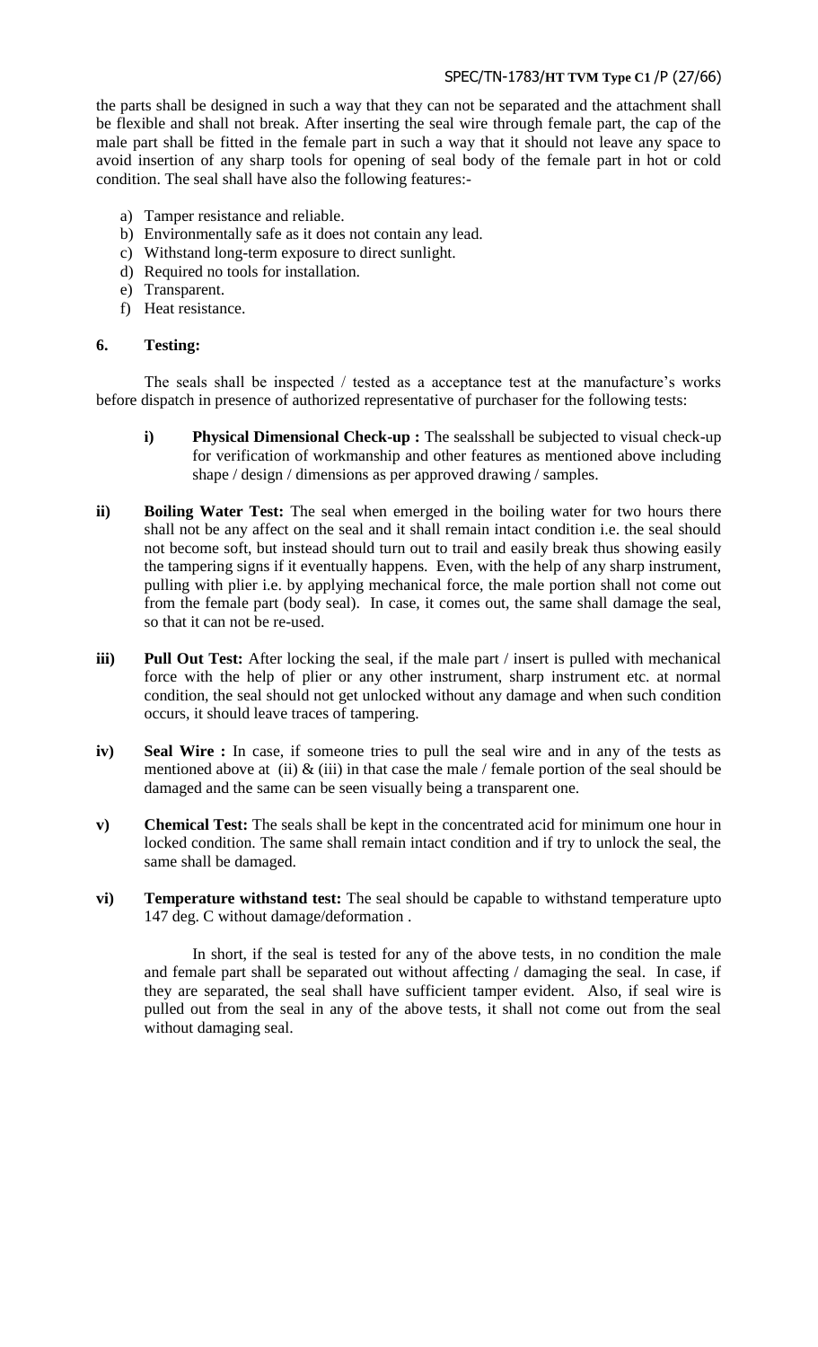the parts shall be designed in such a way that they can not be separated and the attachment shall be flexible and shall not break. After inserting the seal wire through female part, the cap of the male part shall be fitted in the female part in such a way that it should not leave any space to avoid insertion of any sharp tools for opening of seal body of the female part in hot or cold condition. The seal shall have also the following features:-

a) Tamper resistance and reliable.
b) Environmentally safe as it does not contain any lead.
c) Withstand long-term exposure to direct sunlight.
d) Required no tools for installation.
e) Transparent.
f) Heat resistance.

**6. Testing:**

The seals shall be inspected / tested as a acceptance test at the manufacture's works before dispatch in presence of authorized representative of purchaser for the following tests:

**i) Physical Dimensional Check-up :** The sealsshall be subjected to visual check-up for verification of workmanship and other features as mentioned above including shape / design / dimensions as per approved drawing / samples.

**ii) Boiling Water Test:** The seal when emerged in the boiling water for two hours there shall not be any affect on the seal and it shall remain intact condition i.e. the seal should not become soft, but instead should turn out to trail and easily break thus showing easily the tampering signs if it eventually happens. Even, with the help of any sharp instrument, pulling with plier i.e. by applying mechanical force, the male portion shall not come out from the female part (body seal). In case, it comes out, the same shall damage the seal, so that it can not be re-used.

**iii) Pull Out Test:** After locking the seal, if the male part / insert is pulled with mechanical force with the help of plier or any other instrument, sharp instrument etc. at normal condition, the seal should not get unlocked without any damage and when such condition occurs, it should leave traces of tampering.

**iv) Seal Wire :** In case, if someone tries to pull the seal wire and in any of the tests as mentioned above at (ii) & (iii) in that case the male / female portion of the seal should be damaged and the same can be seen visually being a transparent one.

**v) Chemical Test:** The seals shall be kept in the concentrated acid for minimum one hour in locked condition. The same shall remain intact condition and if try to unlock the seal, the same shall be damaged.

**vi) Temperature withstand test:** The seal should be capable to withstand temperature upto 147 deg. C without damage/deformation .

In short, if the seal is tested for any of the above tests, in no condition the male and female part shall be separated out without affecting / damaging the seal. In case, if they are separated, the seal shall have sufficient tamper evident. Also, if seal wire is pulled out from the seal in any of the above tests, it shall not come out from the seal without damaging seal.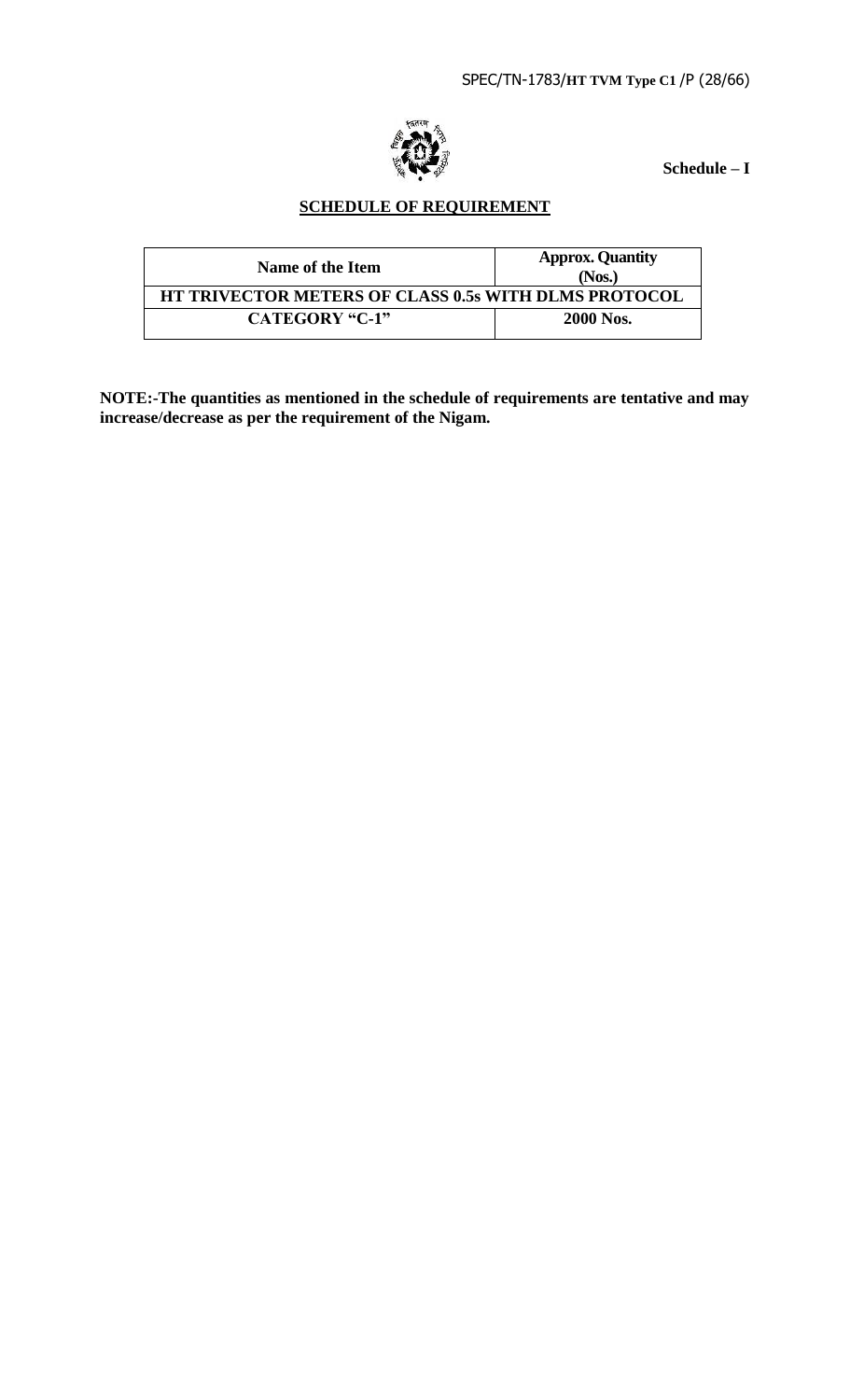**Schedule – I**

## SCHEDULE OF REQUIREMENT

| Name of the Item | Approx. Quantity (Nos.) |
|---|---|
| **HT TRIVECTOR METERS OF CLASS 0.5s WITH DLMS PROTOCOL** | |
| **CATEGORY "C-1"** | **2000 Nos.** |

**NOTE:-The quantities as mentioned in the schedule of requirements are tentative and may increase/decrease as per the requirement of the Nigam.**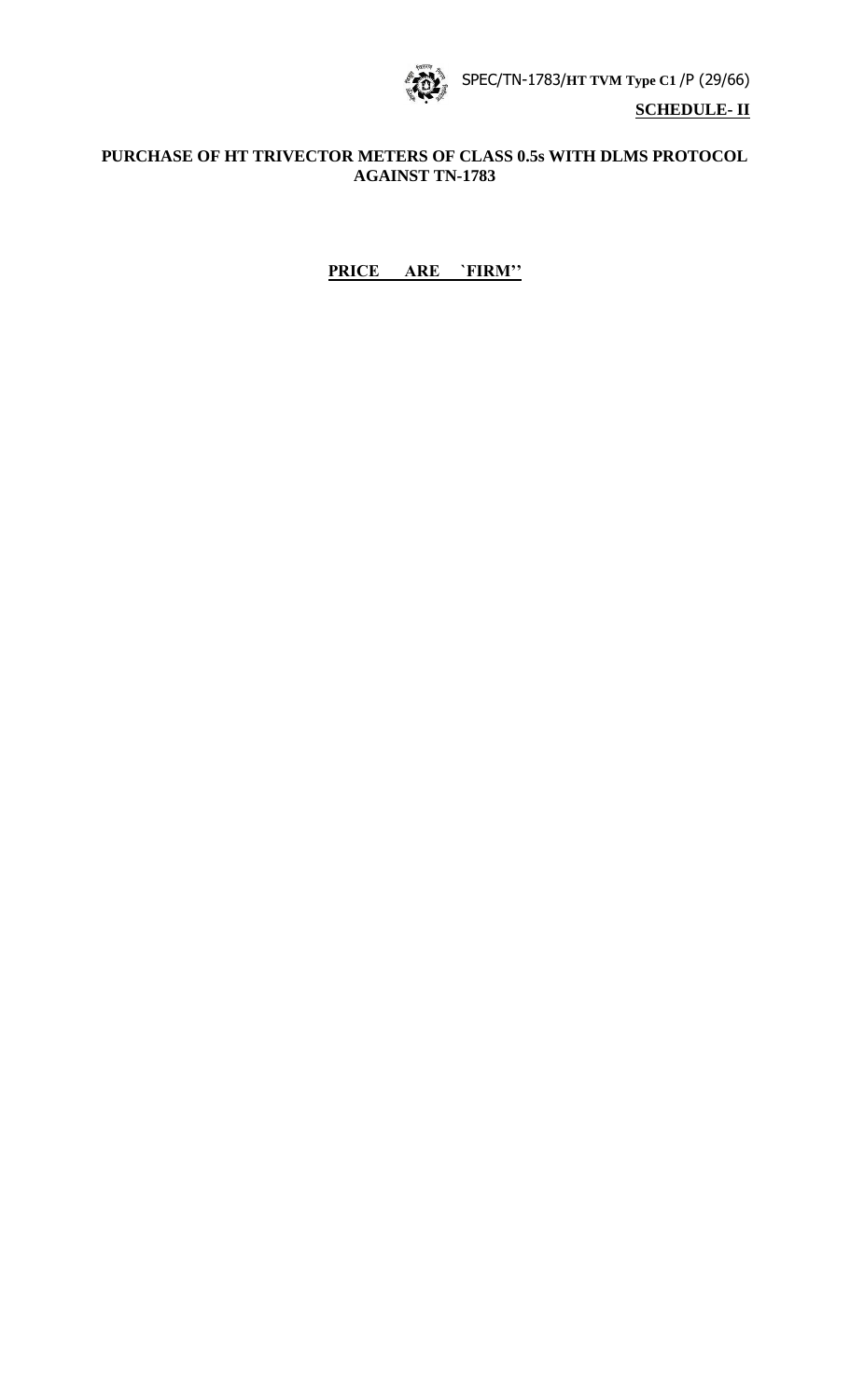**SCHEDULE- II**

**PURCHASE OF HT TRIVECTOR METERS OF CLASS 0.5s WITH DLMS PROTOCOL AGAINST TN-1783**

**PRICE ARE `FIRM''**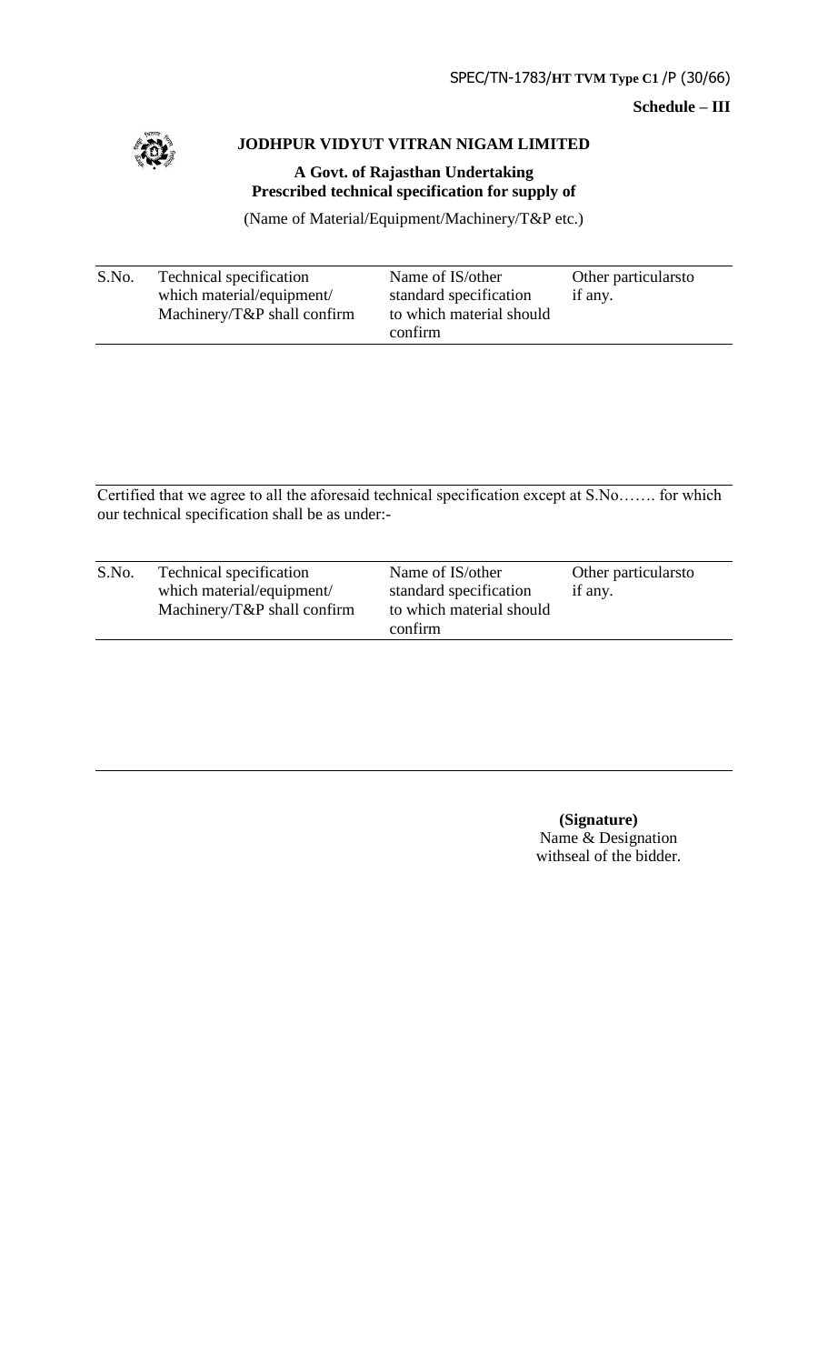**Schedule – III**

## JODHPUR VIDYUT VITRAN NIGAM LIMITED

**A Govt. of Rajasthan Undertaking**
**Prescribed technical specification for supply of**

(Name of Material/Equipment/Machinery/T&P etc.)

| S.No. | Technical specification which material/equipment/ Machinery/T&P shall confirm | Name of IS/other standard specification to which material should confirm | Other particularsto if any. |
|---|---|---|---|
| | | | |

Certified that we agree to all the aforesaid technical specification except at S.No……. for which our technical specification shall be as under:-

| S.No. | Technical specification which material/equipment/ Machinery/T&P shall confirm | Name of IS/other standard specification to which material should confirm | Other particularsto if any. |
|---|---|---|---|
| | | | |

**(Signature)**
Name & Designation
withseal of the bidder.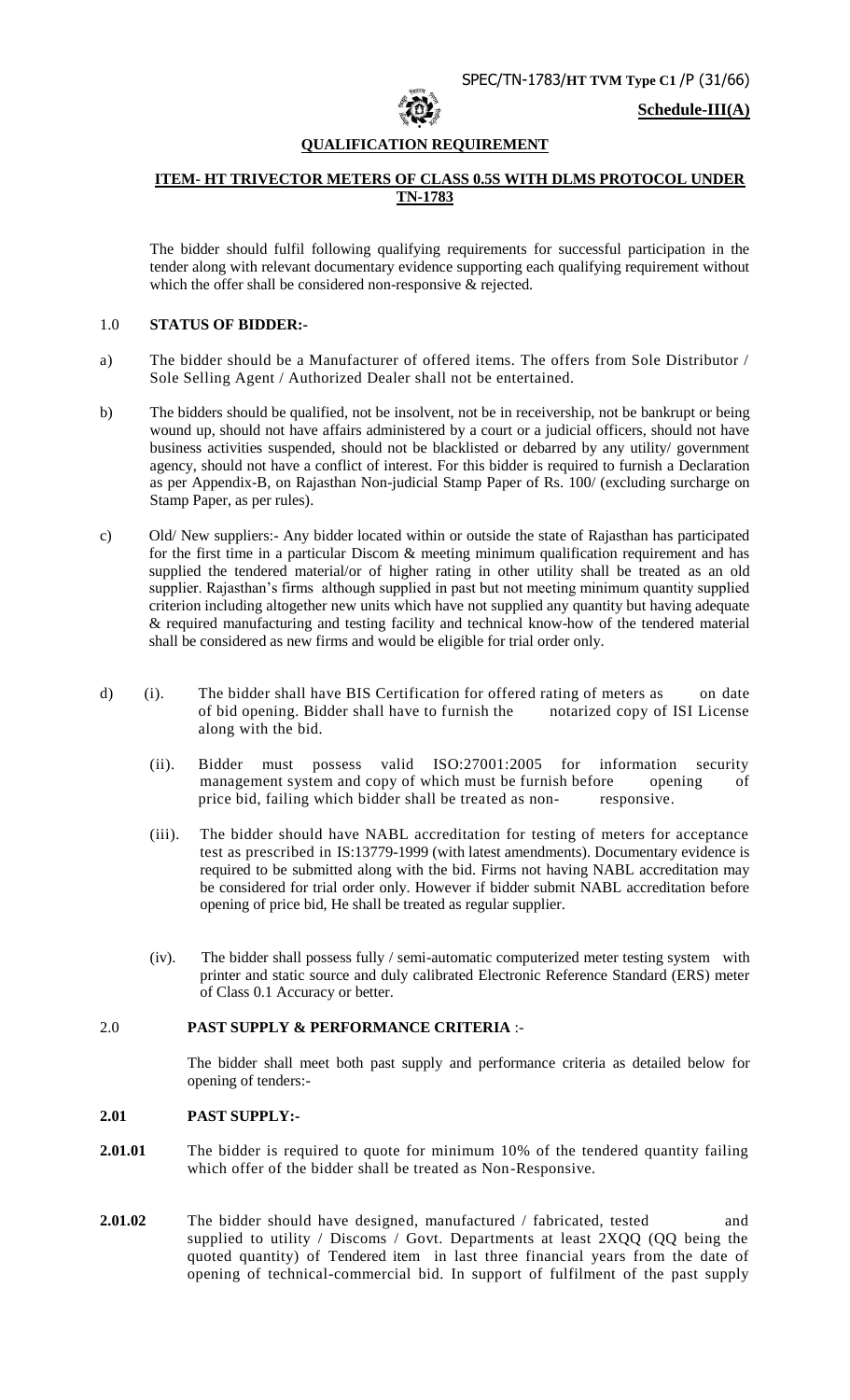**Schedule-III(A)**

## QUALIFICATION REQUIREMENT

### ITEM- HT TRIVECTOR METERS OF CLASS 0.5S WITH DLMS PROTOCOL UNDER TN-1783

The bidder should fulfil following qualifying requirements for successful participation in the tender along with relevant documentary evidence supporting each qualifying requirement without which the offer shall be considered non-responsive & rejected.

### 1.0 STATUS OF BIDDER:-

a) The bidder should be a Manufacturer of offered items. The offers from Sole Distributor / Sole Selling Agent / Authorized Dealer shall not be entertained.

b) The bidders should be qualified, not be insolvent, not be in receivership, not be bankrupt or being wound up, should not have affairs administered by a court or a judicial officers, should not have business activities suspended, should not be blacklisted or debarred by any utility/ government agency, should not have a conflict of interest. For this bidder is required to furnish a Declaration as per Appendix-B, on Rajasthan Non-judicial Stamp Paper of Rs. 100/ (excluding surcharge on Stamp Paper, as per rules).

c) Old/ New suppliers:- Any bidder located within or outside the state of Rajasthan has participated for the first time in a particular Discom & meeting minimum qualification requirement and has supplied the tendered material/or of higher rating in other utility shall be treated as an old supplier. Rajasthan's firms although supplied in past but not meeting minimum quantity supplied criterion including altogether new units which have not supplied any quantity but having adequate & required manufacturing and testing facility and technical know-how of the tendered material shall be considered as new firms and would be eligible for trial order only.

d) (i). The bidder shall have BIS Certification for offered rating of meters as on date of bid opening. Bidder shall have to furnish the notarized copy of ISI License along with the bid.

(ii). Bidder must possess valid ISO:27001:2005 for information security management system and copy of which must be furnish before opening of price bid, failing which bidder shall be treated as non- responsive.

(iii). The bidder should have NABL accreditation for testing of meters for acceptance test as prescribed in IS:13779-1999 (with latest amendments). Documentary evidence is required to be submitted along with the bid. Firms not having NABL accreditation may be considered for trial order only. However if bidder submit NABL accreditation before opening of price bid, He shall be treated as regular supplier.

(iv). The bidder shall possess fully / semi-automatic computerized meter testing system with printer and static source and duly calibrated Electronic Reference Standard (ERS) meter of Class 0.1 Accuracy or better.

### 2.0 PAST SUPPLY & PERFORMANCE CRITERIA :-

The bidder shall meet both past supply and performance criteria as detailed below for opening of tenders:-

#### 2.01 PAST SUPPLY:-

**2.01.01** The bidder is required to quote for minimum 10% of the tendered quantity failing which offer of the bidder shall be treated as Non-Responsive.

**2.01.02** The bidder should have designed, manufactured / fabricated, tested and supplied to utility / Discoms / Govt. Departments at least 2XQQ (QQ being the quoted quantity) of Tendered item in last three financial years from the date of opening of technical-commercial bid. In support of fulfilment of the past supply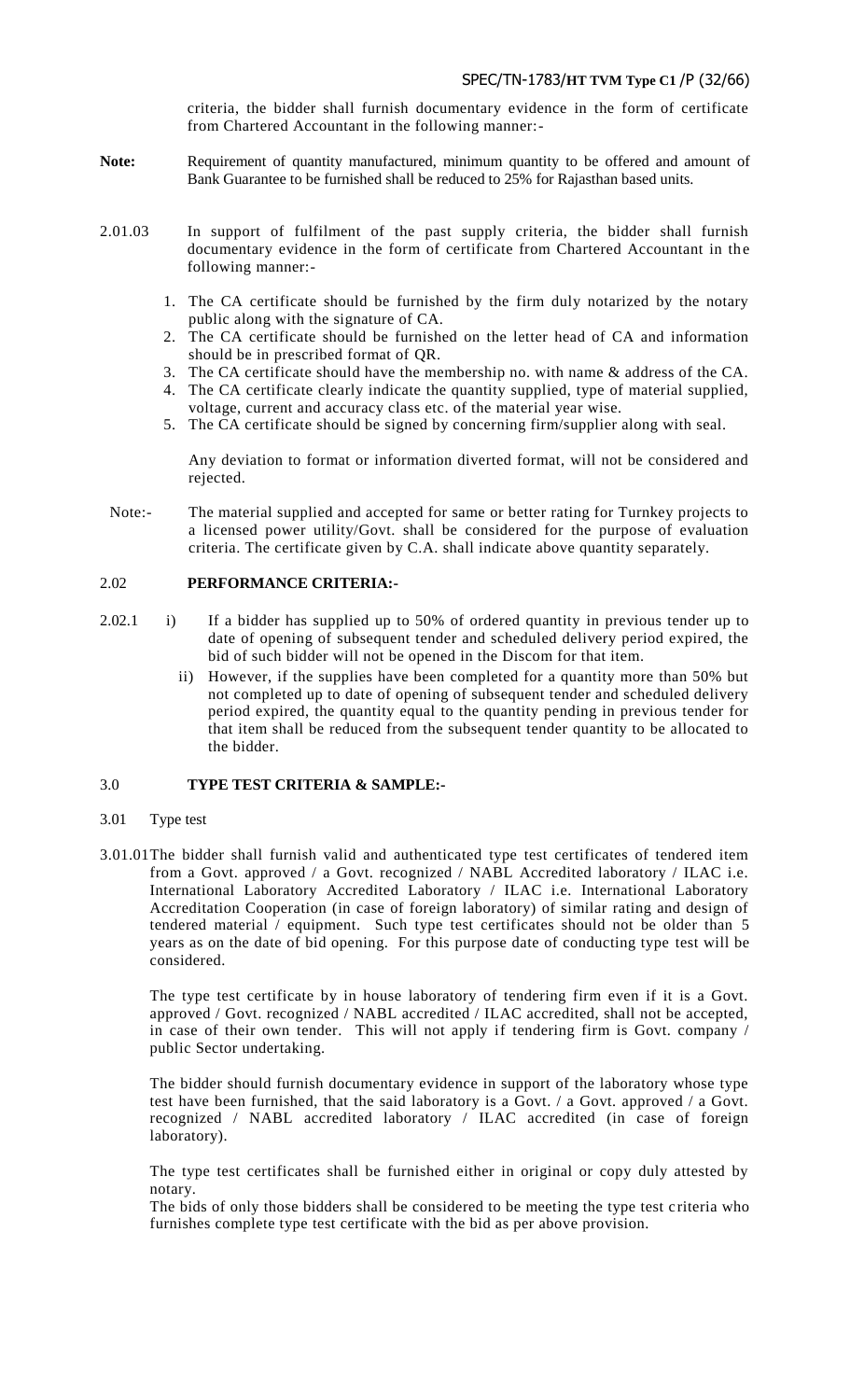criteria, the bidder shall furnish documentary evidence in the form of certificate from Chartered Accountant in the following manner:-

**Note:** Requirement of quantity manufactured, minimum quantity to be offered and amount of Bank Guarantee to be furnished shall be reduced to 25% for Rajasthan based units.

2.01.03 In support of fulfilment of the past supply criteria, the bidder shall furnish documentary evidence in the form of certificate from Chartered Accountant in the following manner:-

1. The CA certificate should be furnished by the firm duly notarized by the notary public along with the signature of CA.
2. The CA certificate should be furnished on the letter head of CA and information should be in prescribed format of QR.
3. The CA certificate should have the membership no. with name & address of the CA.
4. The CA certificate clearly indicate the quantity supplied, type of material supplied, voltage, current and accuracy class etc. of the material year wise.
5. The CA certificate should be signed by concerning firm/supplier along with seal.

Any deviation to format or information diverted format, will not be considered and rejected.

Note:- The material supplied and accepted for same or better rating for Turnkey projects to a licensed power utility/Govt. shall be considered for the purpose of evaluation criteria. The certificate given by C.A. shall indicate above quantity separately.

## 2.02 PERFORMANCE CRITERIA:-

2.02.1 i) If a bidder has supplied up to 50% of ordered quantity in previous tender up to date of opening of subsequent tender and scheduled delivery period expired, the bid of such bidder will not be opened in the Discom for that item.

ii) However, if the supplies have been completed for a quantity more than 50% but not completed up to date of opening of subsequent tender and scheduled delivery period expired, the quantity equal to the quantity pending in previous tender for that item shall be reduced from the subsequent tender quantity to be allocated to the bidder.

## 3.0 TYPE TEST CRITERIA & SAMPLE:-

3.01 Type test

3.01.01 The bidder shall furnish valid and authenticated type test certificates of tendered item from a Govt. approved / a Govt. recognized / NABL Accredited laboratory / ILAC i.e. International Laboratory Accredited Laboratory / ILAC i.e. International Laboratory Accreditation Cooperation (in case of foreign laboratory) of similar rating and design of tendered material / equipment. Such type test certificates should not be older than 5 years as on the date of bid opening. For this purpose date of conducting type test will be considered.

The type test certificate by in house laboratory of tendering firm even if it is a Govt. approved / Govt. recognized / NABL accredited / ILAC accredited, shall not be accepted, in case of their own tender. This will not apply if tendering firm is Govt. company / public Sector undertaking.

The bidder should furnish documentary evidence in support of the laboratory whose type test have been furnished, that the said laboratory is a Govt. / a Govt. approved / a Govt. recognized / NABL accredited laboratory / ILAC accredited (in case of foreign laboratory).

The type test certificates shall be furnished either in original or copy duly attested by notary.

The bids of only those bidders shall be considered to be meeting the type test criteria who furnishes complete type test certificate with the bid as per above provision.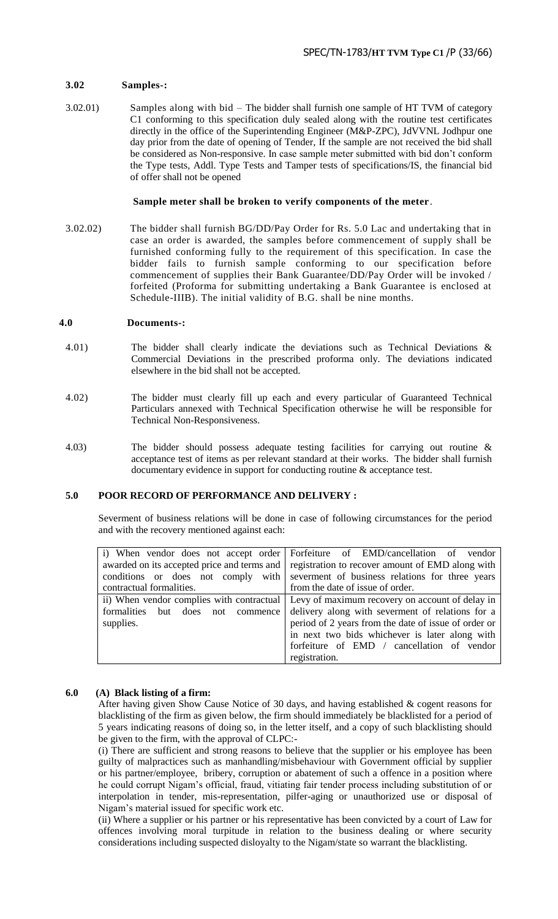### 3.02 Samples-:

3.02.01) Samples along with bid – The bidder shall furnish one sample of HT TVM of category C1 conforming to this specification duly sealed along with the routine test certificates directly in the office of the Superintending Engineer (M&P-ZPC), JdVVNL Jodhpur one day prior from the date of opening of Tender, If the sample are not received the bid shall be considered as Non-responsive. In case sample meter submitted with bid don't conform the Type tests, Addl. Type Tests and Tamper tests of specifications/IS, the financial bid of offer shall not be opened

**Sample meter shall be broken to verify components of the meter**.

3.02.02) The bidder shall furnish BG/DD/Pay Order for Rs. 5.0 Lac and undertaking that in case an order is awarded, the samples before commencement of supply shall be furnished conforming fully to the requirement of this specification. In case the bidder fails to furnish sample conforming to our specification before commencement of supplies their Bank Guarantee/DD/Pay Order will be invoked / forfeited (Proforma for submitting undertaking a Bank Guarantee is enclosed at Schedule-IIIB). The initial validity of B.G. shall be nine months.

### 4.0 Documents-:

4.01) The bidder shall clearly indicate the deviations such as Technical Deviations & Commercial Deviations in the prescribed proforma only. The deviations indicated elsewhere in the bid shall not be accepted.

4.02) The bidder must clearly fill up each and every particular of Guaranteed Technical Particulars annexed with Technical Specification otherwise he will be responsible for Technical Non-Responsiveness.

4.03) The bidder should possess adequate testing facilities for carrying out routine & acceptance test of items as per relevant standard at their works. The bidder shall furnish documentary evidence in support for conducting routine & acceptance test.

### 5.0 POOR RECORD OF PERFORMANCE AND DELIVERY :

Severment of business relations will be done in case of following circumstances for the period and with the recovery mentioned against each:

| | |
|---|---|
| i) When vendor does not accept order awarded on its accepted price and terms and conditions or does not comply with contractual formalities. | Forfeiture of EMD/cancellation of vendor registration to recover amount of EMD along with severment of business relations for three years from the date of issue of order. |
| ii) When vendor complies with contractual formalities but does not commence supplies. | Levy of maximum recovery on account of delay in delivery along with severment of relations for a period of 2 years from the date of issue of order or in next two bids whichever is later along with forfeiture of EMD / cancellation of vendor registration. |

### 6.0 (A) Black listing of a firm:

After having given Show Cause Notice of 30 days, and having established & cogent reasons for blacklisting of the firm as given below, the firm should immediately be blacklisted for a period of 5 years indicating reasons of doing so, in the letter itself, and a copy of such blacklisting should be given to the firm, with the approval of CLPC:-

(i) There are sufficient and strong reasons to believe that the supplier or his employee has been guilty of malpractices such as manhandling/misbehaviour with Government official by supplier or his partner/employee, bribery, corruption or abatement of such a offence in a position where he could corrupt Nigam's official, fraud, vitiating fair tender process including substitution of or interpolation in tender, mis-representation, pilfer-aging or unauthorized use or disposal of Nigam's material issued for specific work etc.

(ii) Where a supplier or his partner or his representative has been convicted by a court of Law for offences involving moral turpitude in relation to the business dealing or where security considerations including suspected disloyalty to the Nigam/state so warrant the blacklisting.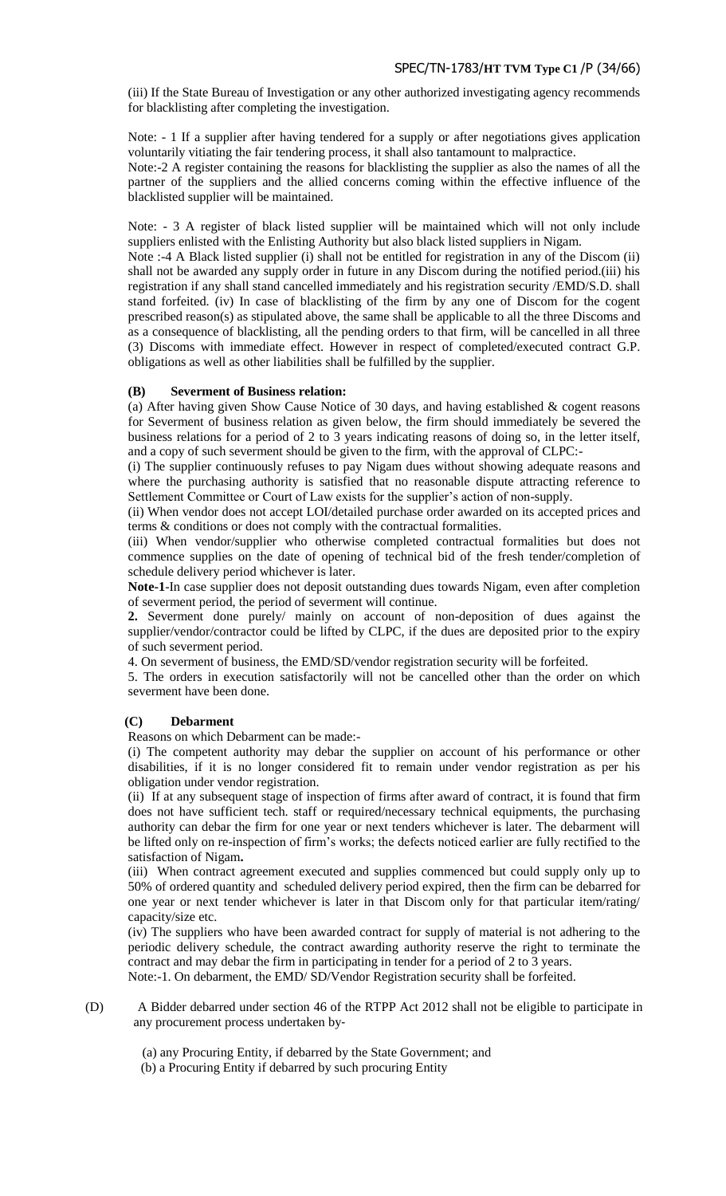(iii) If the State Bureau of Investigation or any other authorized investigating agency recommends for blacklisting after completing the investigation.

Note: - 1 If a supplier after having tendered for a supply or after negotiations gives application voluntarily vitiating the fair tendering process, it shall also tantamount to malpractice.

Note:-2 A register containing the reasons for blacklisting the supplier as also the names of all the partner of the suppliers and the allied concerns coming within the effective influence of the blacklisted supplier will be maintained.

Note: - 3 A register of black listed supplier will be maintained which will not only include suppliers enlisted with the Enlisting Authority but also black listed suppliers in Nigam.

Note :-4 A Black listed supplier (i) shall not be entitled for registration in any of the Discom (ii) shall not be awarded any supply order in future in any Discom during the notified period.(iii) his registration if any shall stand cancelled immediately and his registration security /EMD/S.D. shall stand forfeited. (iv) In case of blacklisting of the firm by any one of Discom for the cogent prescribed reason(s) as stipulated above, the same shall be applicable to all the three Discoms and as a consequence of blacklisting, all the pending orders to that firm, will be cancelled in all three (3) Discoms with immediate effect. However in respect of completed/executed contract G.P. obligations as well as other liabilities shall be fulfilled by the supplier.

**(B) Severment of Business relation:**

(a) After having given Show Cause Notice of 30 days, and having established & cogent reasons for Severment of business relation as given below, the firm should immediately be severed the business relations for a period of 2 to 3 years indicating reasons of doing so, in the letter itself, and a copy of such severment should be given to the firm, with the approval of CLPC:-

(i) The supplier continuously refuses to pay Nigam dues without showing adequate reasons and where the purchasing authority is satisfied that no reasonable dispute attracting reference to Settlement Committee or Court of Law exists for the supplier's action of non-supply.

(ii) When vendor does not accept LOI/detailed purchase order awarded on its accepted prices and terms & conditions or does not comply with the contractual formalities.

(iii) When vendor/supplier who otherwise completed contractual formalities but does not commence supplies on the date of opening of technical bid of the fresh tender/completion of schedule delivery period whichever is later.

**Note-1**-In case supplier does not deposit outstanding dues towards Nigam, even after completion of severment period, the period of severment will continue.

**2.** Severment done purely/ mainly on account of non-deposition of dues against the supplier/vendor/contractor could be lifted by CLPC, if the dues are deposited prior to the expiry of such severment period.

4. On severment of business, the EMD/SD/vendor registration security will be forfeited.

5. The orders in execution satisfactorily will not be cancelled other than the order on which severment have been done.

**(C) Debarment**

Reasons on which Debarment can be made:-

(i) The competent authority may debar the supplier on account of his performance or other disabilities, if it is no longer considered fit to remain under vendor registration as per his obligation under vendor registration.

(ii) If at any subsequent stage of inspection of firms after award of contract, it is found that firm does not have sufficient tech. staff or required/necessary technical equipments, the purchasing authority can debar the firm for one year or next tenders whichever is later. The debarment will be lifted only on re-inspection of firm's works; the defects noticed earlier are fully rectified to the satisfaction of Nigam**.**

(iii) When contract agreement executed and supplies commenced but could supply only up to 50% of ordered quantity and scheduled delivery period expired, then the firm can be debarred for one year or next tender whichever is later in that Discom only for that particular item/rating/ capacity/size etc.

(iv) The suppliers who have been awarded contract for supply of material is not adhering to the periodic delivery schedule, the contract awarding authority reserve the right to terminate the contract and may debar the firm in participating in tender for a period of 2 to 3 years.

Note:-1. On debarment, the EMD/ SD/Vendor Registration security shall be forfeited.

(D) A Bidder debarred under section 46 of the RTPP Act 2012 shall not be eligible to participate in any procurement process undertaken by-

(a) any Procuring Entity, if debarred by the State Government; and

(b) a Procuring Entity if debarred by such procuring Entity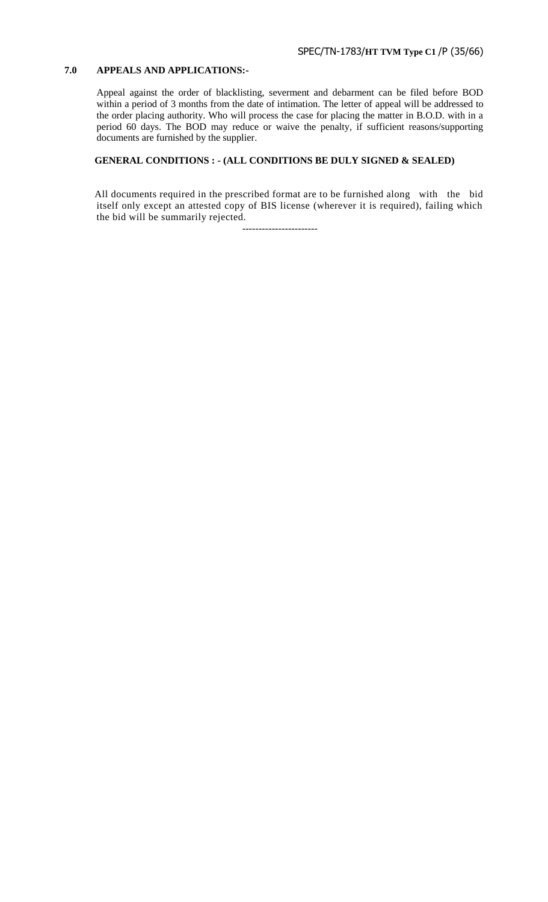## 7.0 APPEALS AND APPLICATIONS:-

Appeal against the order of blacklisting, severment and debarment can be filed before BOD within a period of 3 months from the date of intimation. The letter of appeal will be addressed to the order placing authority. Who will process the case for placing the matter in B.O.D. with in a period 60 days. The BOD may reduce or waive the penalty, if sufficient reasons/supporting documents are furnished by the supplier.

**GENERAL CONDITIONS : - (ALL CONDITIONS BE DULY SIGNED & SEALED)**

All documents required in the prescribed format are to be furnished along with the bid itself only except an attested copy of BIS license (wherever it is required), failing which the bid will be summarily rejected.

-----------------------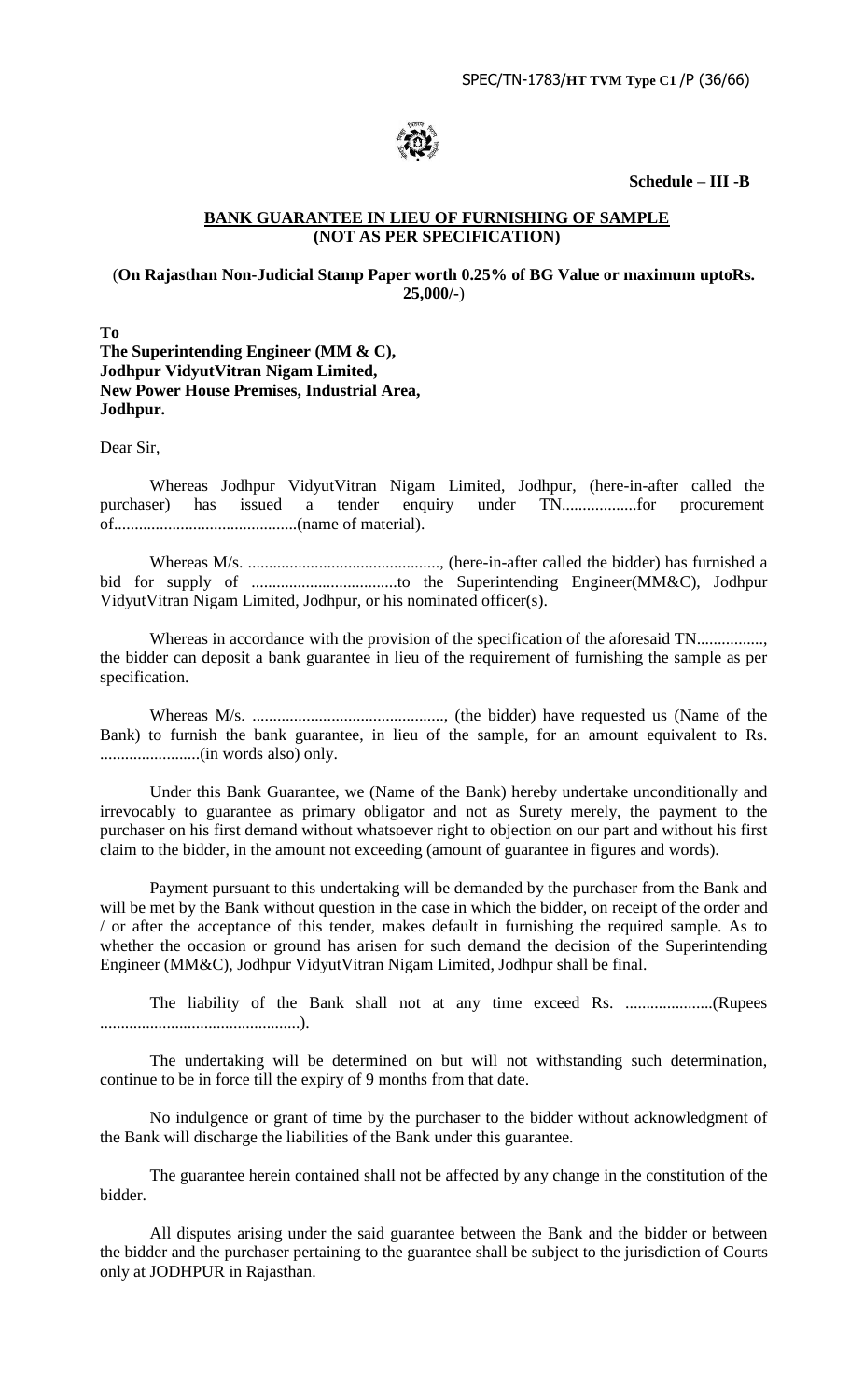**Schedule – III -B**

## BANK GUARANTEE IN LIEU OF FURNISHING OF SAMPLE (NOT AS PER SPECIFICATION)

(**On Rajasthan Non-Judicial Stamp Paper worth 0.25% of BG Value or maximum uptoRs. 25,000/-**)

**To**
**The Superintending Engineer (MM & C),**
**Jodhpur VidyutVitran Nigam Limited,**
**New Power House Premises, Industrial Area,**
**Jodhpur.**

Dear Sir,

Whereas Jodhpur VidyutVitran Nigam Limited, Jodhpur, (here-in-after called the purchaser) has issued a tender enquiry under TN..................for procurement of...........................................(name of material).

Whereas M/s. .............................................., (here-in-after called the bidder) has furnished a bid for supply of ...................................to the Superintending Engineer(MM&C), Jodhpur VidyutVitran Nigam Limited, Jodhpur, or his nominated officer(s).

Whereas in accordance with the provision of the specification of the aforesaid TN................, the bidder can deposit a bank guarantee in lieu of the requirement of furnishing the sample as per specification.

Whereas M/s. .............................................., (the bidder) have requested us (Name of the Bank) to furnish the bank guarantee, in lieu of the sample, for an amount equivalent to Rs. ........................(in words also) only.

Under this Bank Guarantee, we (Name of the Bank) hereby undertake unconditionally and irrevocably to guarantee as primary obligator and not as Surety merely, the payment to the purchaser on his first demand without whatsoever right to objection on our part and without his first claim to the bidder, in the amount not exceeding (amount of guarantee in figures and words).

Payment pursuant to this undertaking will be demanded by the purchaser from the Bank and will be met by the Bank without question in the case in which the bidder, on receipt of the order and / or after the acceptance of this tender, makes default in furnishing the required sample. As to whether the occasion or ground has arisen for such demand the decision of the Superintending Engineer (MM&C), Jodhpur VidyutVitran Nigam Limited, Jodhpur shall be final.

The liability of the Bank shall not at any time exceed Rs. .....................(Rupees ................................................).

The undertaking will be determined on but will not withstanding such determination, continue to be in force till the expiry of 9 months from that date.

No indulgence or grant of time by the purchaser to the bidder without acknowledgment of the Bank will discharge the liabilities of the Bank under this guarantee.

The guarantee herein contained shall not be affected by any change in the constitution of the bidder.

All disputes arising under the said guarantee between the Bank and the bidder or between the bidder and the purchaser pertaining to the guarantee shall be subject to the jurisdiction of Courts only at JODHPUR in Rajasthan.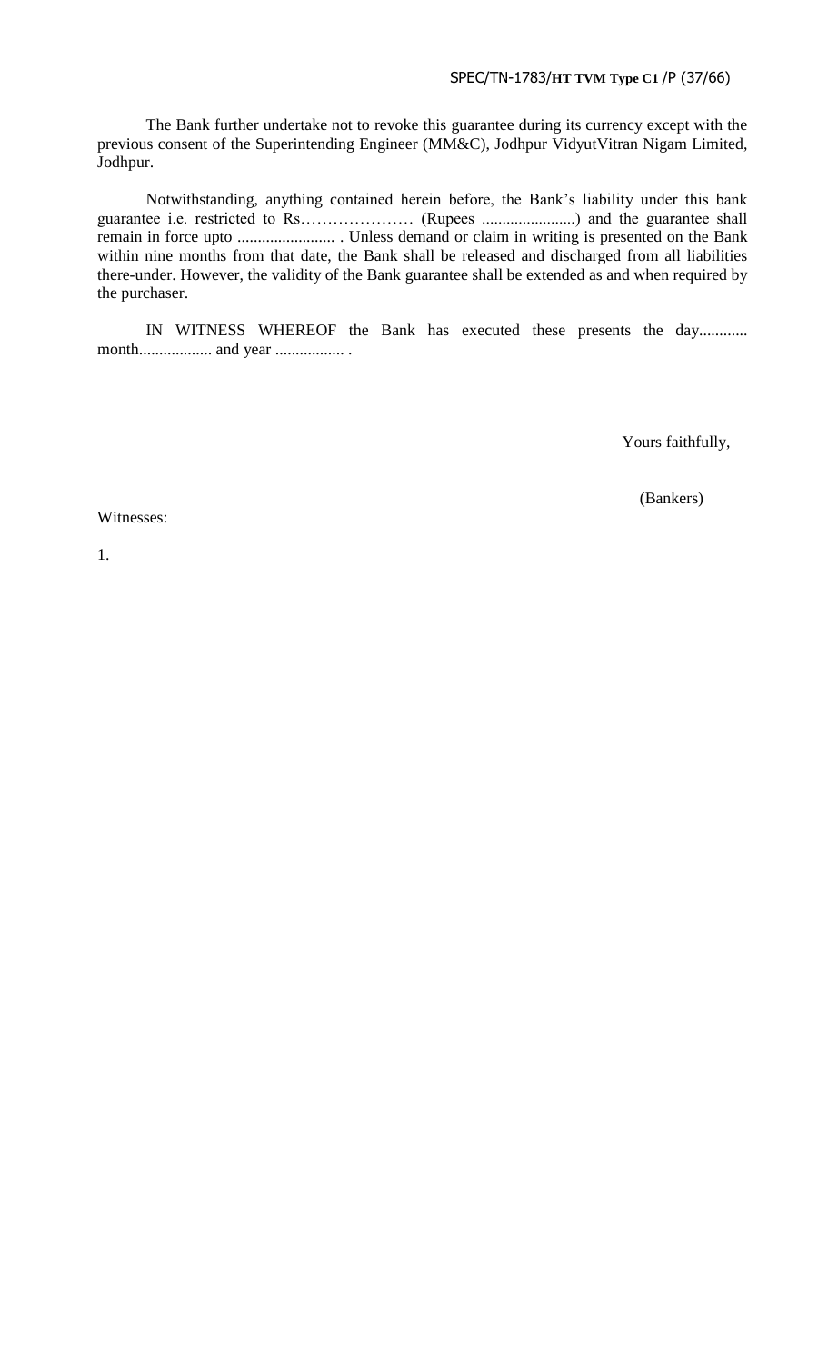The Bank further undertake not to revoke this guarantee during its currency except with the previous consent of the Superintending Engineer (MM&C), Jodhpur VidyutVitran Nigam Limited, Jodhpur.

Notwithstanding, anything contained herein before, the Bank's liability under this bank guarantee i.e. restricted to Rs………………… (Rupees .......................) and the guarantee shall remain in force upto ........................ . Unless demand or claim in writing is presented on the Bank within nine months from that date, the Bank shall be released and discharged from all liabilities there-under. However, the validity of the Bank guarantee shall be extended as and when required by the purchaser.

IN WITNESS WHEREOF the Bank has executed these presents the day............ month.................. and year ................. .

Yours faithfully,

(Bankers)

Witnesses:

1.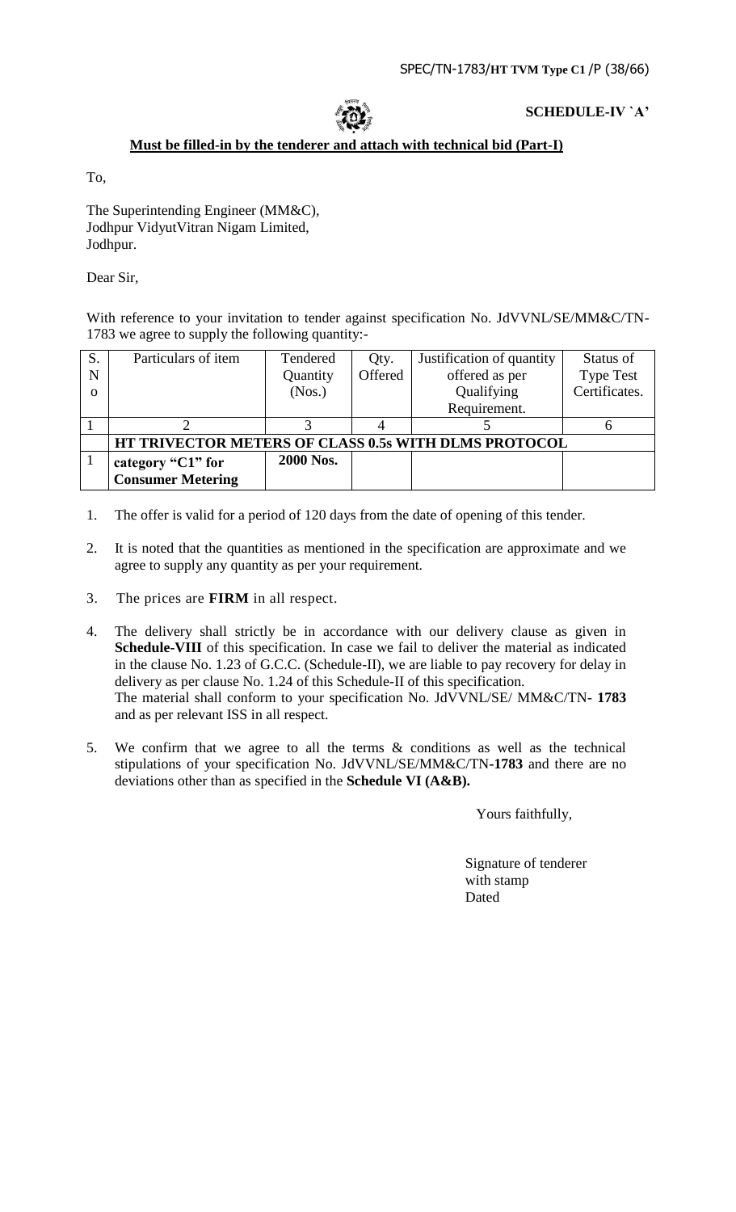**SCHEDULE-IV `A'**

**Must be filled-in by the tenderer and attach with technical bid (Part-I)**

To,

The Superintending Engineer (MM&C),
Jodhpur VidyutVitran Nigam Limited,
Jodhpur.

Dear Sir,

With reference to your invitation to tender against specification No. JdVVNL/SE/MM&C/TN-1783 we agree to supply the following quantity:-

| S. No | Particulars of item | Tendered Quantity (Nos.) | Qty. Offered | Justification of quantity offered as per Qualifying Requirement. | Status of Type Test Certificates. |
|---|---|---|---|---|---|
| 1 | 2 | 3 | 4 | 5 | 6 |
| | **HT TRIVECTOR METERS OF CLASS 0.5s WITH DLMS PROTOCOL** | | | | |
| 1 | **category "C1" for Consumer Metering** | **2000 Nos.** | | | |

1. The offer is valid for a period of 120 days from the date of opening of this tender.
2. It is noted that the quantities as mentioned in the specification are approximate and we agree to supply any quantity as per your requirement.
3. The prices are **FIRM** in all respect.
4. The delivery shall strictly be in accordance with our delivery clause as given in **Schedule-VIII** of this specification. In case we fail to deliver the material as indicated in the clause No. 1.23 of G.C.C. (Schedule-II), we are liable to pay recovery for delay in delivery as per clause No. 1.24 of this Schedule-II of this specification.
   The material shall conform to your specification No. JdVVNL/SE/ MM&C/TN- **1783** and as per relevant ISS in all respect.
5. We confirm that we agree to all the terms & conditions as well as the technical stipulations of your specification No. JdVVNL/SE/MM&C/TN-**1783** and there are no deviations other than as specified in the **Schedule VI (A&B).**

Yours faithfully,

Signature of tenderer
with stamp
Dated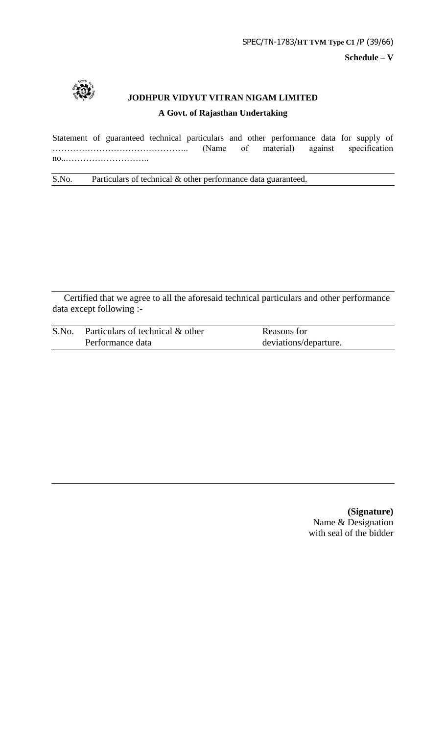**Schedule – V**

**JODHPUR VIDYUT VITRAN NIGAM LIMITED**

**A Govt. of Rajasthan Undertaking**

Statement of guaranteed technical particulars and other performance data for supply of ……………………………………….. (Name of material) against specification no..………………………..

| S.No. | Particulars of technical & other performance data guaranteed. |
|---|---|
| | |

Certified that we agree to all the aforesaid technical particulars and other performance data except following :-

| S.No. | Particulars of technical & other Performance data | Reasons for deviations/departure. |
|---|---|---|
| | | |

**(Signature)**
Name & Designation
with seal of the bidder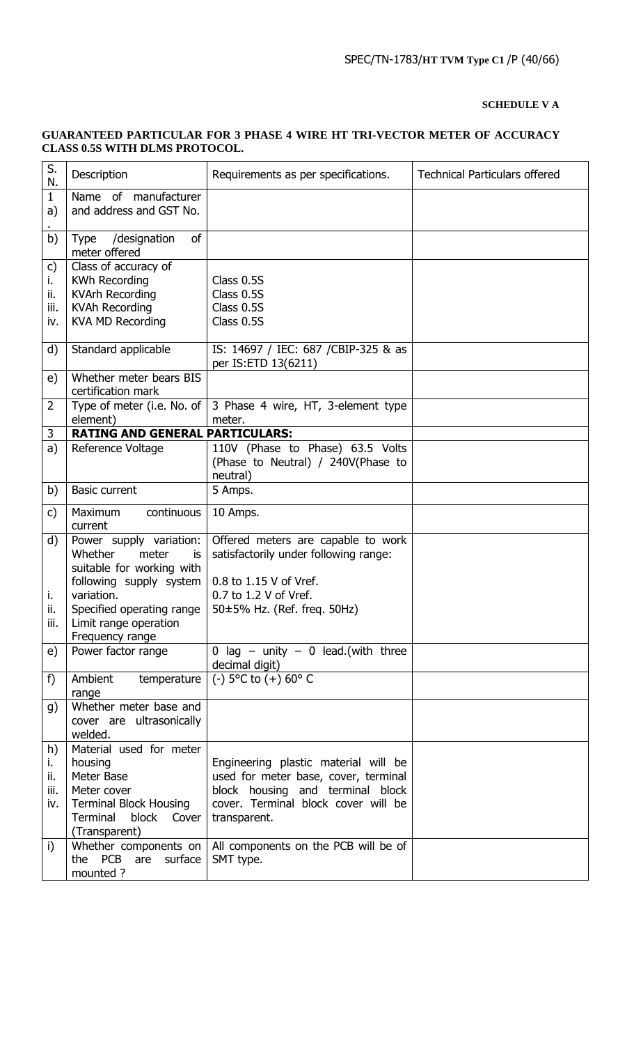**SCHEDULE V A**

**GUARANTEED PARTICULAR FOR 3 PHASE 4 WIRE HT TRI-VECTOR METER OF ACCURACY CLASS 0.5S WITH DLMS PROTOCOL.**

| S. N. | Description | Requirements as per specifications. | Technical Particulars offered |
|---|---|---|---|
| 1 a). | Name of manufacturer and address and GST No. | | |
| b) | Type /designation of meter offered | | |
| c)<br>i.<br>ii.<br>iii.<br>iv. | Class of accuracy of<br>KWh Recording<br>KVArh Recording<br>KVAh Recording<br>KVA MD Recording | <br>Class 0.5S<br>Class 0.5S<br>Class 0.5S<br>Class 0.5S | |
| d) | Standard applicable | IS: 14697 / IEC: 687 /CBIP-325 & as per IS:ETD 13(6211) | |
| e) | Whether meter bears BIS certification mark | | |
| 2 | Type of meter (i.e. No. of element) | 3 Phase 4 wire, HT, 3-element type meter. | |
| 3 | **RATING AND GENERAL PARTICULARS:** | | |
| a) | Reference Voltage | 110V (Phase to Phase) 63.5 Volts (Phase to Neutral) / 240V(Phase to neutral) | |
| b) | Basic current | 5 Amps. | |
| c) | Maximum continuous current | 10 Amps. | |
| d)<br>i.<br>ii.<br>iii. | Power supply variation: Whether meter is suitable for working with following supply system variation.<br>Specified operating range<br>Limit range operation<br>Frequency range | Offered meters are capable to work satisfactorily under following range:<br>0.8 to 1.15 V of Vref.<br>0.7 to 1.2 V of Vref.<br>50±5% Hz. (Ref. freq. 50Hz) | |
| e) | Power factor range | 0 lag – unity – 0 lead.(with three decimal digit) | |
| f) | Ambient temperature range | (-) 5°C to (+) 60° C | |
| g) | Whether meter base and cover are ultrasonically welded. | | |
| h)<br>i.<br>ii.<br>iii.<br>iv. | Material used for meter housing<br>Meter Base<br>Meter cover<br>Terminal Block Housing<br>Terminal block Cover (Transparent) | Engineering plastic material will be used for meter base, cover, terminal block housing and terminal block cover. Terminal block cover will be transparent. | |
| i) | Whether components on the PCB are surface mounted ? | All components on the PCB will be of SMT type. | |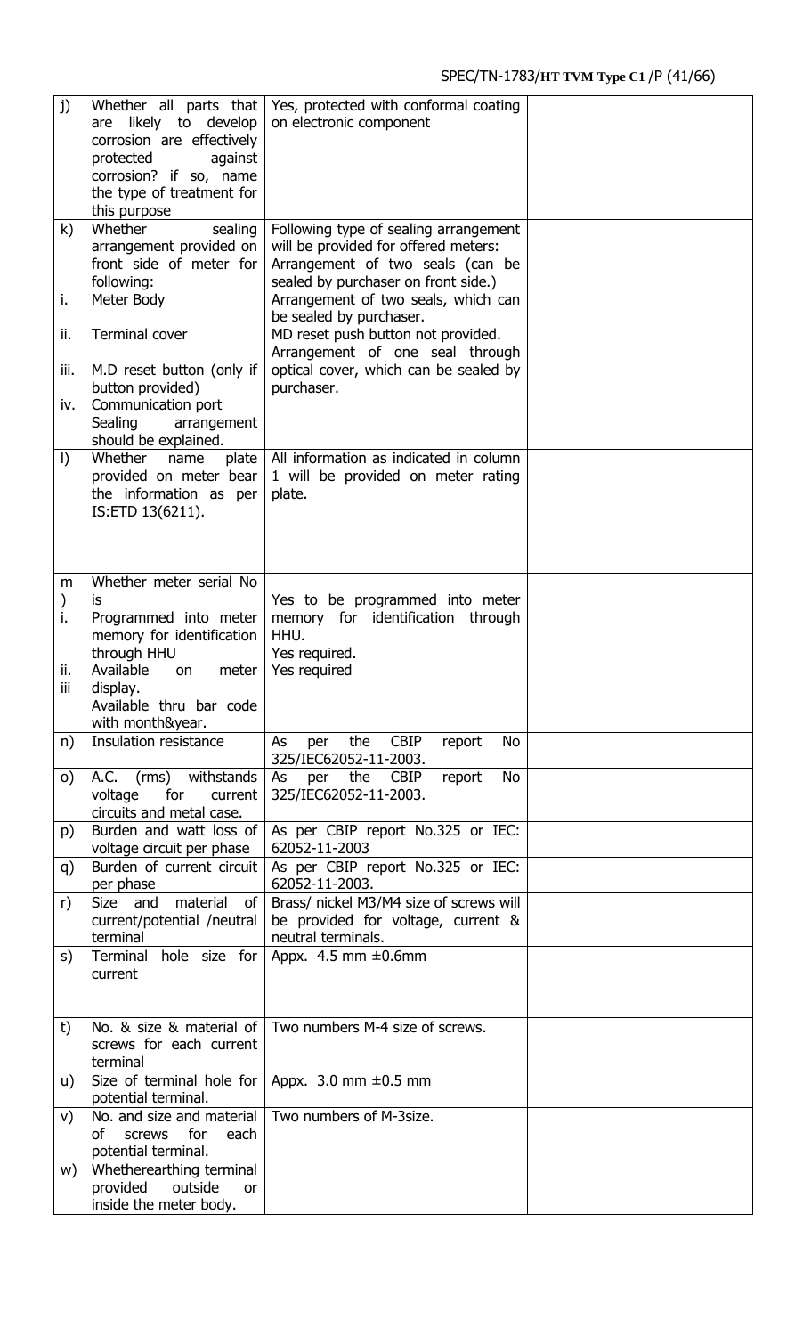| | | | |
|---|---|---|---|
| j) | Whether all parts that are likely to develop corrosion are effectively protected against corrosion? if so, name the type of treatment for this purpose | Yes, protected with conformal coating on electronic component | |
| k)<br>i.<br>ii.<br>iii.<br>iv. | Whether sealing arrangement provided on front side of meter for following:<br>Meter Body<br>Terminal cover<br>M.D reset button (only if button provided)<br>Communication port<br>Sealing arrangement should be explained. | Following type of sealing arrangement will be provided for offered meters:<br>Arrangement of two seals (can be sealed by purchaser on front side.)<br>Arrangement of two seals, which can be sealed by purchaser.<br>MD reset push button not provided.<br>Arrangement of one seal through optical cover, which can be sealed by purchaser. | |
| l) | Whether name plate provided on meter bear the information as per IS:ETD 13(6211). | All information as indicated in column 1 will be provided on meter rating plate. | |
| m)<br>i.<br>ii.<br>iii | Whether meter serial No is<br>Programmed into meter memory for identification through HHU<br>Available on meter display.<br>Available thru bar code with month&year. | Yes to be programmed into meter memory for identification through HHU.<br>Yes required.<br>Yes required | |
| n) | Insulation resistance | As per the CBIP report No 325/IEC62052-11-2003. | |
| o) | A.C. (rms) withstands voltage for current circuits and metal case. | As per the CBIP report No 325/IEC62052-11-2003. | |
| p) | Burden and watt loss of voltage circuit per phase | As per CBIP report No.325 or IEC: 62052-11-2003 | |
| q) | Burden of current circuit per phase | As per CBIP report No.325 or IEC: 62052-11-2003. | |
| r) | Size and material of current/potential /neutral terminal | Brass/ nickel M3/M4 size of screws will be provided for voltage, current & neutral terminals. | |
| s) | Terminal hole size for current | Appx. 4.5 mm ±0.6mm | |
| t) | No. & size & material of screws for each current terminal | Two numbers M-4 size of screws. | |
| u) | Size of terminal hole for potential terminal. | Appx. 3.0 mm ±0.5 mm | |
| v) | No. and size and material of screws for each potential terminal. | Two numbers of M-3size. | |
| w) | Whetherearthing terminal provided outside or inside the meter body. | | |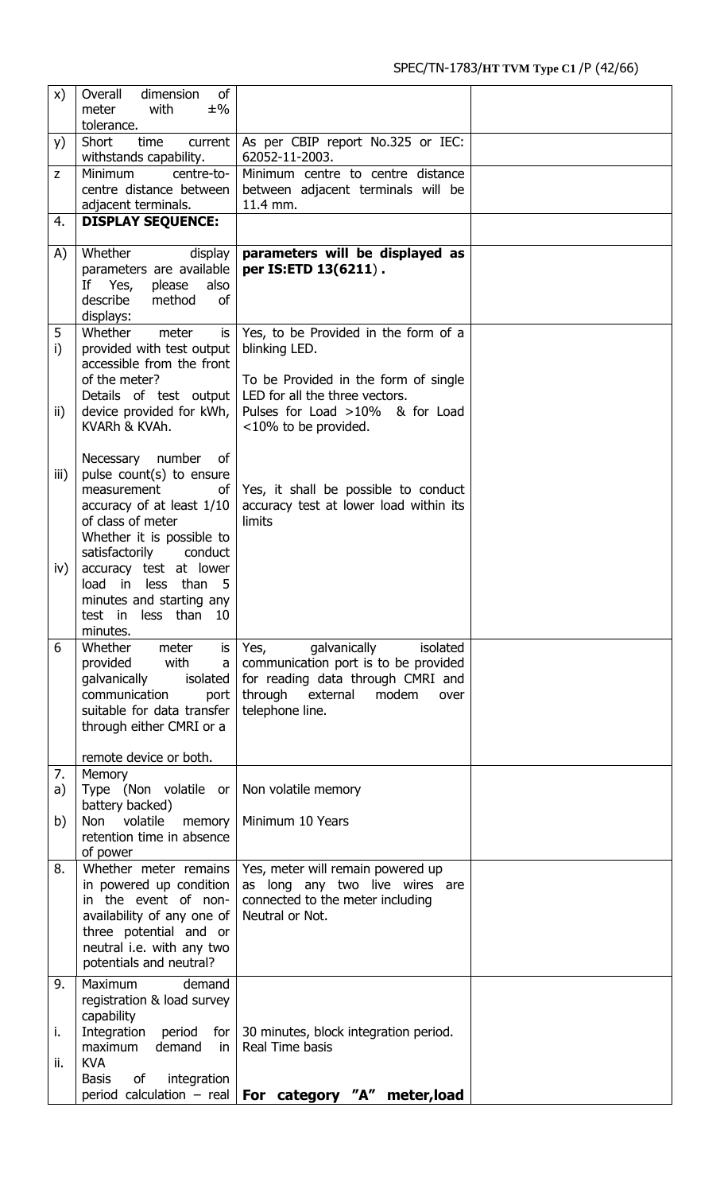| | | | |
|---|---|---|---|
| x) | Overall dimension of meter with ±% tolerance. | | |
| y) | Short time current withstands capability. | As per CBIP report No.325 or IEC: 62052-11-2003. | |
| z | Minimum centre-to-centre distance between adjacent terminals. | Minimum centre to centre distance between adjacent terminals will be 11.4 mm. | |
| 4. | **DISPLAY SEQUENCE:** | | |
| A) | Whether display parameters are available If Yes, please also describe method of displays: | **parameters will be displayed as per IS:ETD 13(6211).** | |
| 5<br>i)<br><br><br>ii)<br><br><br>iii)<br><br><br><br>iv) | Whether meter is provided with test output accessible from the front of the meter?<br>Details of test output device provided for kWh, KVARh & KVAh.<br><br>Necessary number of pulse count(s) to ensure measurement of accuracy of at least 1/10 of class of meter<br>Whether it is possible to satisfactorily conduct accuracy test at lower load in less than 5 minutes and starting any test in less than 10 minutes. | Yes, to be Provided in the form of a blinking LED.<br><br>To be Provided in the form of single LED for all the three vectors.<br>Pulses for Load >10% & for Load <10% to be provided.<br><br>Yes, it shall be possible to conduct accuracy test at lower load within its limits | |
| 6 | Whether meter is provided with a galvanically isolated communication port suitable for data transfer through either CMRI or a remote device or both. | Yes, galvanically isolated communication port is to be provided for reading data through CMRI and through external modem over telephone line. | |
| 7.<br>a)<br><br>b) | Memory<br>Type (Non volatile or battery backed)<br>Non volatile memory retention time in absence of power | <br>Non volatile memory<br><br>Minimum 10 Years | |
| 8. | Whether meter remains in powered up condition in the event of non-availability of any one of three potential and or neutral i.e. with any two potentials and neutral? | Yes, meter will remain powered up as long any two live wires are connected to the meter including Neutral or Not. | |
| 9.<br><br>i.<br><br>ii. | Maximum demand registration & load survey capability<br>Integration period for maximum demand in KVA<br>Basis of integration period calculation – real | <br><br>30 minutes, block integration period.<br>Real Time basis<br><br>**For category "A" meter,load** | |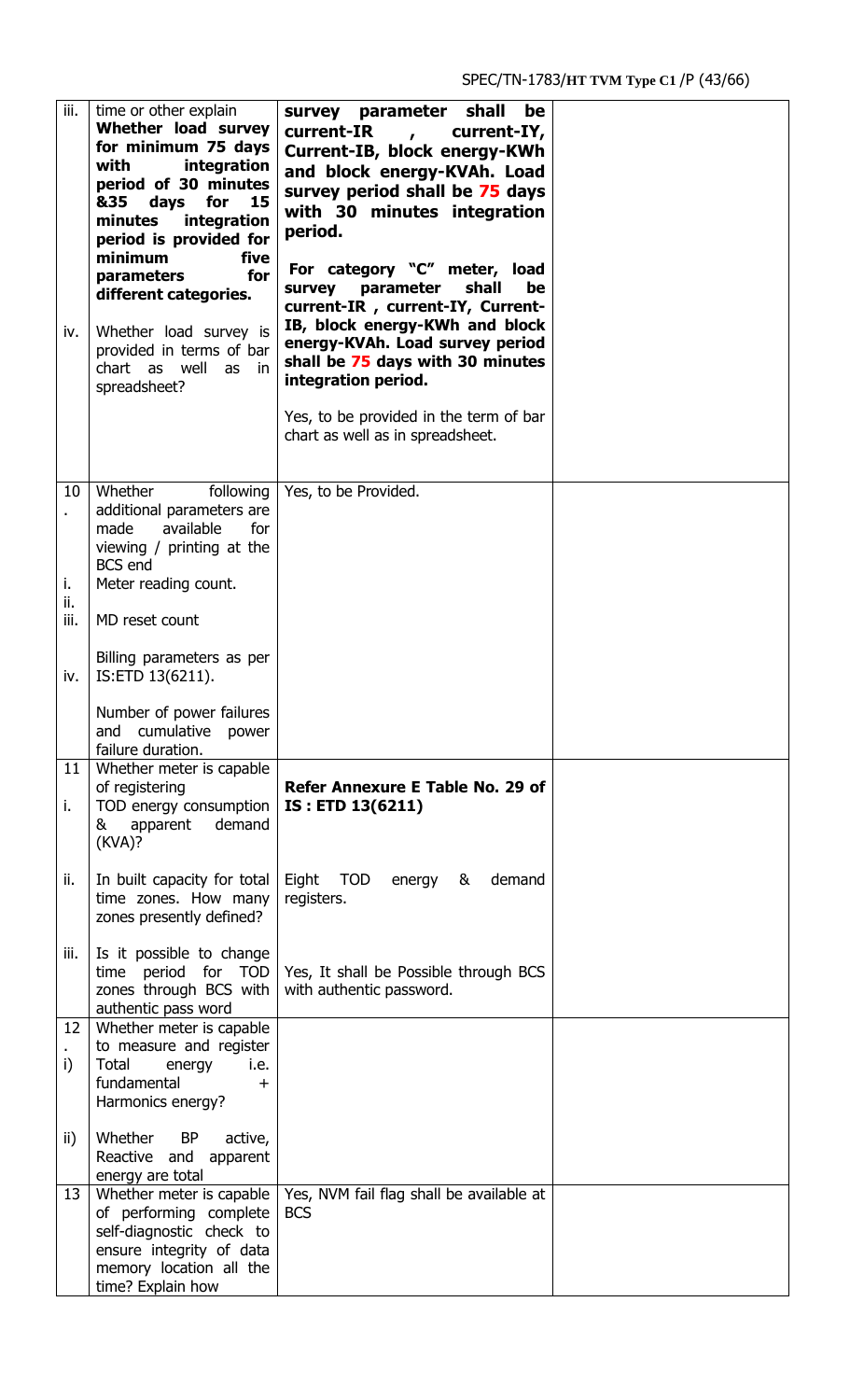| | | | |
|---|---|---|---|
| iii.<br><br><br><br><br><br><br>iv. | time or other explain **Whether load survey for minimum 75 days with integration period of 30 minutes &35 days for 15 minutes integration period is provided for minimum five parameters for different categories.**<br><br>Whether load survey is provided in terms of bar chart as well as in spreadsheet? | **survey parameter shall be current-IR , current-IY, Current-IB, block energy-KWh and block energy-KVAh. Load survey period shall be 75 days with 30 minutes integration period.**<br><br>**For category "C" meter, load survey parameter shall be current-IR , current-IY, Current-IB, block energy-KWh and block energy-KVAh. Load survey period shall be 75 days with 30 minutes integration period.**<br><br>Yes, to be provided in the term of bar chart as well as in spreadsheet. | |
| 10.<br><br><br><br>i.<br>ii.<br>iii.<br><br><br>iv. | Whether following additional parameters are made available for viewing / printing at the BCS end<br>Meter reading count.<br><br>MD reset count<br><br>Billing parameters as per IS:ETD 13(6211).<br><br>Number of power failures and cumulative power failure duration. | Yes, to be Provided. | |
| 11<br><br>i.<br><br><br>ii.<br><br><br>iii. | Whether meter is capable of registering<br>TOD energy consumption & apparent demand (KVA)?<br><br>In built capacity for total time zones. How many zones presently defined?<br><br>Is it possible to change time period for TOD zones through BCS with authentic pass word | **Refer Annexure E Table No. 29 of IS : ETD 13(6211)**<br><br><br>Eight TOD energy & demand registers.<br><br><br>Yes, It shall be Possible through BCS with authentic password. | |
| 12.<br>i)<br><br><br>ii) | Whether meter is capable to measure and register<br>Total energy i.e. fundamental + Harmonics energy?<br><br>Whether BP active, Reactive and apparent energy are total | | |
| 13 | Whether meter is capable of performing complete self-diagnostic check to ensure integrity of data memory location all the time? Explain how | Yes, NVM fail flag shall be available at BCS | |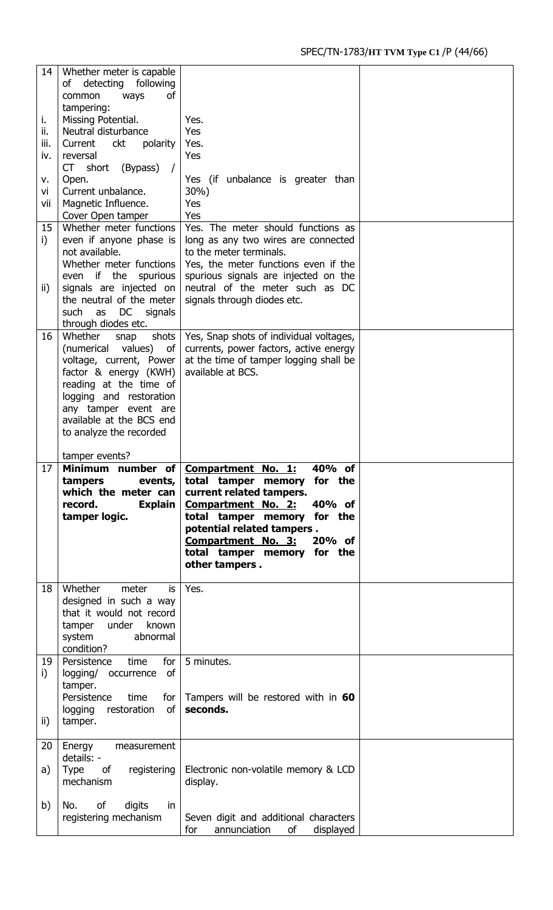| | | | |
|---|---|---|---|
| 14 | Whether meter is capable of detecting following common ways of tampering: | | |
| i. | Missing Potential. | Yes. | |
| ii. | Neutral disturbance | Yes | |
| iii. | Current ckt polarity reversal | Yes. | |
| iv. | CT short (Bypass) / Open. | Yes | |
| v. | Current unbalance. | Yes (if unbalance is greater than 30%) | |
| vi | Magnetic Influence. | Yes | |
| vii | Cover Open tamper | Yes | |
| 15 i) | Whether meter functions even if anyone phase is not available. | Yes. The meter should functions as long as any two wires are connected to the meter terminals. | |
| ii) | Whether meter functions even if the spurious signals are injected on the neutral of the meter such as DC signals through diodes etc. | Yes, the meter functions even if the spurious signals are injected on the neutral of the meter such as DC signals through diodes etc. | |
| 16 | Whether snap shots (numerical values) of voltage, current, Power factor & energy (KWH) reading at the time of logging and restoration any tamper event are available at the BCS end to analyze the recorded tamper events? | Yes, Snap shots of individual voltages, currents, power factors, active energy at the time of tamper logging shall be available at BCS. | |
| 17 | **Minimum number of tampers events, which the meter can record. Explain tamper logic.** | **<u>Compartment No. 1:</u> 40% of total tamper memory for the current related tampers.**<br>**<u>Compartment No. 2:</u> 40% of total tamper memory for the potential related tampers .**<br>**<u>Compartment No. 3:</u> 20% of total tamper memory for the other tampers .** | |
| 18 | Whether meter is designed in such a way that it would not record tamper under known system abnormal condition? | Yes. | |
| 19 i) | Persistence time for logging/ occurrence of tamper. | 5 minutes. | |
| ii) | Persistence time for logging restoration of tamper. | Tampers will be restored with in **60 seconds.** | |
| 20 | Energy measurement details: - | | |
| a) | Type of registering mechanism | Electronic non-volatile memory & LCD display. | |
| b) | No. of digits in registering mechanism | Seven digit and additional characters for annunciation of displayed | |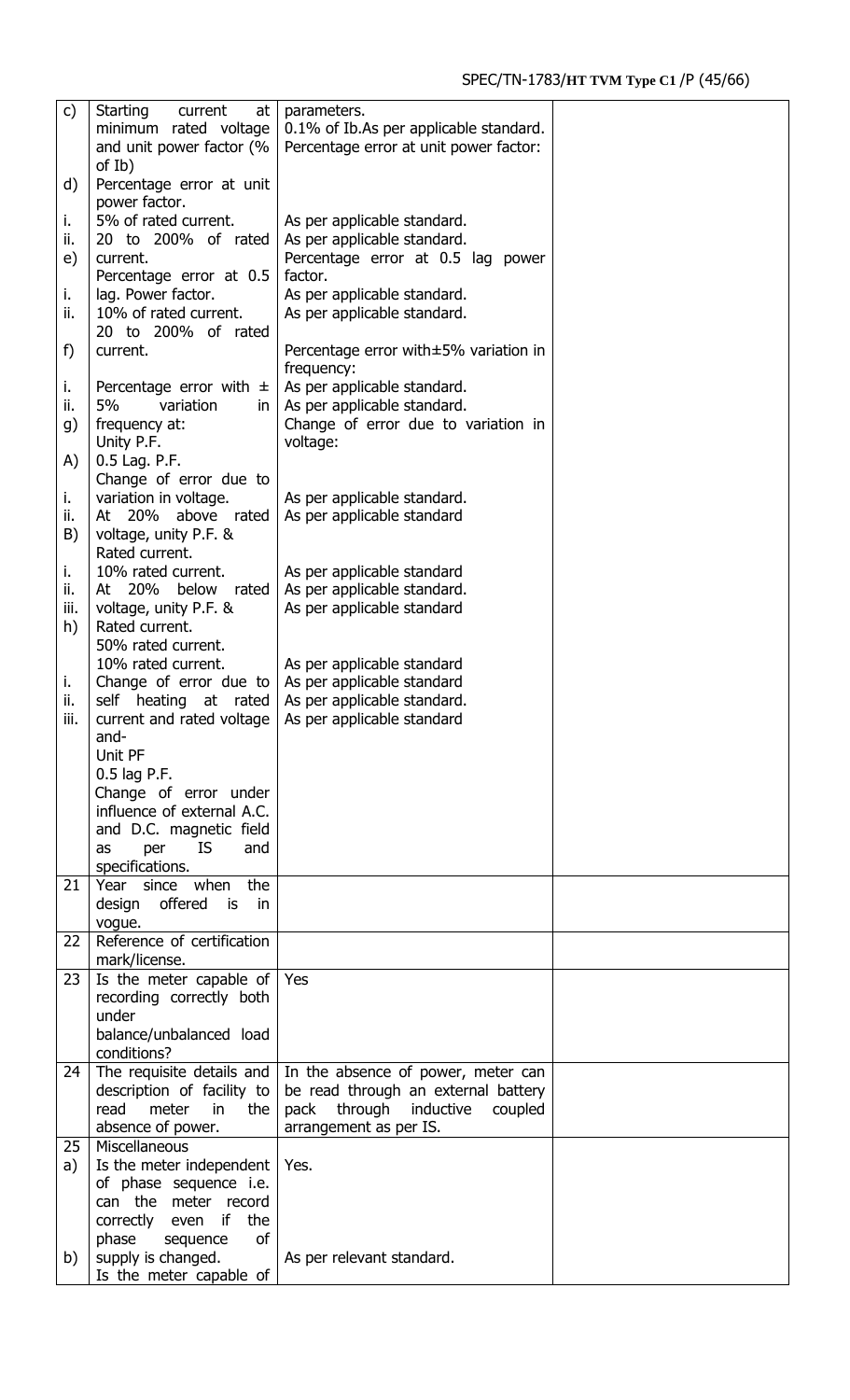| | | | |
|---|---|---|---|
| c) | Starting current at minimum rated voltage and unit power factor (% of Ib) | parameters.<br>0.1% of Ib.As per applicable standard. | |
| d) | Percentage error at unit power factor. | Percentage error at unit power factor: | |
| i. | 5% of rated current. | As per applicable standard. | |
| ii. | 20 to 200% of rated current. | As per applicable standard. | |
| e) | Percentage error at 0.5 lag. Power factor. | Percentage error at 0.5 lag power factor. | |
| i. | 10% of rated current. | As per applicable standard. | |
| ii. | 20 to 200% of rated current. | As per applicable standard. | |
| f) | Percentage error with ± 5% variation in frequency at: | Percentage error with±5% variation in frequency: | |
| i. | Unity P.F. | As per applicable standard. | |
| ii. | 0.5 Lag. P.F. | As per applicable standard. | |
| g) | Change of error due to variation in voltage. | Change of error due to variation in voltage: | |
| A) | At 20% above rated voltage, unity P.F. & | | |
| i. | Rated current. | As per applicable standard. | |
| ii. | 10% rated current. | As per applicable standard | |
| B) | At 20% below rated voltage, unity P.F. & | | |
| i. | Rated current. | As per applicable standard | |
| ii. | 50% rated current. | As per applicable standard. | |
| iii. | 10% rated current. | As per applicable standard | |
| h) | Change of error due to self heating at rated current and rated voltage and- | | |
| i. | Unit PF | As per applicable standard | |
| ii. | 0.5 lag P.F. | As per applicable standard | |
| iii. | Change of error under influence of external A.C. and D.C. magnetic field as per IS and specifications. | As per applicable standard.<br>As per applicable standard | |
| 21 | Year since when the design offered is in vogue. | | |
| 22 | Reference of certification mark/license. | | |
| 23 | Is the meter capable of recording correctly both under balance/unbalanced load conditions? | Yes | |
| 24 | The requisite details and description of facility to read meter in the absence of power. | In the absence of power, meter can be read through an external battery pack through inductive coupled arrangement as per IS. | |
| 25 | Miscellaneous | | |
| a) | Is the meter independent of phase sequence i.e. can the meter record correctly even if the phase sequence of supply is changed. | Yes. | |
| b) | Is the meter capable of | As per relevant standard. | |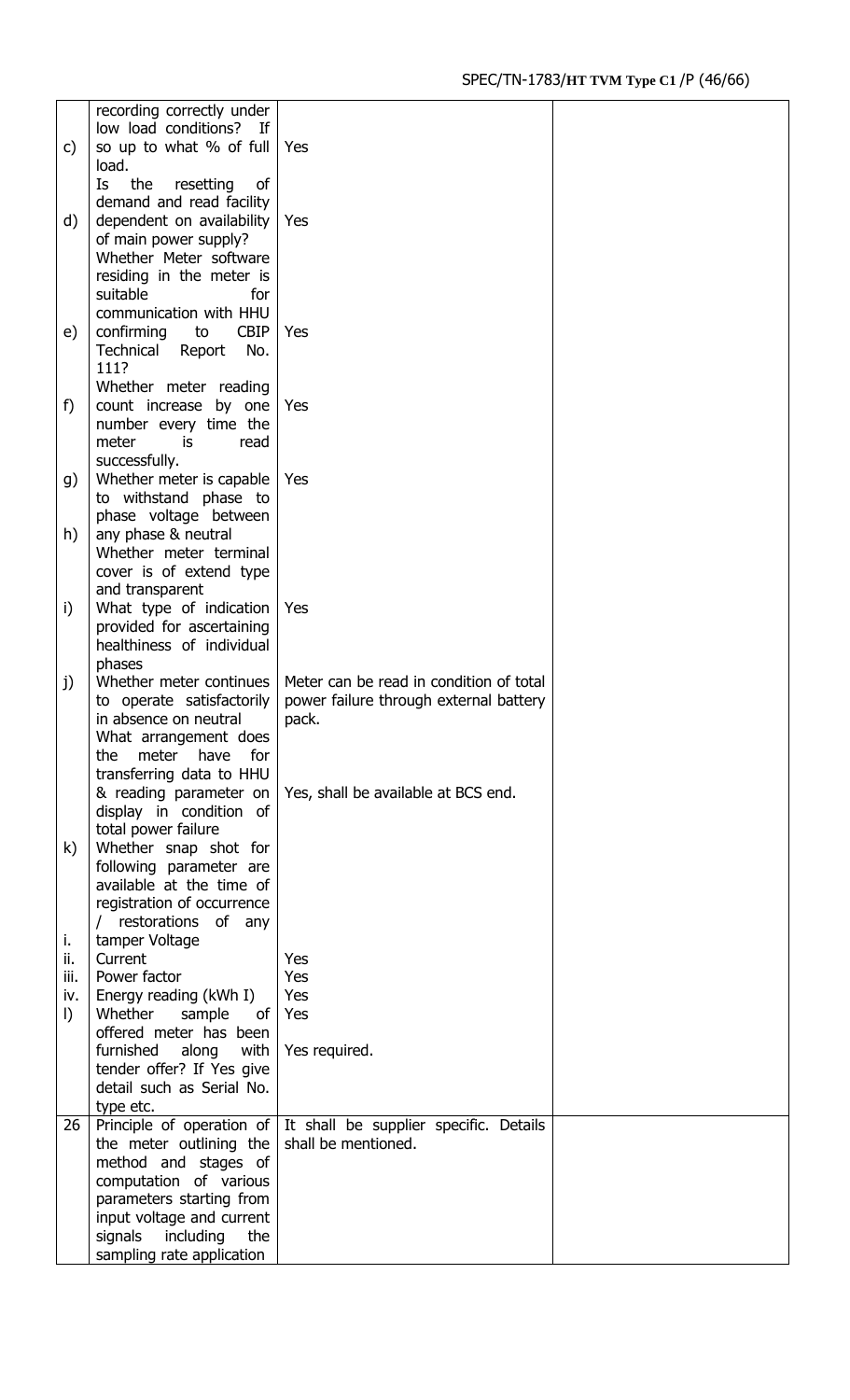| | | | |
|---|---|---|---|
| c) | recording correctly under low load conditions? If so up to what % of full load. | Yes | |
| d) | Is the resetting of demand and read facility dependent on availability of main power supply? | Yes | |
| e) | Whether Meter software residing in the meter is suitable for communication with HHU confirming to CBIP Technical Report No. 111? | Yes | |
| f) | Whether meter reading count increase by one number every time the meter is read successfully. | Yes | |
| g) | Whether meter is capable to withstand phase to phase voltage between | Yes | |
| h) | any phase & neutral<br>Whether meter terminal cover is of extend type and transparent | | |
| i) | What type of indication provided for ascertaining healthiness of individual phases | Yes | |
| j) | Whether meter continues to operate satisfactorily in absence on neutral | Meter can be read in condition of total power failure through external battery pack. | |
| | What arrangement does the meter have for transferring data to HHU & reading parameter on display in condition of total power failure | Yes, shall be available at BCS end. | |
| k) | Whether snap shot for following parameter are available at the time of registration of occurrence / restorations of any | | |
| i. | tamper Voltage | | |
| ii. | Current | Yes | |
| iii. | Power factor | Yes | |
| iv. | Energy reading (kWh I) | Yes | |
| l) | Whether sample of offered meter has been furnished along with tender offer? If Yes give detail such as Serial No. type etc. | Yes<br><br>Yes required. | |
| 26 | Principle of operation of the meter outlining the method and stages of computation of various parameters starting from input voltage and current signals including the sampling rate application | It shall be supplier specific. Details shall be mentioned. | |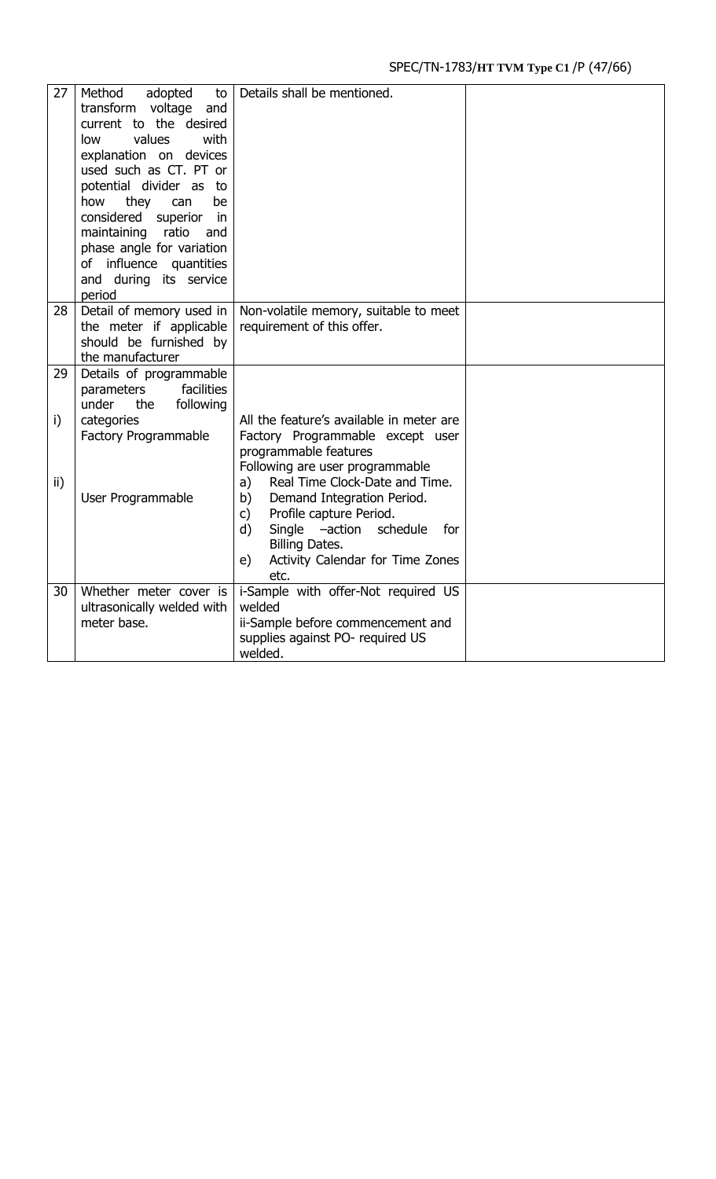| 27 | Method adopted to transform voltage and current to the desired low values with explanation on devices used such as CT. PT or potential divider as to how they can be considered superior in maintaining ratio and phase angle for variation of influence quantities and during its service period | Details shall be mentioned. | |
|---|---|---|---|
| 28 | Detail of memory used in the meter if applicable should be furnished by the manufacturer | Non-volatile memory, suitable to meet requirement of this offer. | |
| 29 | Details of programmable parameters facilities under the following categories | | |
| i) | Factory Programmable | All the feature's available in meter are Factory Programmable except user programmable features | |
| ii) | User Programmable | Following are user programmable<br>a) Real Time Clock-Date and Time.<br>b) Demand Integration Period.<br>c) Profile capture Period.<br>d) Single –action schedule for Billing Dates.<br>e) Activity Calendar for Time Zones etc. | |
| 30 | Whether meter cover is ultrasonically welded with meter base. | i-Sample with offer-Not required US welded<br>ii-Sample before commencement and supplies against PO- required US welded. | |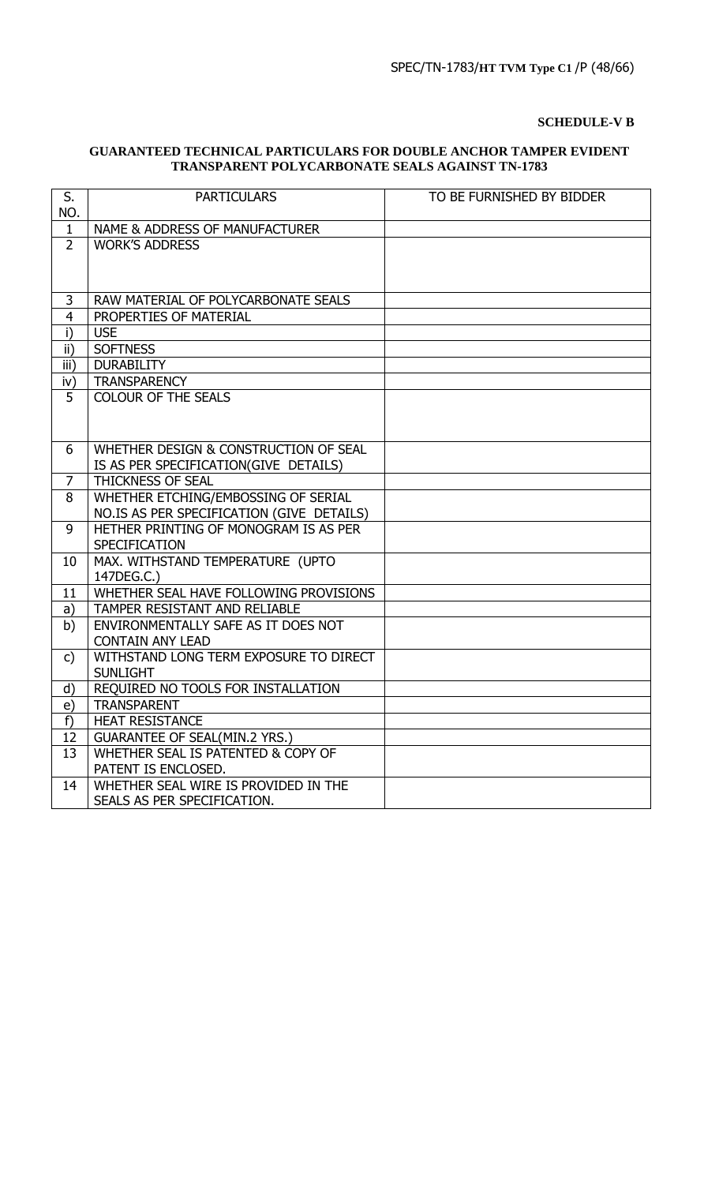**SCHEDULE-V B**

**GUARANTEED TECHNICAL PARTICULARS FOR DOUBLE ANCHOR TAMPER EVIDENT TRANSPARENT POLYCARBONATE SEALS AGAINST TN-1783**

| S. NO. | PARTICULARS | TO BE FURNISHED BY BIDDER |
|---|---|---|
| 1 | NAME & ADDRESS OF MANUFACTURER | |
| 2 | WORK'S ADDRESS | |
| 3 | RAW MATERIAL OF POLYCARBONATE SEALS | |
| 4 | PROPERTIES OF MATERIAL | |
| i) | USE | |
| ii) | SOFTNESS | |
| iii) | DURABILITY | |
| iv) | TRANSPARENCY | |
| 5 | COLOUR OF THE SEALS | |
| 6 | WHETHER DESIGN & CONSTRUCTION OF SEAL IS AS PER SPECIFICATION(GIVE DETAILS) | |
| 7 | THICKNESS OF SEAL | |
| 8 | WHETHER ETCHING/EMBOSSING OF SERIAL NO.IS AS PER SPECIFICATION (GIVE DETAILS) | |
| 9 | HETHER PRINTING OF MONOGRAM IS AS PER SPECIFICATION | |
| 10 | MAX. WITHSTAND TEMPERATURE (UPTO 147DEG.C.) | |
| 11 | WHETHER SEAL HAVE FOLLOWING PROVISIONS | |
| a) | TAMPER RESISTANT AND RELIABLE | |
| b) | ENVIRONMENTALLY SAFE AS IT DOES NOT CONTAIN ANY LEAD | |
| c) | WITHSTAND LONG TERM EXPOSURE TO DIRECT SUNLIGHT | |
| d) | REQUIRED NO TOOLS FOR INSTALLATION | |
| e) | TRANSPARENT | |
| f) | HEAT RESISTANCE | |
| 12 | GUARANTEE OF SEAL(MIN.2 YRS.) | |
| 13 | WHETHER SEAL IS PATENTED & COPY OF PATENT IS ENCLOSED. | |
| 14 | WHETHER SEAL WIRE IS PROVIDED IN THE SEALS AS PER SPECIFICATION. | |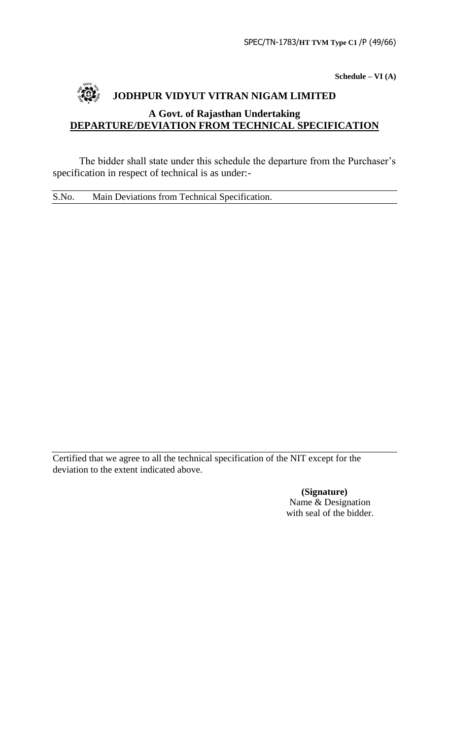**Schedule – VI (A)**

# JODHPUR VIDYUT VITRAN NIGAM LIMITED

## A Govt. of Rajasthan Undertaking

## DEPARTURE/DEVIATION FROM TECHNICAL SPECIFICATION

The bidder shall state under this schedule the departure from the Purchaser's specification in respect of technical is as under:-

| S.No. | Main Deviations from Technical Specification. |
| --- | --- |
| | |

Certified that we agree to all the technical specification of the NIT except for the deviation to the extent indicated above.

**(Signature)**
Name & Designation
with seal of the bidder.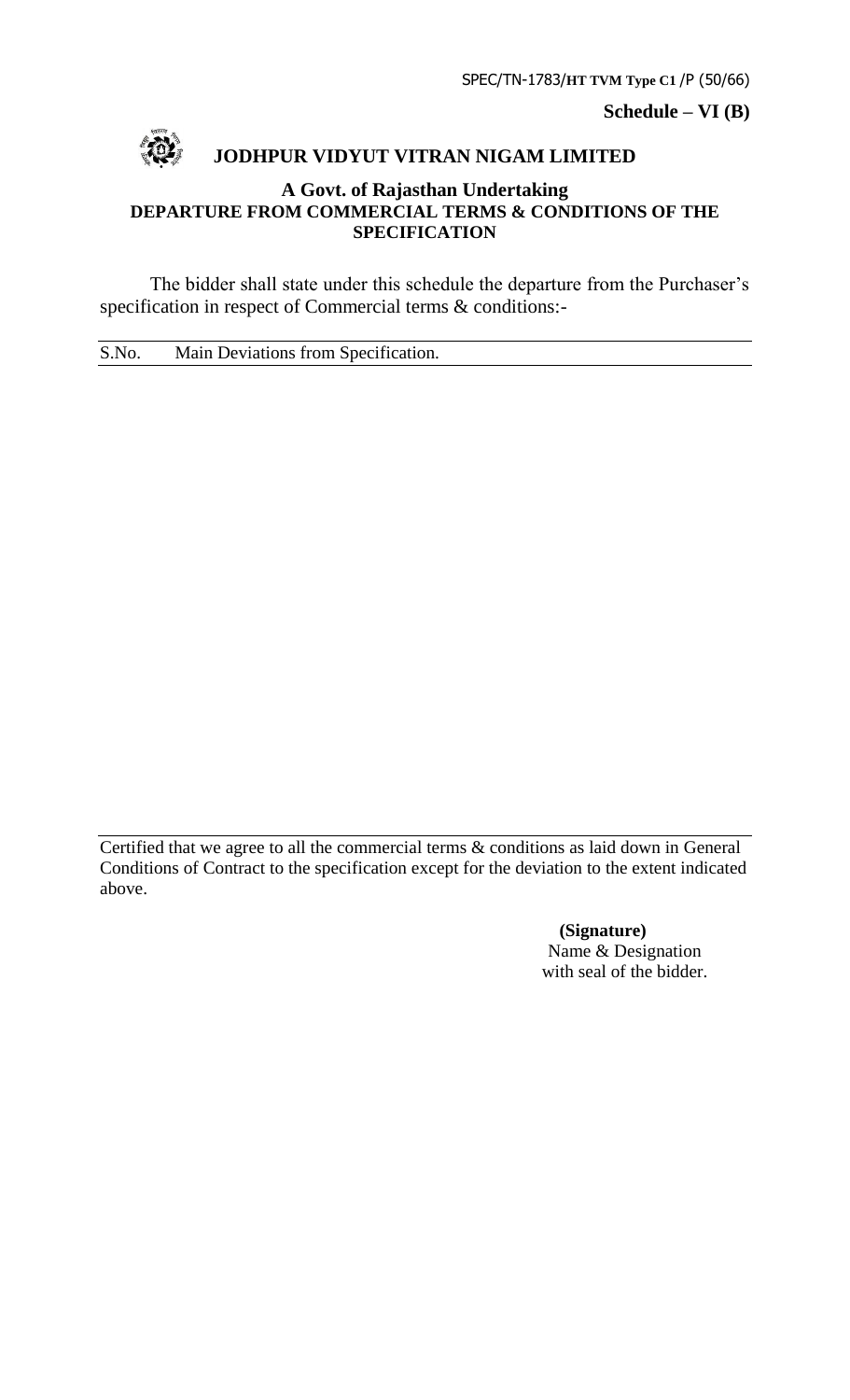**Schedule – VI (B)**

# JODHPUR VIDYUT VITRAN NIGAM LIMITED

## A Govt. of Rajasthan Undertaking

## DEPARTURE FROM COMMERCIAL TERMS & CONDITIONS OF THE SPECIFICATION

The bidder shall state under this schedule the departure from the Purchaser's specification in respect of Commercial terms & conditions:-

| S.No. | Main Deviations from Specification. |
|---|---|
| | |

Certified that we agree to all the commercial terms & conditions as laid down in General Conditions of Contract to the specification except for the deviation to the extent indicated above.

**(Signature)**
Name & Designation
with seal of the bidder.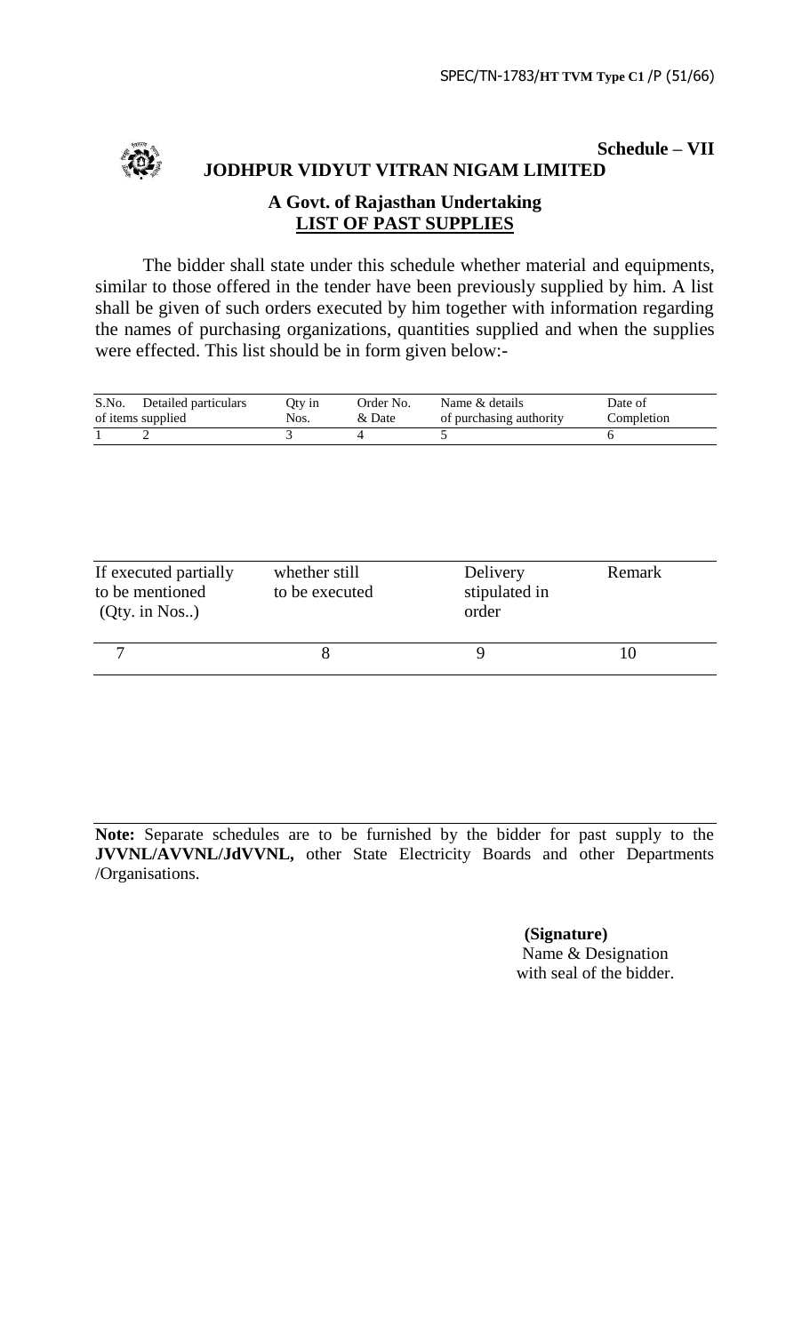**Schedule – VII**

# JODHPUR VIDYUT VITRAN NIGAM LIMITED

## A Govt. of Rajasthan Undertaking

## LIST OF PAST SUPPLIES

The bidder shall state under this schedule whether material and equipments, similar to those offered in the tender have been previously supplied by him. A list shall be given of such orders executed by him together with information regarding the names of purchasing organizations, quantities supplied and when the supplies were effected. This list should be in form given below:-

| S.No. | Detailed particulars of items supplied | Qty in Nos. | Order No. & Date | Name & details of purchasing authority | Date of Completion |
|---|---|---|---|---|---|
| 1 | 2 | 3 | 4 | 5 | 6 |

| If executed partially to be mentioned (Qty. in Nos..) | whether still to be executed | Delivery stipulated in order | Remark |
|---|---|---|---|
| 7 | 8 | 9 | 10 |

**Note:** Separate schedules are to be furnished by the bidder for past supply to the **JVVNL/AVVNL/JdVVNL,** other State Electricity Boards and other Departments /Organisations.

**(Signature)**
Name & Designation
with seal of the bidder.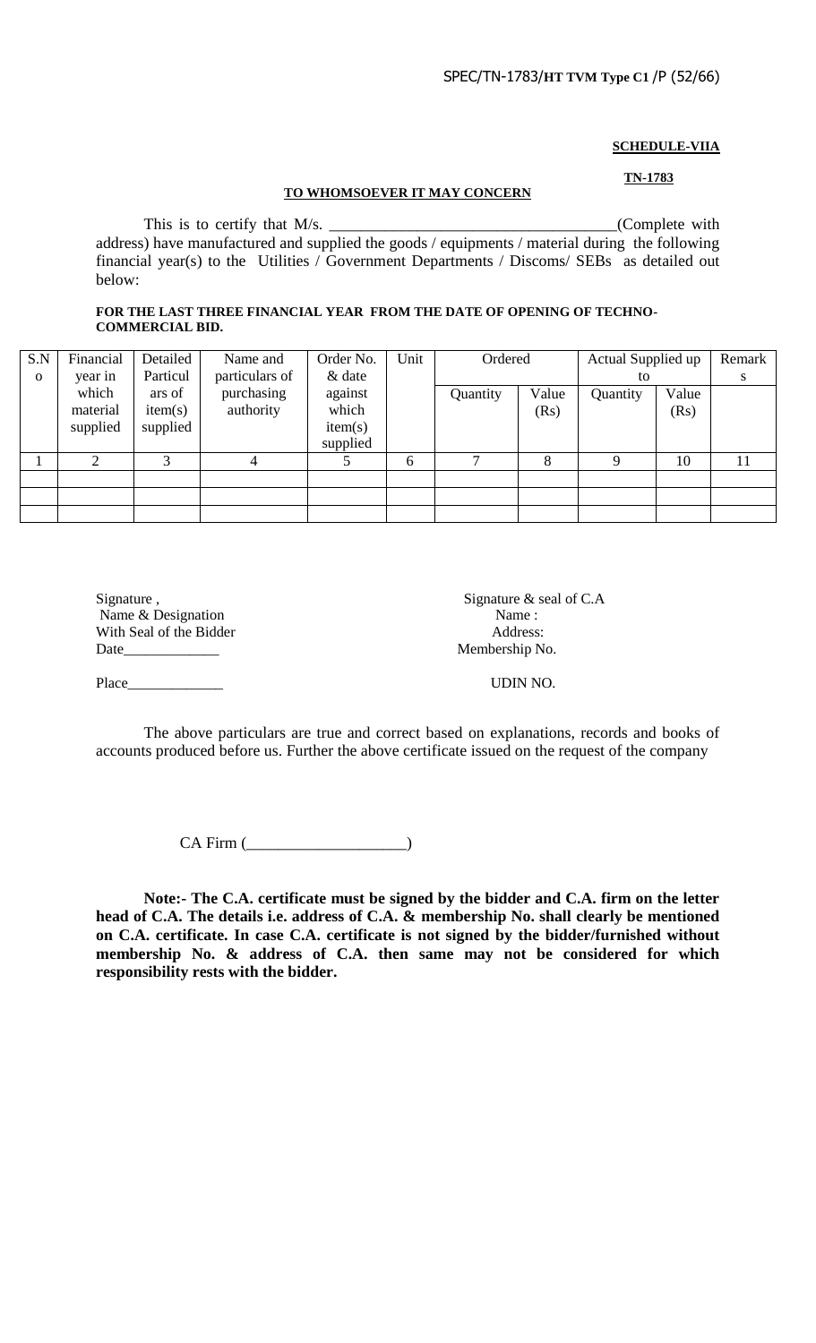**SCHEDULE-VIIA**

**TN-1783**

**TO WHOMSOEVER IT MAY CONCERN**

This is to certify that M/s. ___________________________________(Complete with address) have manufactured and supplied the goods / equipments / material during the following financial year(s) to the Utilities / Government Departments / Discoms/ SEBs as detailed out below:

**FOR THE LAST THREE FINANCIAL YEAR FROM THE DATE OF OPENING OF TECHNO-COMMERCIAL BID.**

| S.No | Financial year in which material supplied | Detailed Particulars of item(s) supplied | Name and particulars of purchasing authority | Order No. & date against which item(s) supplied | Unit | Ordered | | Actual Supplied up to | | Remarks |
|---|---|---|---|---|---|---|---|---|---|---|
| | | | | | | Quantity | Value (Rs) | Quantity | Value (Rs) | |
| 1 | 2 | 3 | 4 | 5 | 6 | 7 | 8 | 9 | 10 | 11 |
| | | | | | | | | | | |
| | | | | | | | | | | |
| | | | | | | | | | | |

Signature ,
Name & Designation
With Seal of the Bidder
Date_____________

Place_____________

Signature & seal of C.A
Name :
Address:
Membership No.

UDIN NO.

The above particulars are true and correct based on explanations, records and books of accounts produced before us. Further the above certificate issued on the request of the company

CA Firm (____________________)

**Note:- The C.A. certificate must be signed by the bidder and C.A. firm on the letter head of C.A. The details i.e. address of C.A. & membership No. shall clearly be mentioned on C.A. certificate. In case C.A. certificate is not signed by the bidder/furnished without membership No. & address of C.A. then same may not be considered for which responsibility rests with the bidder.**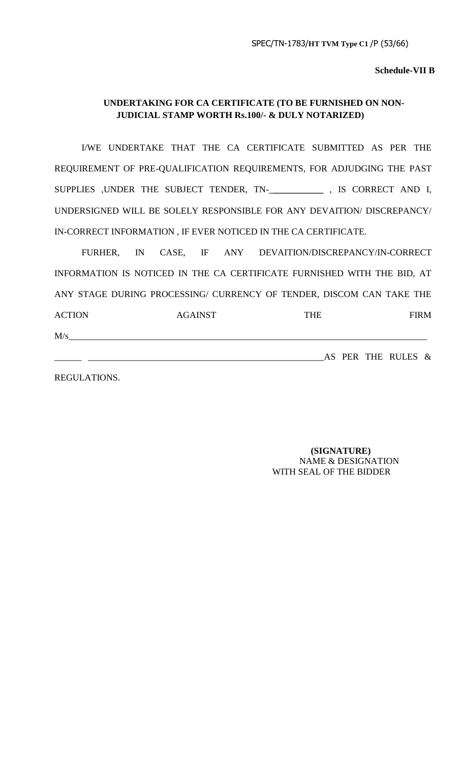**Schedule-VII B**

**UNDERTAKING FOR CA CERTIFICATE (TO BE FURNISHED ON NON-JUDICIAL STAMP WORTH Rs.100/- & DULY NOTARIZED)**

I/WE UNDERTAKE THAT THE CA CERTIFICATE SUBMITTED AS PER THE REQUIREMENT OF PRE-QUALIFICATION REQUIREMENTS, FOR ADJUDGING THE PAST SUPPLIES ,UNDER THE SUBJECT TENDER, TN-___________ , IS CORRECT AND I, UNDERSIGNED WILL BE SOLELY RESPONSIBLE FOR ANY DEVAITION/ DISCREPANCY/ IN-CORRECT INFORMATION , IF EVER NOTICED IN THE CA CERTIFICATE.

FURHER, IN CASE, IF ANY DEVAITION/DISCREPANCY/IN-CORRECT INFORMATION IS NOTICED IN THE CA CERTIFICATE FURNISHED WITH THE BID, AT ANY STAGE DURING PROCESSING/ CURRENCY OF TENDER, DISCOM CAN TAKE THE ACTION AGAINST THE FIRM M/s_______________________________________________________________________________ ______ _____________________________________________________AS PER THE RULES & REGULATIONS.

**(SIGNATURE)**
NAME & DESIGNATION
WITH SEAL OF THE BIDDER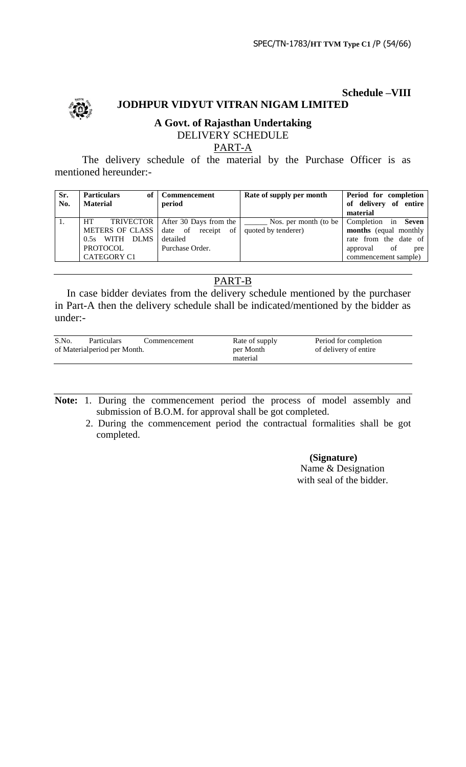**Schedule –VIII**

## JODHPUR VIDYUT VITRAN NIGAM LIMITED

**A Govt. of Rajasthan Undertaking**

DELIVERY SCHEDULE

PART-A

The delivery schedule of the material by the Purchase Officer is as mentioned hereunder:-

| Sr. No. | Particulars of Material | Commencement period | Rate of supply per month | Period for completion of delivery of entire material |
|---|---|---|---|---|
| 1. | HT TRIVECTOR METERS OF CLASS 0.5s WITH DLMS PROTOCOL CATEGORY C1 | After 30 Days from the date of receipt of detailed Purchase Order. | ______ Nos. per month (to be quoted by tenderer) | Completion in **Seven months** (equal monthly rate from the date of approval of pre commencement sample) |

PART-B

In case bidder deviates from the delivery schedule mentioned by the purchaser in Part-A then the delivery schedule shall be indicated/mentioned by the bidder as under:-

| S.No. | Particulars of Material | Commencement period per Month. | Rate of supply per Month material | Period for completion of delivery of entire |
|---|---|---|---|---|

**Note:** 1. During the commencement period the process of model assembly and submission of B.O.M. for approval shall be got completed.

2. During the commencement period the contractual formalities shall be got completed.

**(Signature)**
Name & Designation
with seal of the bidder.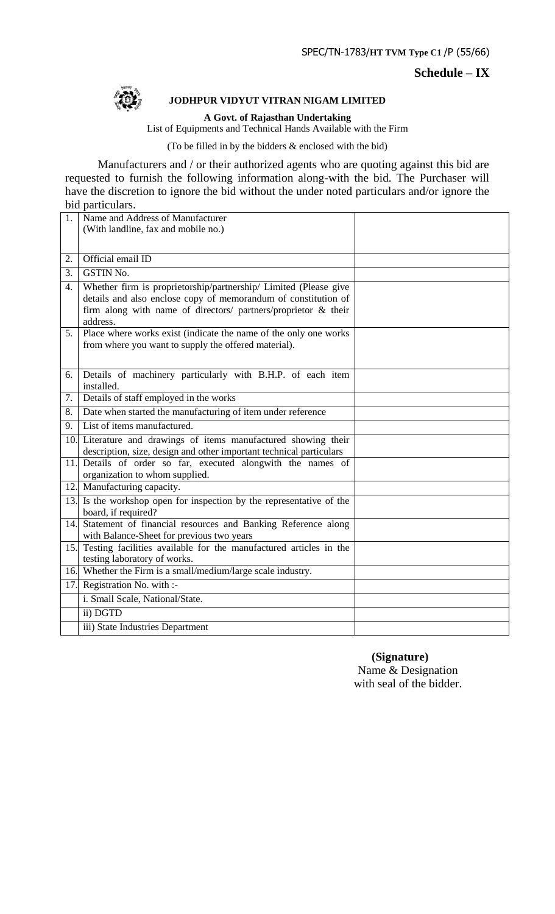**Schedule – IX**

**JODHPUR VIDYUT VITRAN NIGAM LIMITED**

**A Govt. of Rajasthan Undertaking**

List of Equipments and Technical Hands Available with the Firm

(To be filled in by the bidders & enclosed with the bid)

Manufacturers and / or their authorized agents who are quoting against this bid are requested to furnish the following information along-with the bid. The Purchaser will have the discretion to ignore the bid without the under noted particulars and/or ignore the bid particulars.

| | | |
|---|---|---|
| 1. | Name and Address of Manufacturer (With landline, fax and mobile no.) | |
| 2. | Official email ID | |
| 3. | GSTIN No. | |
| 4. | Whether firm is proprietorship/partnership/ Limited (Please give details and also enclose copy of memorandum of constitution of firm along with name of directors/ partners/proprietor & their address. | |
| 5. | Place where works exist (indicate the name of the only one works from where you want to supply the offered material). | |
| 6. | Details of machinery particularly with B.H.P. of each item installed. | |
| 7. | Details of staff employed in the works | |
| 8. | Date when started the manufacturing of item under reference | |
| 9. | List of items manufactured. | |
| 10. | Literature and drawings of items manufactured showing their description, size, design and other important technical particulars | |
| 11. | Details of order so far, executed alongwith the names of organization to whom supplied. | |
| 12. | Manufacturing capacity. | |
| 13. | Is the workshop open for inspection by the representative of the board, if required? | |
| 14. | Statement of financial resources and Banking Reference along with Balance-Sheet for previous two years | |
| 15. | Testing facilities available for the manufactured articles in the testing laboratory of works. | |
| 16. | Whether the Firm is a small/medium/large scale industry. | |
| 17. | Registration No. with :- | |
| | i. Small Scale, National/State. | |
| | ii) DGTD | |
| | iii) State Industries Department | |

**(Signature)**
Name & Designation
with seal of the bidder.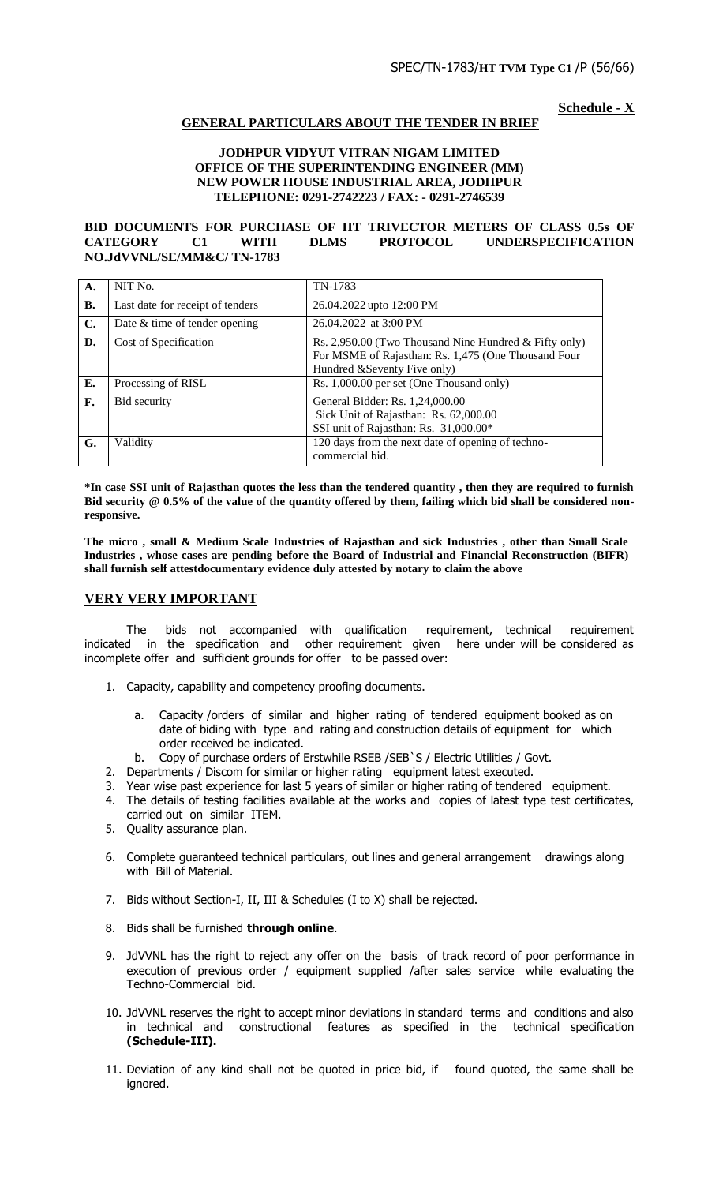**Schedule - X**

## GENERAL PARTICULARS ABOUT THE TENDER IN BRIEF

**JODHPUR VIDYUT VITRAN NIGAM LIMITED**
**OFFICE OF THE SUPERINTENDING ENGINEER (MM)**
**NEW POWER HOUSE INDUSTRIAL AREA, JODHPUR**
**TELEPHONE: 0291-2742223 / FAX: - 0291-2746539**

**BID DOCUMENTS FOR PURCHASE OF HT TRIVECTOR METERS OF CLASS 0.5s OF CATEGORY C1 WITH DLMS PROTOCOL UNDERSPECIFICATION NO.JdVVNL/SE/MM&C/ TN-1783**

| | | |
|---|---|---|
| **A.** | NIT No. | TN-1783 |
| **B.** | Last date for receipt of tenders | 26.04.2022 upto 12:00 PM |
| **C.** | Date & time of tender opening | 26.04.2022 at 3:00 PM |
| **D.** | Cost of Specification | Rs. 2,950.00 (Two Thousand Nine Hundred & Fifty only)<br>For MSME of Rajasthan: Rs. 1,475 (One Thousand Four Hundred &Seventy Five only) |
| **E.** | Processing of RISL | Rs. 1,000.00 per set (One Thousand only) |
| **F.** | Bid security | General Bidder: Rs. 1,24,000.00<br>Sick Unit of Rajasthan: Rs. 62,000.00<br>SSI unit of Rajasthan: Rs. 31,000.00* |
| **G.** | Validity | 120 days from the next date of opening of techno-commercial bid. |

**\*In case SSI unit of Rajasthan quotes the less than the tendered quantity , then they are required to furnish Bid security @ 0.5% of the value of the quantity offered by them, failing which bid shall be considered non-responsive.**

**The micro , small & Medium Scale Industries of Rajasthan and sick Industries , other than Small Scale Industries , whose cases are pending before the Board of Industrial and Financial Reconstruction (BIFR) shall furnish self attestdocumentary evidence duly attested by notary to claim the above**

## VERY VERY IMPORTANT

The bids not accompanied with qualification requirement, technical requirement indicated in the specification and other requirement given here under will be considered as incomplete offer and sufficient grounds for offer to be passed over:

1. Capacity, capability and competency proofing documents.
   a. Capacity /orders of similar and higher rating of tendered equipment booked as on date of biding with type and rating and construction details of equipment for which order received be indicated.
   b. Copy of purchase orders of Erstwhile RSEB /SEB`S / Electric Utilities / Govt.
2. Departments / Discom for similar or higher rating equipment latest executed.
3. Year wise past experience for last 5 years of similar or higher rating of tendered equipment.
4. The details of testing facilities available at the works and copies of latest type test certificates, carried out on similar ITEM.
5. Quality assurance plan.
6. Complete guaranteed technical particulars, out lines and general arrangement drawings along with Bill of Material.
7. Bids without Section-I, II, III & Schedules (I to X) shall be rejected.
8. Bids shall be furnished **through online**.
9. JdVVNL has the right to reject any offer on the basis of track record of poor performance in execution of previous order / equipment supplied /after sales service while evaluating the Techno-Commercial bid.
10. JdVVNL reserves the right to accept minor deviations in standard terms and conditions and also in technical and constructional features as specified in the technical specification **(Schedule-III).**
11. Deviation of any kind shall not be quoted in price bid, if found quoted, the same shall be ignored.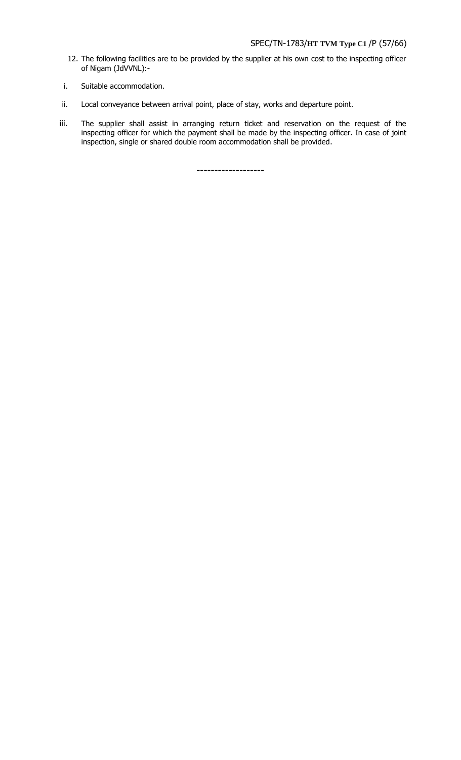12. The following facilities are to be provided by the supplier at his own cost to the inspecting officer of Nigam (JdVVNL):-

i. Suitable accommodation.

ii. Local conveyance between arrival point, place of stay, works and departure point.

iii. The supplier shall assist in arranging return ticket and reservation on the request of the inspecting officer for which the payment shall be made by the inspecting officer. In case of joint inspection, single or shared double room accommodation shall be provided.

-------------------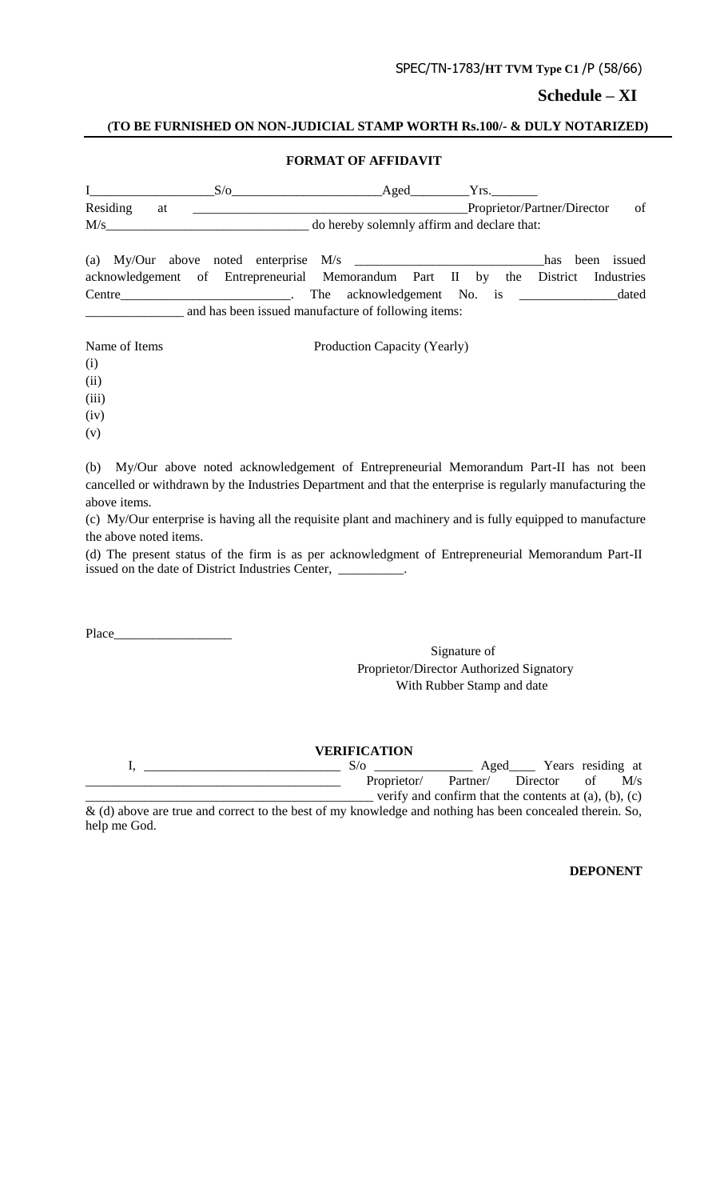# Schedule – XI

**(TO BE FURNISHED ON NON-JUDICIAL STAMP WORTH Rs.100/- & DULY NOTARIZED)**

**FORMAT OF AFFIDAVIT**

I__________________S/o______________________Aged_________Yrs._______ Residing at _________________________________________Proprietor/Partner/Director of M/s______________________________ do hereby solemnly affirm and declare that:

(a) My/Our above noted enterprise M/s ____________________________has been issued acknowledgement of Entrepreneurial Memorandum Part II by the District Industries Centre__________________________. The acknowledgement No. is ______________dated ______________ and has been issued manufacture of following items:

Name of Items Production Capacity (Yearly)

(i)
(ii)
(iii)
(iv)
(v)

(b) My/Our above noted acknowledgement of Entrepreneurial Memorandum Part-II has not been cancelled or withdrawn by the Industries Department and that the enterprise is regularly manufacturing the above items.

(c) My/Our enterprise is having all the requisite plant and machinery and is fully equipped to manufacture the above noted items.

(d) The present status of the firm is as per acknowledgment of Entrepreneurial Memorandum Part-II issued on the date of District Industries Center, __________.

Place_________________

Signature of
Proprietor/Director Authorized Signatory
With Rubber Stamp and date

**VERIFICATION**

I, _____________________________ S/o ______________ Aged____ Years residing at _____________________________________ Proprietor/ Partner/ Director of M/s ___________________________________________ verify and confirm that the contents at (a), (b), (c) & (d) above are true and correct to the best of my knowledge and nothing has been concealed therein. So, help me God.

**DEPONENT**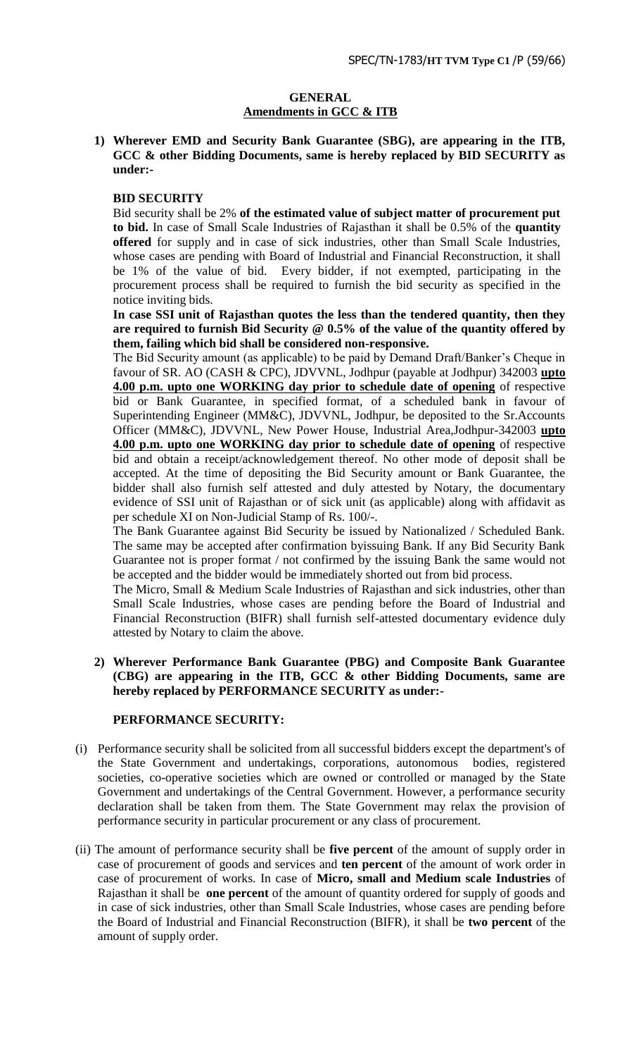# GENERAL

## Amendments in GCC & ITB

**1) Wherever EMD and Security Bank Guarantee (SBG), are appearing in the ITB, GCC & other Bidding Documents, same is hereby replaced by BID SECURITY as under:-**

**BID SECURITY**

Bid security shall be 2% **of the estimated value of subject matter of procurement put to bid.** In case of Small Scale Industries of Rajasthan it shall be 0.5% of the **quantity offered** for supply and in case of sick industries, other than Small Scale Industries, whose cases are pending with Board of Industrial and Financial Reconstruction, it shall be 1% of the value of bid. Every bidder, if not exempted, participating in the procurement process shall be required to furnish the bid security as specified in the notice inviting bids.

**In case SSI unit of Rajasthan quotes the less than the tendered quantity, then they are required to furnish Bid Security @ 0.5% of the value of the quantity offered by them, failing which bid shall be considered non-responsive.**

The Bid Security amount (as applicable) to be paid by Demand Draft/Banker's Cheque in favour of SR. AO (CASH & CPC), JDVVNL, Jodhpur (payable at Jodhpur) 342003 **upto 4.00 p.m. upto one WORKING day prior to schedule date of opening** of respective bid or Bank Guarantee, in specified format, of a scheduled bank in favour of Superintending Engineer (MM&C), JDVVNL, Jodhpur, be deposited to the Sr.Accounts Officer (MM&C), JDVVNL, New Power House, Industrial Area,Jodhpur-342003 **upto 4.00 p.m. upto one WORKING day prior to schedule date of opening** of respective bid and obtain a receipt/acknowledgement thereof. No other mode of deposit shall be accepted. At the time of depositing the Bid Security amount or Bank Guarantee, the bidder shall also furnish self attested and duly attested by Notary, the documentary evidence of SSI unit of Rajasthan or of sick unit (as applicable) along with affidavit as per schedule XI on Non-Judicial Stamp of Rs. 100/-.

The Bank Guarantee against Bid Security be issued by Nationalized / Scheduled Bank. The same may be accepted after confirmation byissuing Bank. If any Bid Security Bank Guarantee not is proper format / not confirmed by the issuing Bank the same would not be accepted and the bidder would be immediately shorted out from bid process.

The Micro, Small & Medium Scale Industries of Rajasthan and sick industries, other than Small Scale Industries, whose cases are pending before the Board of Industrial and Financial Reconstruction (BIFR) shall furnish self-attested documentary evidence duly attested by Notary to claim the above.

**2) Wherever Performance Bank Guarantee (PBG) and Composite Bank Guarantee (CBG) are appearing in the ITB, GCC & other Bidding Documents, same are hereby replaced by PERFORMANCE SECURITY as under:-**

**PERFORMANCE SECURITY:**

(i) Performance security shall be solicited from all successful bidders except the department's of the State Government and undertakings, corporations, autonomous bodies, registered societies, co-operative societies which are owned or controlled or managed by the State Government and undertakings of the Central Government. However, a performance security declaration shall be taken from them. The State Government may relax the provision of performance security in particular procurement or any class of procurement.

(ii) The amount of performance security shall be **five percent** of the amount of supply order in case of procurement of goods and services and **ten percent** of the amount of work order in case of procurement of works. In case of **Micro, small and Medium scale Industries** of Rajasthan it shall be **one percent** of the amount of quantity ordered for supply of goods and in case of sick industries, other than Small Scale Industries, whose cases are pending before the Board of Industrial and Financial Reconstruction (BIFR), it shall be **two percent** of the amount of supply order.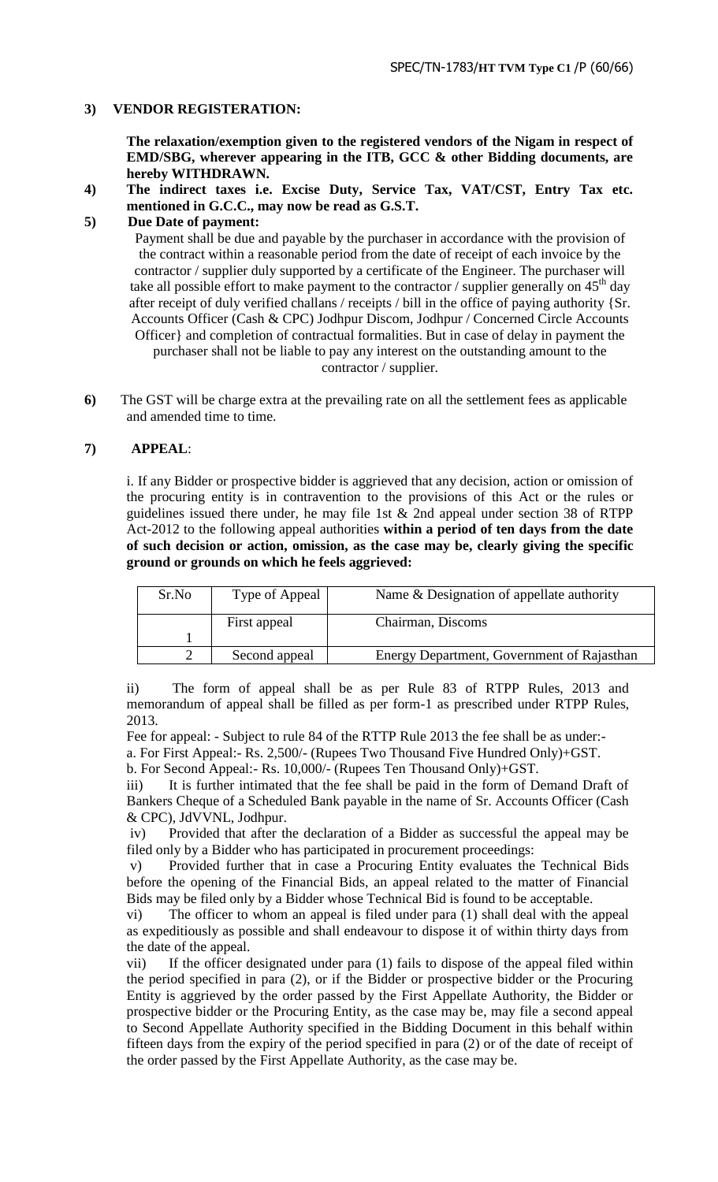**3) VENDOR REGISTERATION:**

**The relaxation/exemption given to the registered vendors of the Nigam in respect of EMD/SBG, wherever appearing in the ITB, GCC & other Bidding documents, are hereby WITHDRAWN.**

**4) The indirect taxes i.e. Excise Duty, Service Tax, VAT/CST, Entry Tax etc. mentioned in G.C.C., may now be read as G.S.T.**

**5) Due Date of payment:**

Payment shall be due and payable by the purchaser in accordance with the provision of the contract within a reasonable period from the date of receipt of each invoice by the contractor / supplier duly supported by a certificate of the Engineer. The purchaser will take all possible effort to make payment to the contractor / supplier generally on 45th day after receipt of duly verified challans / receipts / bill in the office of paying authority {Sr. Accounts Officer (Cash & CPC) Jodhpur Discom, Jodhpur / Concerned Circle Accounts Officer} and completion of contractual formalities. But in case of delay in payment the purchaser shall not be liable to pay any interest on the outstanding amount to the contractor / supplier.

**6)** The GST will be charge extra at the prevailing rate on all the settlement fees as applicable and amended time to time.

**7) APPEAL**:

i. If any Bidder or prospective bidder is aggrieved that any decision, action or omission of the procuring entity is in contravention to the provisions of this Act or the rules or guidelines issued there under, he may file 1st & 2nd appeal under section 38 of RTPP Act-2012 to the following appeal authorities **within a period of ten days from the date of such decision or action, omission, as the case may be, clearly giving the specific ground or grounds on which he feels aggrieved:**

| Sr.No | Type of Appeal | Name & Designation of appellate authority |
|---|---|---|
| 1 | First appeal | Chairman, Discoms |
| 2 | Second appeal | Energy Department, Government of Rajasthan |

ii) The form of appeal shall be as per Rule 83 of RTPP Rules, 2013 and memorandum of appeal shall be filled as per form-1 as prescribed under RTPP Rules, 2013.

Fee for appeal: - Subject to rule 84 of the RTTP Rule 2013 the fee shall be as under:-

a. For First Appeal:- Rs. 2,500/- (Rupees Two Thousand Five Hundred Only)+GST.

b. For Second Appeal:- Rs. 10,000/- (Rupees Ten Thousand Only)+GST.

iii) It is further intimated that the fee shall be paid in the form of Demand Draft of Bankers Cheque of a Scheduled Bank payable in the name of Sr. Accounts Officer (Cash & CPC), JdVVNL, Jodhpur.

iv) Provided that after the declaration of a Bidder as successful the appeal may be filed only by a Bidder who has participated in procurement proceedings:

v) Provided further that in case a Procuring Entity evaluates the Technical Bids before the opening of the Financial Bids, an appeal related to the matter of Financial Bids may be filed only by a Bidder whose Technical Bid is found to be acceptable.

vi) The officer to whom an appeal is filed under para (1) shall deal with the appeal as expeditiously as possible and shall endeavour to dispose it of within thirty days from the date of the appeal.

vii) If the officer designated under para (1) fails to dispose of the appeal filed within the period specified in para (2), or if the Bidder or prospective bidder or the Procuring Entity is aggrieved by the order passed by the First Appellate Authority, the Bidder or prospective bidder or the Procuring Entity, as the case may be, may file a second appeal to Second Appellate Authority specified in the Bidding Document in this behalf within fifteen days from the expiry of the period specified in para (2) or of the date of receipt of the order passed by the First Appellate Authority, as the case may be.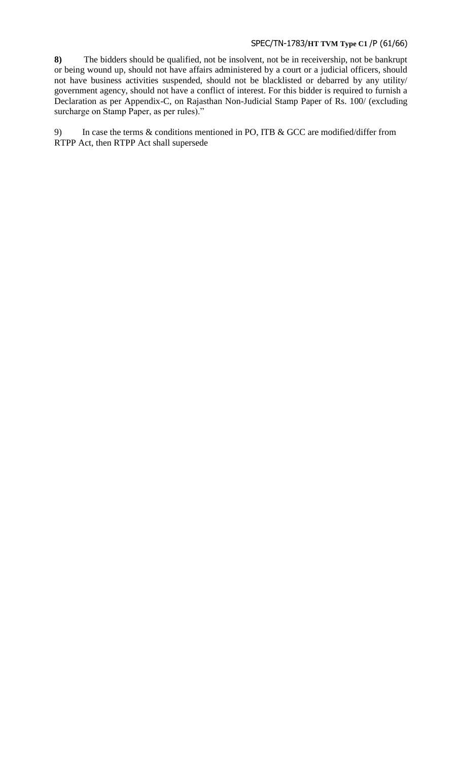**8)** The bidders should be qualified, not be insolvent, not be in receivership, not be bankrupt or being wound up, should not have affairs administered by a court or a judicial officers, should not have business activities suspended, should not be blacklisted or debarred by any utility/ government agency, should not have a conflict of interest. For this bidder is required to furnish a Declaration as per Appendix-C, on Rajasthan Non-Judicial Stamp Paper of Rs. 100/ (excluding surcharge on Stamp Paper, as per rules)."

9) In case the terms & conditions mentioned in PO, ITB & GCC are modified/differ from RTPP Act, then RTPP Act shall supersede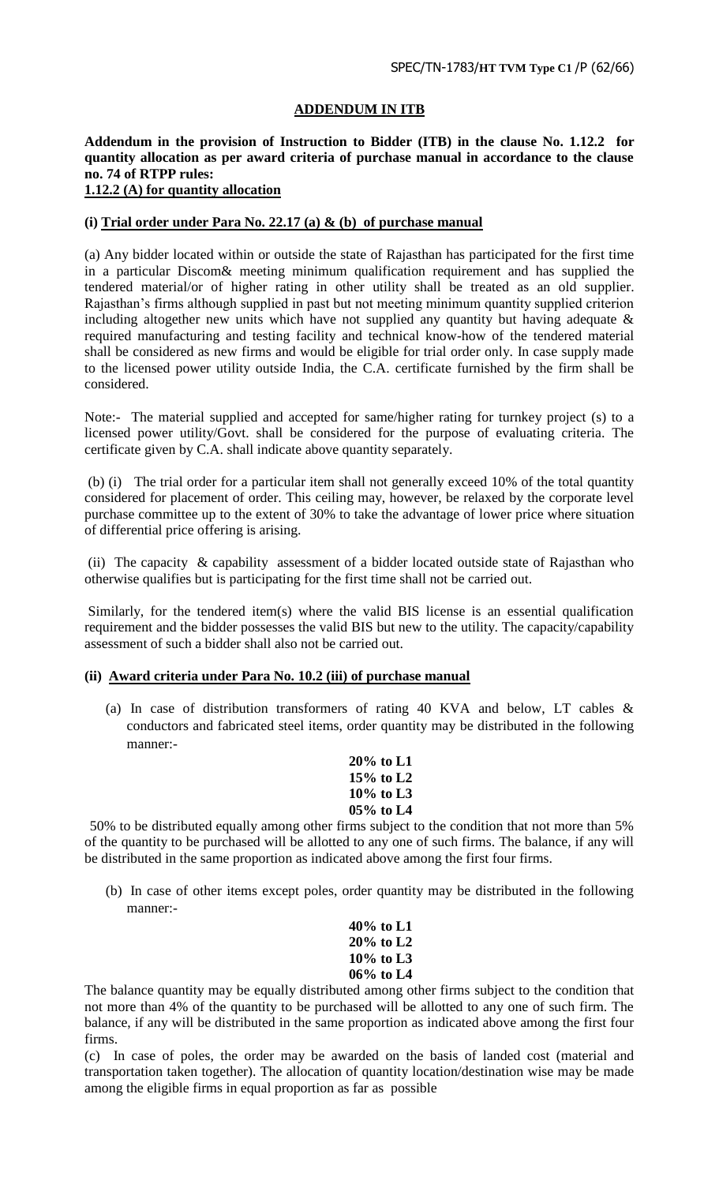## ADDENDUM IN ITB

**Addendum in the provision of Instruction to Bidder (ITB) in the clause No. 1.12.2 for quantity allocation as per award criteria of purchase manual in accordance to the clause no. 74 of RTPP rules:**

**1.12.2 (A) for quantity allocation**

**(i) Trial order under Para No. 22.17 (a) & (b) of purchase manual**

(a) Any bidder located within or outside the state of Rajasthan has participated for the first time in a particular Discom& meeting minimum qualification requirement and has supplied the tendered material/or of higher rating in other utility shall be treated as an old supplier. Rajasthan's firms although supplied in past but not meeting minimum quantity supplied criterion including altogether new units which have not supplied any quantity but having adequate & required manufacturing and testing facility and technical know-how of the tendered material shall be considered as new firms and would be eligible for trial order only. In case supply made to the licensed power utility outside India, the C.A. certificate furnished by the firm shall be considered.

Note:- The material supplied and accepted for same/higher rating for turnkey project (s) to a licensed power utility/Govt. shall be considered for the purpose of evaluating criteria. The certificate given by C.A. shall indicate above quantity separately.

(b) (i) The trial order for a particular item shall not generally exceed 10% of the total quantity considered for placement of order. This ceiling may, however, be relaxed by the corporate level purchase committee up to the extent of 30% to take the advantage of lower price where situation of differential price offering is arising.

(ii) The capacity & capability assessment of a bidder located outside state of Rajasthan who otherwise qualifies but is participating for the first time shall not be carried out.

Similarly, for the tendered item(s) where the valid BIS license is an essential qualification requirement and the bidder possesses the valid BIS but new to the utility. The capacity/capability assessment of such a bidder shall also not be carried out.

**(ii) Award criteria under Para No. 10.2 (iii) of purchase manual**

(a) In case of distribution transformers of rating 40 KVA and below, LT cables & conductors and fabricated steel items, order quantity may be distributed in the following manner:-

**20% to L1**
**15% to L2**
**10% to L3**
**05% to L4**

50% to be distributed equally among other firms subject to the condition that not more than 5% of the quantity to be purchased will be allotted to any one of such firms. The balance, if any will be distributed in the same proportion as indicated above among the first four firms.

(b) In case of other items except poles, order quantity may be distributed in the following manner:-

**40% to L1**
**20% to L2**
**10% to L3**
**06% to L4**

The balance quantity may be equally distributed among other firms subject to the condition that not more than 4% of the quantity to be purchased will be allotted to any one of such firm. The balance, if any will be distributed in the same proportion as indicated above among the first four firms.

(c) In case of poles, the order may be awarded on the basis of landed cost (material and transportation taken together). The allocation of quantity location/destination wise may be made among the eligible firms in equal proportion as far as possible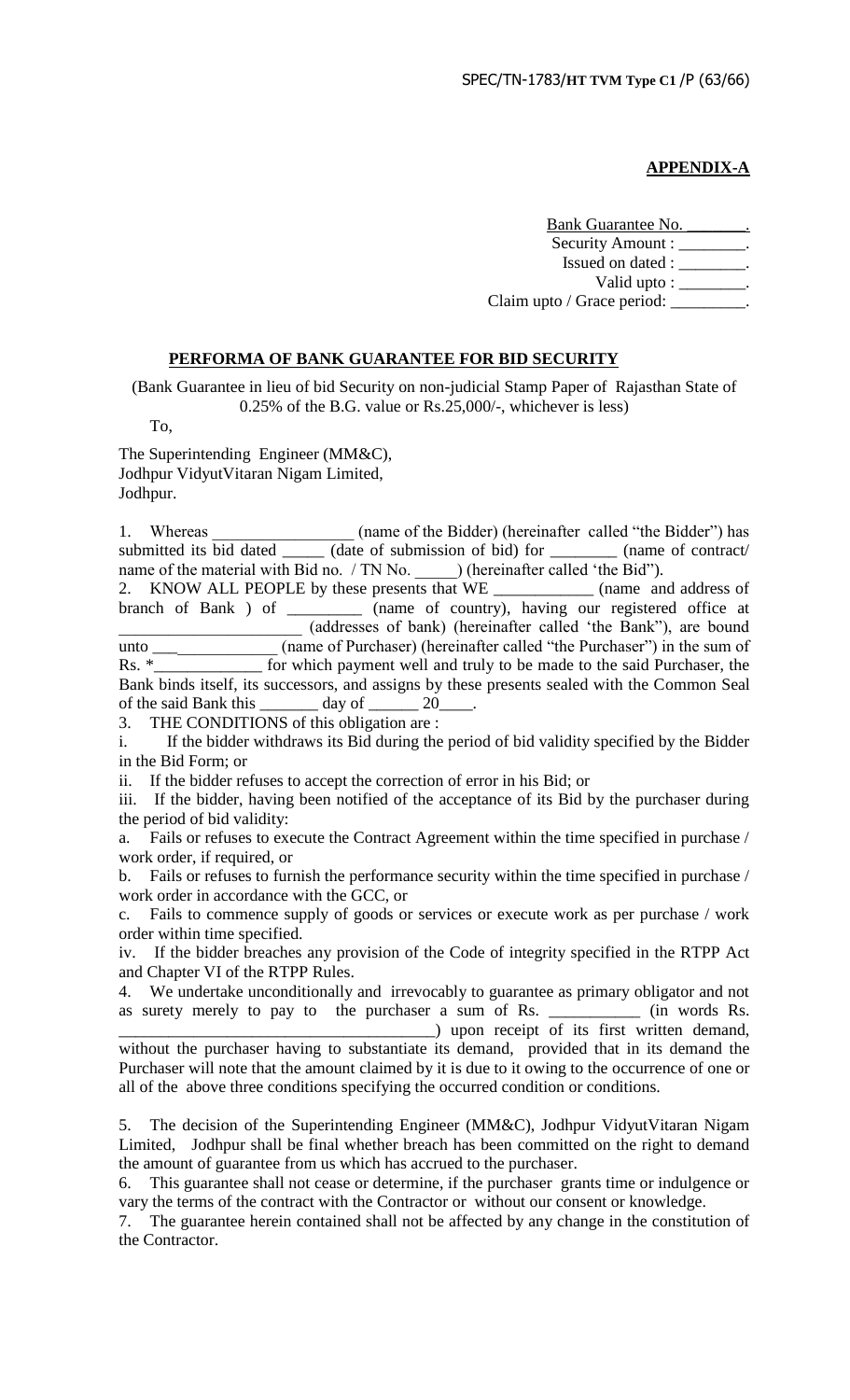**APPENDIX-A**

Bank Guarantee No. ________.
Security Amount : ________.
Issued on dated : ________.
Valid upto : ________.
Claim upto / Grace period: _________.

## PERFORMA OF BANK GUARANTEE FOR BID SECURITY

(Bank Guarantee in lieu of bid Security on non-judicial Stamp Paper of Rajasthan State of 0.25% of the B.G. value or Rs.25,000/-, whichever is less)

To,

The Superintending Engineer (MM&C),
Jodhpur VidyutVitaran Nigam Limited,
Jodhpur.

1. Whereas _________________ (name of the Bidder) (hereinafter called "the Bidder") has submitted its bid dated _____ (date of submission of bid) for ________ (name of contract/ name of the material with Bid no. / TN No. _____) (hereinafter called 'the Bid").
2. KNOW ALL PEOPLE by these presents that WE ____________ (name and address of branch of Bank ) of _________ (name of country), having our registered office at _____________________ (addresses of bank) (hereinafter called 'the Bank"), are bound unto ___ ____________ (name of Purchaser) (hereinafter called "the Purchaser") in the sum of Rs. *_____________ for which payment well and truly to be made to the said Purchaser, the Bank binds itself, its successors, and assigns by these presents sealed with the Common Seal of the said Bank this _______ day of ______ 20____.
3. THE CONDITIONS of this obligation are :

i. If the bidder withdraws its Bid during the period of bid validity specified by the Bidder in the Bid Form; or

ii. If the bidder refuses to accept the correction of error in his Bid; or

iii. If the bidder, having been notified of the acceptance of its Bid by the purchaser during the period of bid validity:

a. Fails or refuses to execute the Contract Agreement within the time specified in purchase / work order, if required, or

b. Fails or refuses to furnish the performance security within the time specified in purchase / work order in accordance with the GCC, or

c. Fails to commence supply of goods or services or execute work as per purchase / work order within time specified.

iv. If the bidder breaches any provision of the Code of integrity specified in the RTPP Act and Chapter VI of the RTPP Rules.

4. We undertake unconditionally and irrevocably to guarantee as primary obligator and not as surety merely to pay to the purchaser a sum of Rs. ___________ (in words Rs. ______________________________________) upon receipt of its first written demand, without the purchaser having to substantiate its demand, provided that in its demand the Purchaser will note that the amount claimed by it is due to it owing to the occurrence of one or all of the above three conditions specifying the occurred condition or conditions.

5. The decision of the Superintending Engineer (MM&C), Jodhpur VidyutVitaran Nigam Limited, Jodhpur shall be final whether breach has been committed on the right to demand the amount of guarantee from us which has accrued to the purchaser.
6. This guarantee shall not cease or determine, if the purchaser grants time or indulgence or vary the terms of the contract with the Contractor or without our consent or knowledge.
7. The guarantee herein contained shall not be affected by any change in the constitution of the Contractor.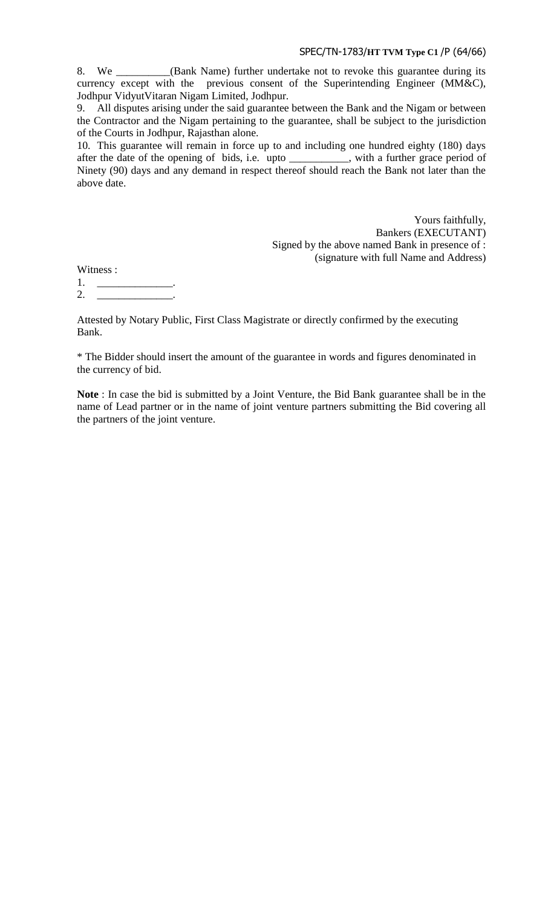8. We __________(Bank Name) further undertake not to revoke this guarantee during its currency except with the previous consent of the Superintending Engineer (MM&C), Jodhpur VidyutVitaran Nigam Limited, Jodhpur.

9. All disputes arising under the said guarantee between the Bank and the Nigam or between the Contractor and the Nigam pertaining to the guarantee, shall be subject to the jurisdiction of the Courts in Jodhpur, Rajasthan alone.

10. This guarantee will remain in force up to and including one hundred eighty (180) days after the date of the opening of bids, i.e. upto ___________, with a further grace period of Ninety (90) days and any demand in respect thereof should reach the Bank not later than the above date.

Yours faithfully,
Bankers (EXECUTANT)
Signed by the above named Bank in presence of :
(signature with full Name and Address)

Witness :

1. ______________.
2. ______________.

Attested by Notary Public, First Class Magistrate or directly confirmed by the executing Bank.

* The Bidder should insert the amount of the guarantee in words and figures denominated in the currency of bid.

**Note** : In case the bid is submitted by a Joint Venture, the Bid Bank guarantee shall be in the name of Lead partner or in the name of joint venture partners submitting the Bid covering all the partners of the joint venture.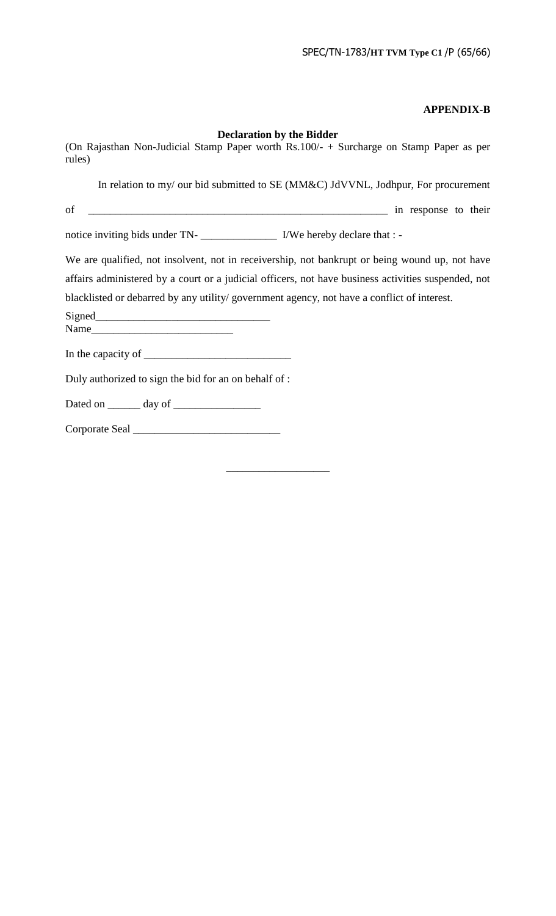**APPENDIX-B**

**Declaration by the Bidder**

(On Rajasthan Non-Judicial Stamp Paper worth Rs.100/- + Surcharge on Stamp Paper as per rules)

In relation to my/ our bid submitted to SE (MM&C) JdVVNL, Jodhpur, For procurement of ________________________________________________________ in response to their notice inviting bids under TN- ______________ I/We hereby declare that : -

We are qualified, not insolvent, not in receivership, not bankrupt or being wound up, not have affairs administered by a court or a judicial officers, not have business activities suspended, not blacklisted or debarred by any utility/ government agency, not have a conflict of interest.

Signed________________________________

Name__________________________

In the capacity of ___________________________

Duly authorized to sign the bid for an on behalf of :

Dated on ______ day of ________________

Corporate Seal ___________________________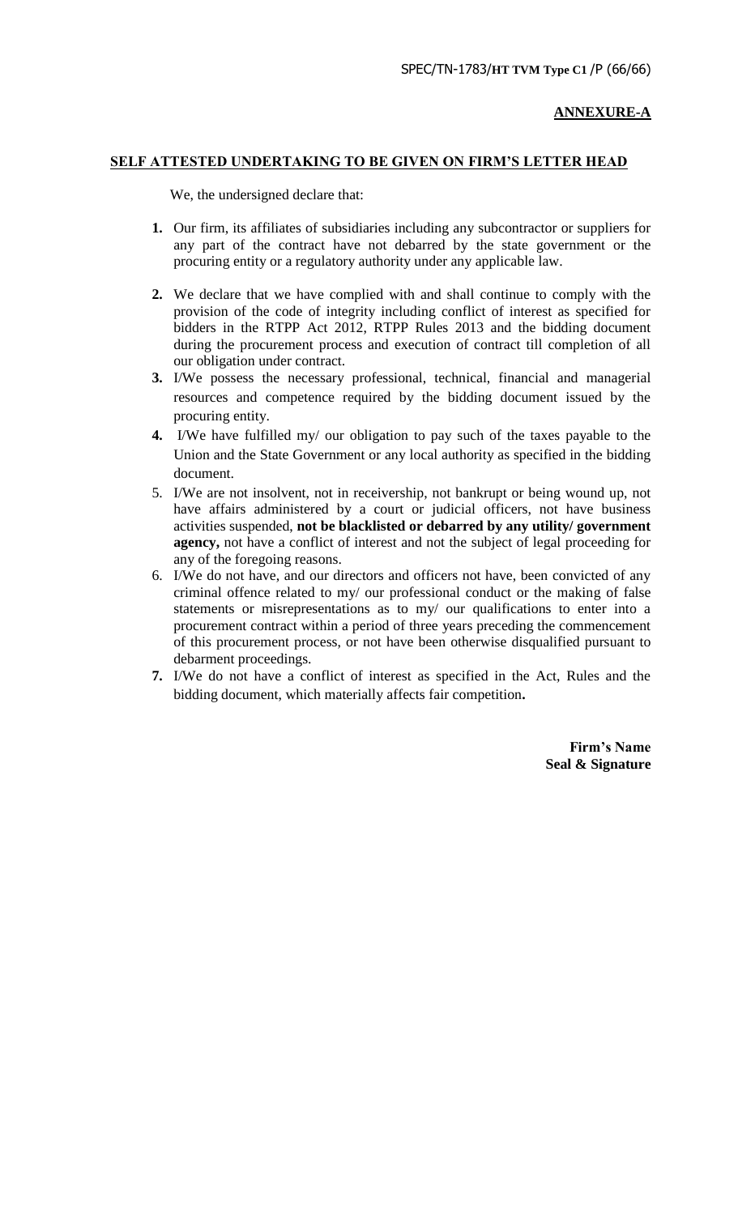**ANNEXURE-A**

**SELF ATTESTED UNDERTAKING TO BE GIVEN ON FIRM'S LETTER HEAD**

We, the undersigned declare that:

1. Our firm, its affiliates of subsidiaries including any subcontractor or suppliers for any part of the contract have not debarred by the state government or the procuring entity or a regulatory authority under any applicable law.
2. We declare that we have complied with and shall continue to comply with the provision of the code of integrity including conflict of interest as specified for bidders in the RTPP Act 2012, RTPP Rules 2013 and the bidding document during the procurement process and execution of contract till completion of all our obligation under contract.
3. I/We possess the necessary professional, technical, financial and managerial resources and competence required by the bidding document issued by the procuring entity.
4. I/We have fulfilled my/ our obligation to pay such of the taxes payable to the Union and the State Government or any local authority as specified in the bidding document.
5. I/We are not insolvent, not in receivership, not bankrupt or being wound up, not have affairs administered by a court or judicial officers, not have business activities suspended, **not be blacklisted or debarred by any utility/ government agency,** not have a conflict of interest and not the subject of legal proceeding for any of the foregoing reasons.
6. I/We do not have, and our directors and officers not have, been convicted of any criminal offence related to my/ our professional conduct or the making of false statements or misrepresentations as to my/ our qualifications to enter into a procurement contract within a period of three years preceding the commencement of this procurement process, or not have been otherwise disqualified pursuant to debarment proceedings.
7. I/We do not have a conflict of interest as specified in the Act, Rules and the bidding document, which materially affects fair competition**.**

**Firm's Name**
**Seal & Signature**